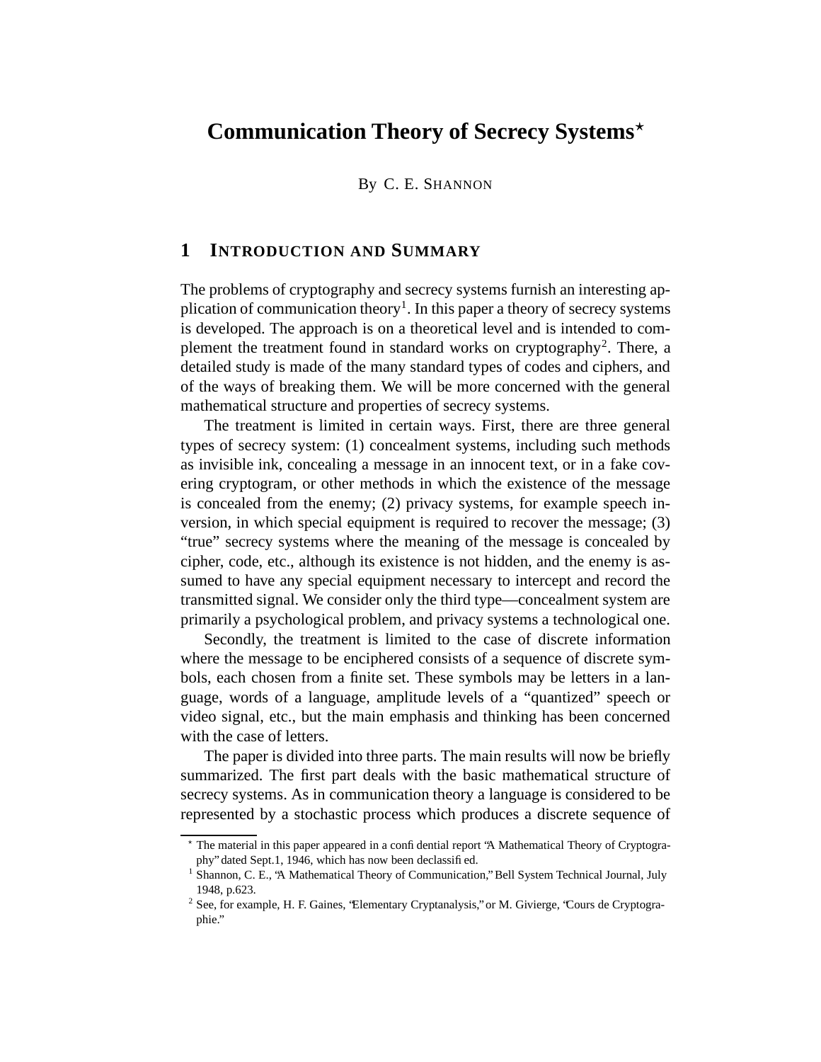# Communication Theory of Secrecy Systems*

By C. E. Shannon

## 1 Introduction and Summary

The problems of cryptography and secrecy systems furnish an interesting application of communication theory[1]. In this paper a theory of secrecy systems is developed. The approach is on a theoretical level and is intended to complement the treatment found in standard works on cryptography[2]. There, a detailed study is made of the many standard types of codes and ciphers, and of the ways of breaking them. We will be more concerned with the general mathematical structure and properties of secrecy systems.

The treatment is limited in certain ways. First, there are three general types of secrecy system: (1) concealment systems, including such methods as invisible ink, concealing a message in an innocent text, or in a fake covering cryptogram, or other methods in which the existence of the message is concealed from the enemy; (2) privacy systems, for example speech inversion, in which special equipment is required to recover the message; (3) "true" secrecy systems where the meaning of the message is concealed by cipher, code, etc., although its existence is not hidden, and the enemy is assumed to have any special equipment necessary to intercept and record the transmitted signal. We consider only the third type—concealment system are primarily a psychological problem, and privacy systems a technological one.

Secondly, the treatment is limited to the case of discrete information where the message to be enciphered consists of a sequence of discrete symbols, each chosen from a finite set. These symbols may be letters in a language, words of a language, amplitude levels of a "quantized" speech or video signal, etc., but the main emphasis and thinking has been concerned with the case of letters.

The paper is divided into three parts. The main results will now be briefly summarized. The first part deals with the basic mathematical structure of secrecy systems. As in communication theory a language is considered to be represented by a stochastic process which produces a discrete sequence of

---

* The material in this paper appeared in a confidential report "A Mathematical Theory of Cryptography" dated Sept.1, 1946, which has now been declassified.

[1] Shannon, C. E., "A Mathematical Theory of Communication," Bell System Technical Journal, July 1948, p.623.

[2] See, for example, H. F. Gaines, "Elementary Cryptanalysis," or M. Givierge, "Cours de Cryptographie."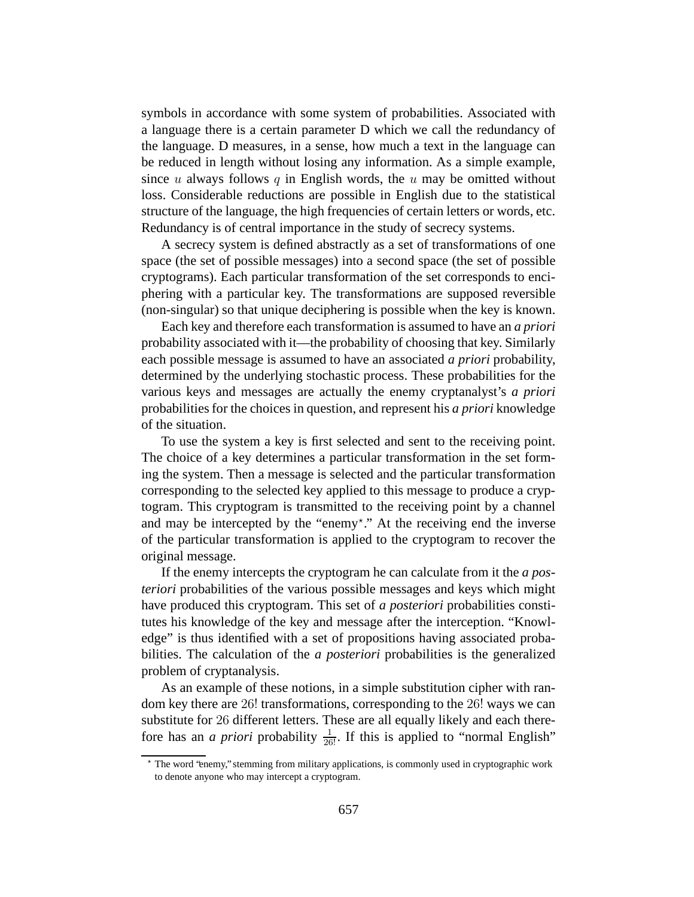symbols in accordance with some system of probabilities. Associated with a language there is a certain parameter D which we call the redundancy of the language. D measures, in a sense, how much a text in the language can be reduced in length without losing any information. As a simple example, since $u$ always follows $q$ in English words, the $u$ may be omitted without loss. Considerable reductions are possible in English due to the statistical structure of the language, the high frequencies of certain letters or words, etc. Redundancy is of central importance in the study of secrecy systems.

A secrecy system is defined abstractly as a set of transformations of one space (the set of possible messages) into a second space (the set of possible cryptograms). Each particular transformation of the set corresponds to enciphering with a particular key. The transformations are supposed reversible (non-singular) so that unique deciphering is possible when the key is known.

Each key and therefore each transformation is assumed to have an *a priori* probability associated with it—the probability of choosing that key. Similarly each possible message is assumed to have an associated *a priori* probability, determined by the underlying stochastic process. These probabilities for the various keys and messages are actually the enemy cryptanalyst's *a priori* probabilities for the choices in question, and represent his *a priori* knowledge of the situation.

To use the system a key is first selected and sent to the receiving point. The choice of a key determines a particular transformation in the set forming the system. Then a message is selected and the particular transformation corresponding to the selected key applied to this message to produce a cryptogram. This cryptogram is transmitted to the receiving point by a channel and may be intercepted by the "enemy*." At the receiving end the inverse of the particular transformation is applied to the cryptogram to recover the original message.

If the enemy intercepts the cryptogram he can calculate from it the *a posteriori* probabilities of the various possible messages and keys which might have produced this cryptogram. This set of *a posteriori* probabilities constitutes his knowledge of the key and message after the interception. "Knowledge" is thus identified with a set of propositions having associated probabilities. The calculation of the *a posteriori* probabilities is the generalized problem of cryptanalysis.

As an example of these notions, in a simple substitution cipher with random key there are $26!$ transformations, corresponding to the $26!$ ways we can substitute for $26$ different letters. These are all equally likely and each therefore has an *a priori* probability $\frac{1}{26!}$. If this is applied to "normal English"

* The word "enemy," stemming from military applications, is commonly used in cryptographic work to denote anyone who may intercept a cryptogram.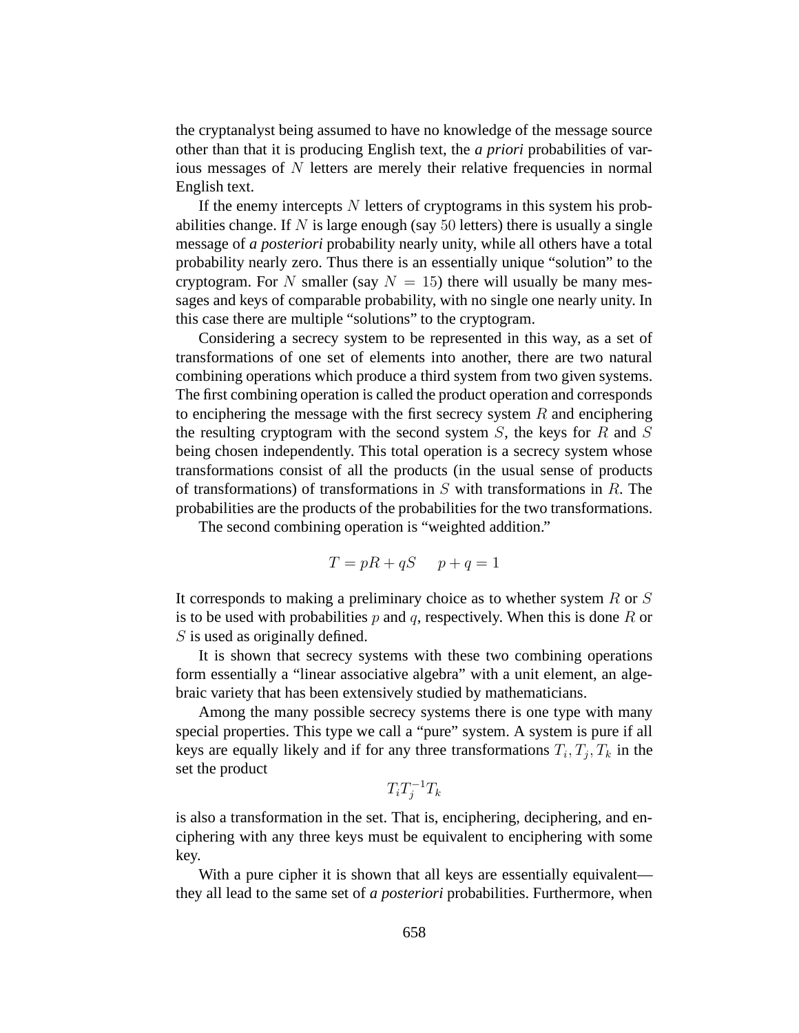the cryptanalyst being assumed to have no knowledge of the message source other than that it is producing English text, the *a priori* probabilities of various messages of $N$ letters are merely their relative frequencies in normal English text.

If the enemy intercepts $N$ letters of cryptograms in this system his probabilities change. If $N$ is large enough (say $50$ letters) there is usually a single message of *a posteriori* probability nearly unity, while all others have a total probability nearly zero. Thus there is an essentially unique "solution" to the cryptogram. For $N$ smaller (say $N = 15$) there will usually be many messages and keys of comparable probability, with no single one nearly unity. In this case there are multiple "solutions" to the cryptogram.

Considering a secrecy system to be represented in this way, as a set of transformations of one set of elements into another, there are two natural combining operations which produce a third system from two given systems. The first combining operation is called the product operation and corresponds to enciphering the message with the first secrecy system $R$ and enciphering the resulting cryptogram with the second system $S$, the keys for $R$ and $S$ being chosen independently. This total operation is a secrecy system whose transformations consist of all the products (in the usual sense of products of transformations) of transformations in $S$ with transformations in $R$. The probabilities are the products of the probabilities for the two transformations.

The second combining operation is "weighted addition."

$$T = pR + qS \qquad p + q = 1$$

It corresponds to making a preliminary choice as to whether system $R$ or $S$ is to be used with probabilities $p$ and $q$, respectively. When this is done $R$ or $S$ is used as originally defined.

It is shown that secrecy systems with these two combining operations form essentially a "linear associative algebra" with a unit element, an algebraic variety that has been extensively studied by mathematicians.

Among the many possible secrecy systems there is one type with many special properties. This type we call a "pure" system. A system is pure if all keys are equally likely and if for any three transformations $T_i, T_j, T_k$ in the set the product

$$T_i T_j^{-1} T_k$$

is also a transformation in the set. That is, enciphering, deciphering, and enciphering with any three keys must be equivalent to enciphering with some key.

With a pure cipher it is shown that all keys are essentially equivalent—they all lead to the same set of *a posteriori* probabilities. Furthermore, when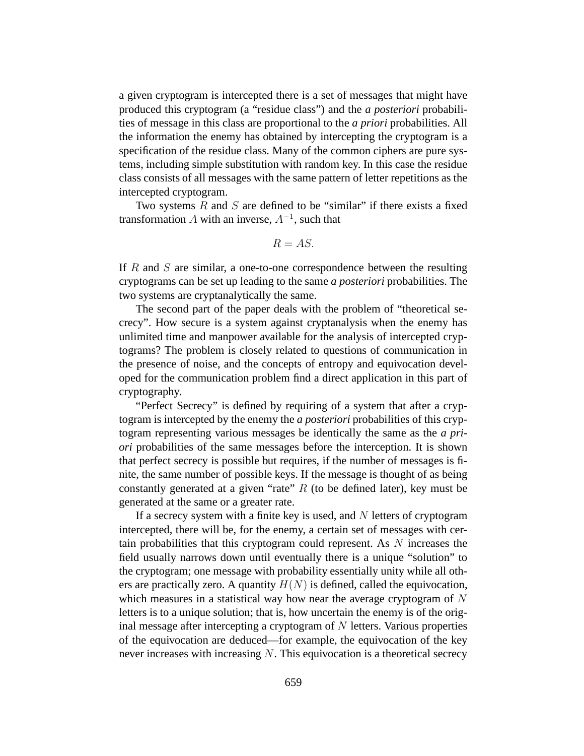a given cryptogram is intercepted there is a set of messages that might have produced this cryptogram (a "residue class") and the *a posteriori* probabilities of message in this class are proportional to the *a priori* probabilities. All the information the enemy has obtained by intercepting the cryptogram is a specification of the residue class. Many of the common ciphers are pure systems, including simple substitution with random key. In this case the residue class consists of all messages with the same pattern of letter repetitions as the intercepted cryptogram.

Two systems $R$ and $S$ are defined to be "similar" if there exists a fixed transformation $A$ with an inverse, $A^{-1}$, such that

$$R = AS.$$

If $R$ and $S$ are similar, a one-to-one correspondence between the resulting cryptograms can be set up leading to the same *a posteriori* probabilities. The two systems are cryptanalytically the same.

The second part of the paper deals with the problem of "theoretical secrecy". How secure is a system against cryptanalysis when the enemy has unlimited time and manpower available for the analysis of intercepted cryptograms? The problem is closely related to questions of communication in the presence of noise, and the concepts of entropy and equivocation developed for the communication problem find a direct application in this part of cryptography.

"Perfect Secrecy" is defined by requiring of a system that after a cryptogram is intercepted by the enemy the *a posteriori* probabilities of this cryptogram representing various messages be identically the same as the *a priori* probabilities of the same messages before the interception. It is shown that perfect secrecy is possible but requires, if the number of messages is finite, the same number of possible keys. If the message is thought of as being constantly generated at a given "rate" $R$ (to be defined later), key must be generated at the same or a greater rate.

If a secrecy system with a finite key is used, and $N$ letters of cryptogram intercepted, there will be, for the enemy, a certain set of messages with certain probabilities that this cryptogram could represent. As $N$ increases the field usually narrows down until eventually there is a unique "solution" to the cryptogram; one message with probability essentially unity while all others are practically zero. A quantity $H(N)$ is defined, called the equivocation, which measures in a statistical way how near the average cryptogram of $N$ letters is to a unique solution; that is, how uncertain the enemy is of the original message after intercepting a cryptogram of $N$ letters. Various properties of the equivocation are deduced—for example, the equivocation of the key never increases with increasing $N$. This equivocation is a theoretical secrecy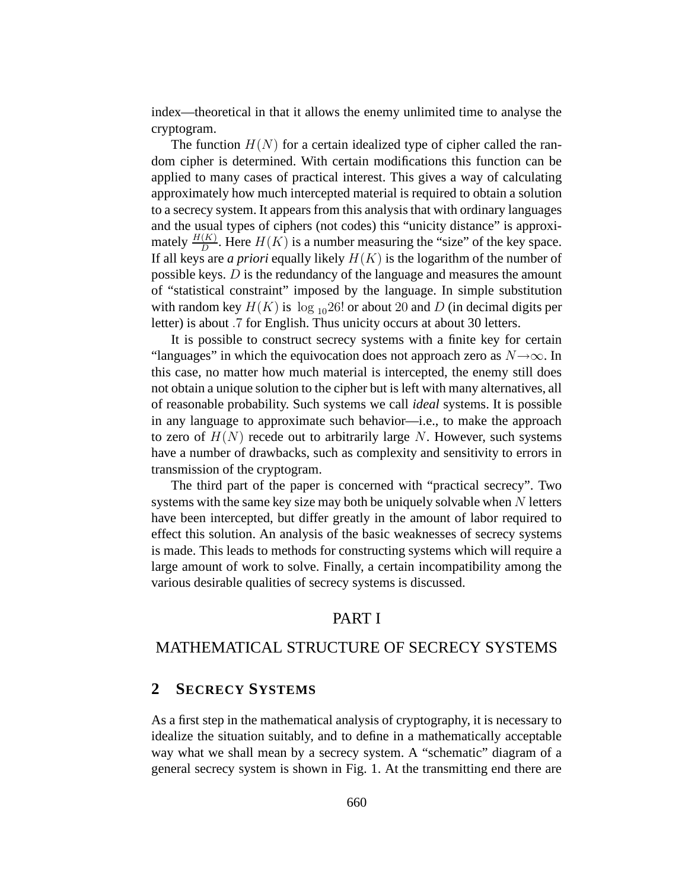index—theoretical in that it allows the enemy unlimited time to analyse the cryptogram.

The function $H(N)$ for a certain idealized type of cipher called the random cipher is determined. With certain modifications this function can be applied to many cases of practical interest. This gives a way of calculating approximately how much intercepted material is required to obtain a solution to a secrecy system. It appears from this analysis that with ordinary languages and the usual types of ciphers (not codes) this "unicity distance" is approximately $\frac{H(K)}{D}$. Here $H(K)$ is a number measuring the "size" of the key space. If all keys are *a priori* equally likely $H(K)$ is the logarithm of the number of possible keys. $D$ is the redundancy of the language and measures the amount of "statistical constraint" imposed by the language. In simple substitution with random key $H(K)$ is $\log_{10} 26!$ or about $20$ and $D$ (in decimal digits per letter) is about $.7$ for English. Thus unicity occurs at about 30 letters.

It is possible to construct secrecy systems with a finite key for certain "languages" in which the equivocation does not approach zero as $N \to \infty$. In this case, no matter how much material is intercepted, the enemy still does not obtain a unique solution to the cipher but is left with many alternatives, all of reasonable probability. Such systems we call *ideal* systems. It is possible in any language to approximate such behavior—i.e., to make the approach to zero of $H(N)$ recede out to arbitrarily large $N$. However, such systems have a number of drawbacks, such as complexity and sensitivity to errors in transmission of the cryptogram.

The third part of the paper is concerned with "practical secrecy". Two systems with the same key size may both be uniquely solvable when $N$ letters have been intercepted, but differ greatly in the amount of labor required to effect this solution. An analysis of the basic weaknesses of secrecy systems is made. This leads to methods for constructing systems which will require a large amount of work to solve. Finally, a certain incompatibility among the various desirable qualities of secrecy systems is discussed.

# PART I

# MATHEMATICAL STRUCTURE OF SECRECY SYSTEMS

## 2 SECRECY SYSTEMS

As a first step in the mathematical analysis of cryptography, it is necessary to idealize the situation suitably, and to define in a mathematically acceptable way what we shall mean by a secrecy system. A "schematic" diagram of a general secrecy system is shown in Fig. 1. At the transmitting end there are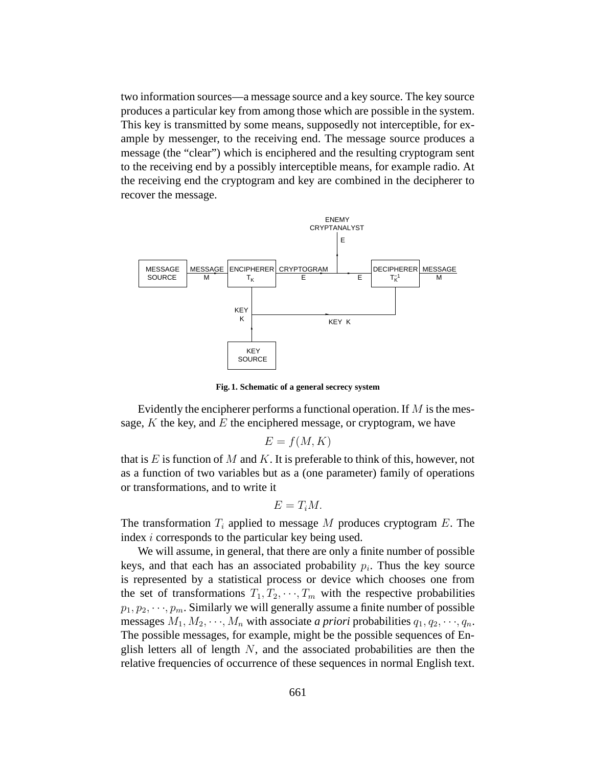two information sources—a message source and a key source. The key source produces a particular key from among those which are possible in the system. This key is transmitted by some means, supposedly not interceptible, for example by messenger, to the receiving end. The message source produces a message (the "clear") which is enciphered and the resulting cryptogram sent to the receiving end by a possibly interceptible means, for example radio. At the receiving end the cryptogram and key are combined in the decipherer to recover the message.

ENEMY CRYPTANALYST

E

MESSAGE SOURCE

MESSAGE M

ENCIPHERER $T_K$

CRYPTOGRAM E

E

DECIPHERER $T_K^{-1}$

MESSAGE M

KEY K

KEY K

KEY SOURCE

**Fig. 1. Schematic of a general secrecy system**

Evidently the encipherer performs a functional operation. If $M$ is the message, $K$ the key, and $E$ the enciphered message, or cryptogram, we have

$$E = f(M, K)$$

that is $E$ is function of $M$ and $K$. It is preferable to think of this, however, not as a function of two variables but as a (one parameter) family of operations or transformations, and to write it

$$E = T_i M.$$

The transformation $T_i$ applied to message $M$ produces cryptogram $E$. The index $i$ corresponds to the particular key being used.

We will assume, in general, that there are only a finite number of possible keys, and that each has an associated probability $p_i$. Thus the key source is represented by a statistical process or device which chooses one from the set of transformations $T_1, T_2, \cdots, T_m$ with the respective probabilities $p_1, p_2, \cdots, p_m$. Similarly we will generally assume a finite number of possible messages $M_1, M_2, \cdots, M_n$ with associate *a priori* probabilities $q_1, q_2, \cdots, q_n$. The possible messages, for example, might be the possible sequences of English letters all of length $N$, and the associated probabilities are then the relative frequencies of occurrence of these sequences in normal English text.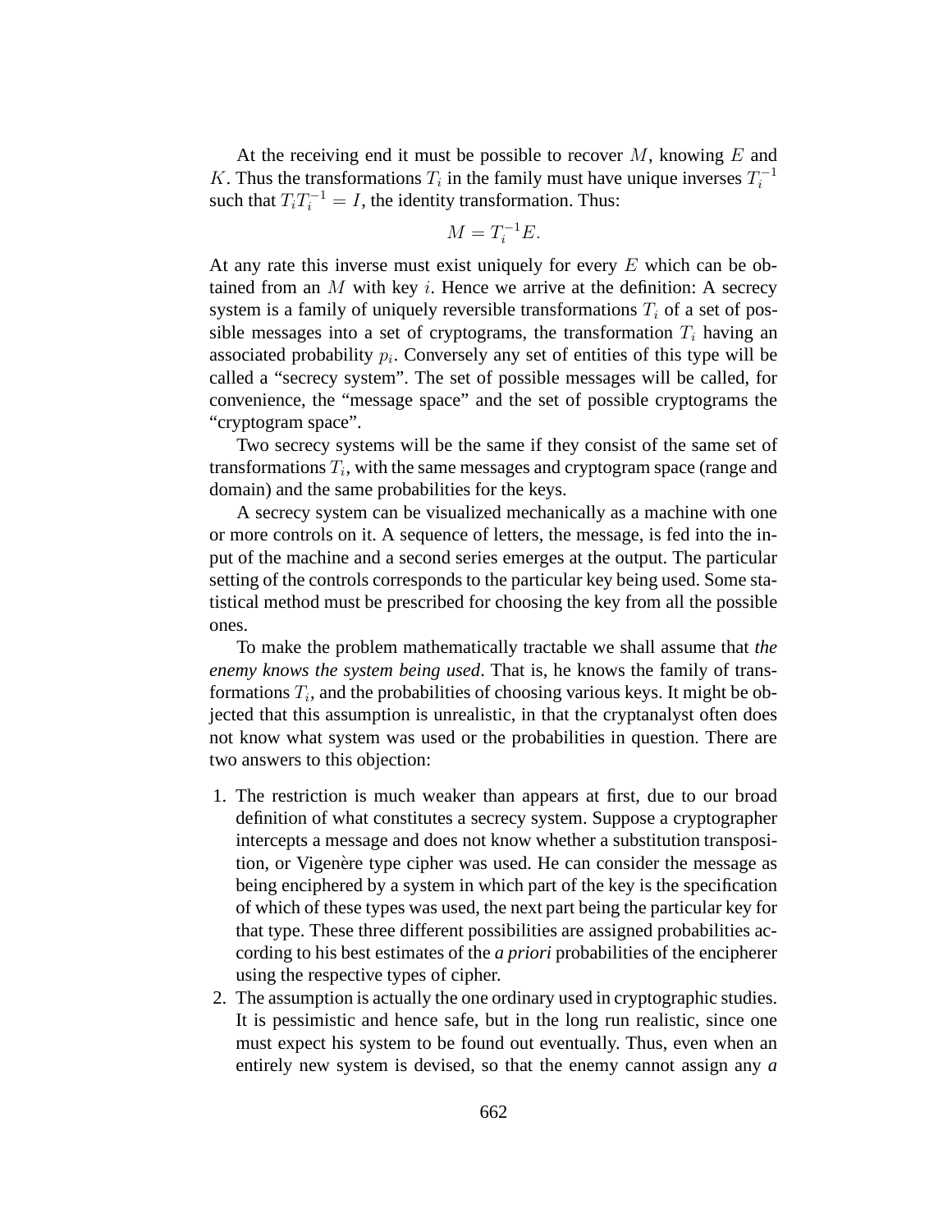At the receiving end it must be possible to recover $M$, knowing $E$ and $K$. Thus the transformations $T_i$ in the family must have unique inverses $T_i^{-1}$ such that $T_i T_i^{-1} = I$, the identity transformation. Thus:

$$M = T_i^{-1} E.$$

At any rate this inverse must exist uniquely for every $E$ which can be obtained from an $M$ with key $i$. Hence we arrive at the definition: A secrecy system is a family of uniquely reversible transformations $T_i$ of a set of possible messages into a set of cryptograms, the transformation $T_i$ having an associated probability $p_i$. Conversely any set of entities of this type will be called a "secrecy system". The set of possible messages will be called, for convenience, the "message space" and the set of possible cryptograms the "cryptogram space".

Two secrecy systems will be the same if they consist of the same set of transformations $T_i$, with the same messages and cryptogram space (range and domain) and the same probabilities for the keys.

A secrecy system can be visualized mechanically as a machine with one or more controls on it. A sequence of letters, the message, is fed into the input of the machine and a second series emerges at the output. The particular setting of the controls corresponds to the particular key being used. Some statistical method must be prescribed for choosing the key from all the possible ones.

To make the problem mathematically tractable we shall assume that *the enemy knows the system being used*. That is, he knows the family of transformations $T_i$, and the probabilities of choosing various keys. It might be objected that this assumption is unrealistic, in that the cryptanalyst often does not know what system was used or the probabilities in question. There are two answers to this objection:

1. The restriction is much weaker than appears at first, due to our broad definition of what constitutes a secrecy system. Suppose a cryptographer intercepts a message and does not know whether a substitution transposition, or Vigenère type cipher was used. He can consider the message as being enciphered by a system in which part of the key is the specification of which of these types was used, the next part being the particular key for that type. These three different possibilities are assigned probabilities according to his best estimates of the *a priori* probabilities of the encipherer using the respective types of cipher.
2. The assumption is actually the one ordinary used in cryptographic studies. It is pessimistic and hence safe, but in the long run realistic, since one must expect his system to be found out eventually. Thus, even when an entirely new system is devised, so that the enemy cannot assign any *a*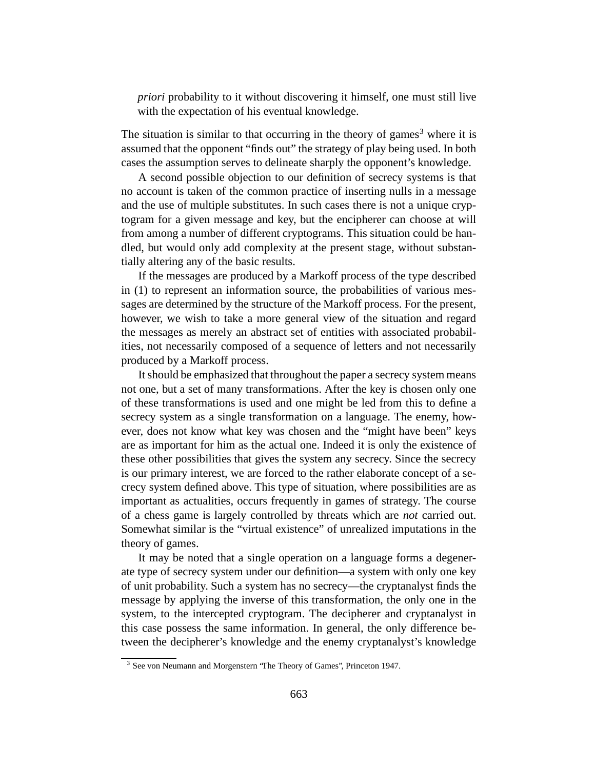*priori* probability to it without discovering it himself, one must still live with the expectation of his eventual knowledge.

The situation is similar to that occurring in the theory of games[3] where it is assumed that the opponent "finds out" the strategy of play being used. In both cases the assumption serves to delineate sharply the opponent's knowledge.

A second possible objection to our definition of secrecy systems is that no account is taken of the common practice of inserting nulls in a message and the use of multiple substitutes. In such cases there is not a unique cryptogram for a given message and key, but the encipherer can choose at will from among a number of different cryptograms. This situation could be handled, but would only add complexity at the present stage, without substantially altering any of the basic results.

If the messages are produced by a Markoff process of the type described in (1) to represent an information source, the probabilities of various messages are determined by the structure of the Markoff process. For the present, however, we wish to take a more general view of the situation and regard the messages as merely an abstract set of entities with associated probabilities, not necessarily composed of a sequence of letters and not necessarily produced by a Markoff process.

It should be emphasized that throughout the paper a secrecy system means not one, but a set of many transformations. After the key is chosen only one of these transformations is used and one might be led from this to define a secrecy system as a single transformation on a language. The enemy, however, does not know what key was chosen and the "might have been" keys are as important for him as the actual one. Indeed it is only the existence of these other possibilities that gives the system any secrecy. Since the secrecy is our primary interest, we are forced to the rather elaborate concept of a secrecy system defined above. This type of situation, where possibilities are as important as actualities, occurs frequently in games of strategy. The course of a chess game is largely controlled by threats which are *not* carried out. Somewhat similar is the "virtual existence" of unrealized imputations in the theory of games.

It may be noted that a single operation on a language forms a degenerate type of secrecy system under our definition—a system with only one key of unit probability. Such a system has no secrecy—the cryptanalyst finds the message by applying the inverse of this transformation, the only one in the system, to the intercepted cryptogram. The decipherer and cryptanalyst in this case possess the same information. In general, the only difference between the decipherer's knowledge and the enemy cryptanalyst's knowledge

[3] See von Neumann and Morgenstern "The Theory of Games", Princeton 1947.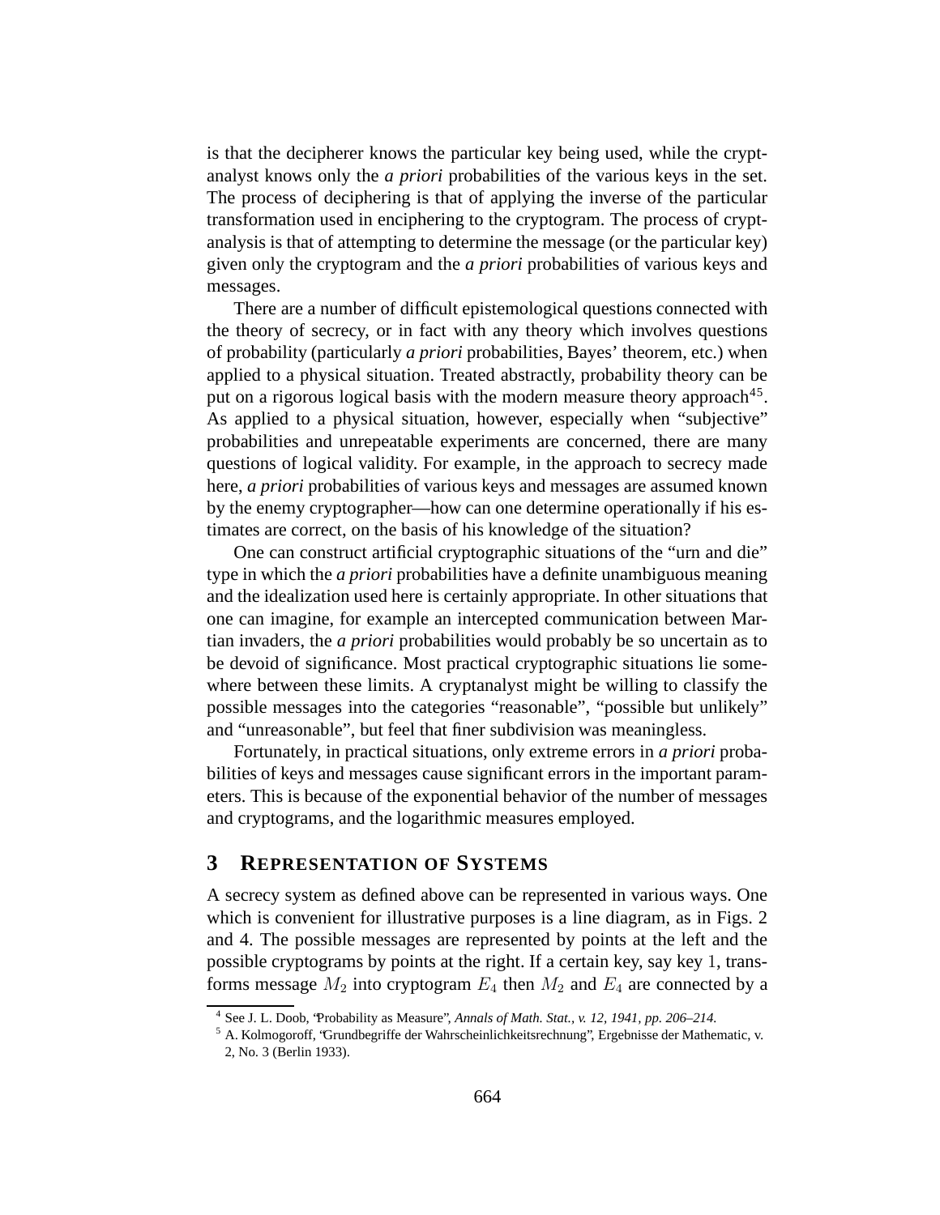is that the decipherer knows the particular key being used, while the cryptanalyst knows only the *a priori* probabilities of the various keys in the set. The process of deciphering is that of applying the inverse of the particular transformation used in enciphering to the cryptogram. The process of cryptanalysis is that of attempting to determine the message (or the particular key) given only the cryptogram and the *a priori* probabilities of various keys and messages.

There are a number of difficult epistemological questions connected with the theory of secrecy, or in fact with any theory which involves questions of probability (particularly *a priori* probabilities, Bayes' theorem, etc.) when applied to a physical situation. Treated abstractly, probability theory can be put on a rigorous logical basis with the modern measure theory approach[4,5]. As applied to a physical situation, however, especially when "subjective" probabilities and unrepeatable experiments are concerned, there are many questions of logical validity. For example, in the approach to secrecy made here, *a priori* probabilities of various keys and messages are assumed known by the enemy cryptographer—how can one determine operationally if his estimates are correct, on the basis of his knowledge of the situation?

One can construct artificial cryptographic situations of the "urn and die" type in which the *a priori* probabilities have a definite unambiguous meaning and the idealization used here is certainly appropriate. In other situations that one can imagine, for example an intercepted communication between Martian invaders, the *a priori* probabilities would probably be so uncertain as to be devoid of significance. Most practical cryptographic situations lie somewhere between these limits. A cryptanalyst might be willing to classify the possible messages into the categories "reasonable", "possible but unlikely" and "unreasonable", but feel that finer subdivision was meaningless.

Fortunately, in practical situations, only extreme errors in *a priori* probabilities of keys and messages cause significant errors in the important parameters. This is because of the exponential behavior of the number of messages and cryptograms, and the logarithmic measures employed.

## 3 REPRESENTATION OF SYSTEMS

A secrecy system as defined above can be represented in various ways. One which is convenient for illustrative purposes is a line diagram, as in Figs. 2 and 4. The possible messages are represented by points at the left and the possible cryptograms by points at the right. If a certain key, say key $1$, transforms message $M_2$ into cryptogram $E_4$ then $M_2$ and $E_4$ are connected by a

---

[4] See J. L. Doob, "Probability as Measure", *Annals of Math. Stat., v. 12, 1941, pp. 206–214.*

[5] A. Kolmogoroff, "Grundbegriffe der Wahrscheinlichkeitsrechnung", Ergebnisse der Mathematic, v. 2, No. 3 (Berlin 1933).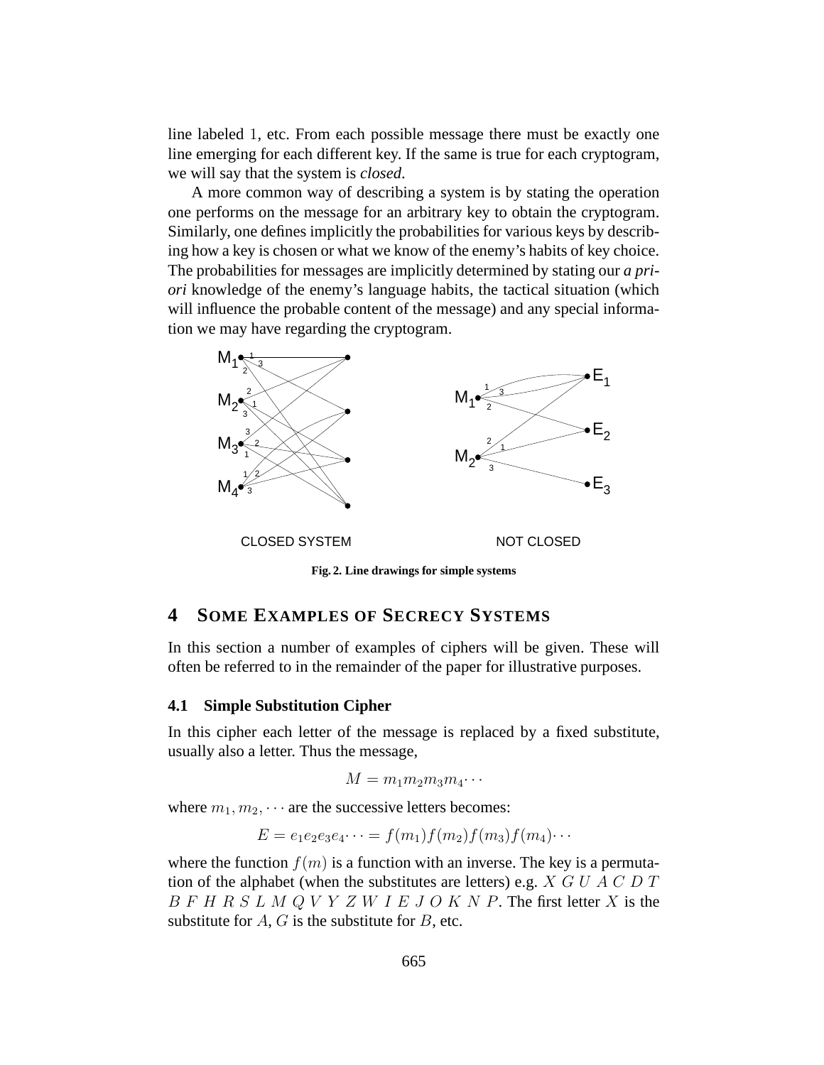line labeled 1, etc. From each possible message there must be exactly one line emerging for each different key. If the same is true for each cryptogram, we will say that the system is *closed*.

A more common way of describing a system is by stating the operation one performs on the message for an arbitrary key to obtain the cryptogram. Similarly, one defines implicitly the probabilities for various keys by describing how a key is chosen or what we know of the enemy's habits of key choice. The probabilities for messages are implicitly determined by stating our *a priori* knowledge of the enemy's language habits, the tactical situation (which will influence the probable content of the message) and any special information we may have regarding the cryptogram.

$M_1$
$M_2$
$M_3$
$M_4$

CLOSED SYSTEM

$M_1$
$M_2$
$E_1$
$E_2$
$E_3$

NOT CLOSED

**Fig. 2. Line drawings for simple systems**

## 4 Some Examples of Secrecy Systems

In this section a number of examples of ciphers will be given. These will often be referred to in the remainder of the paper for illustrative purposes.

### 4.1 Simple Substitution Cipher

In this cipher each letter of the message is replaced by a fixed substitute, usually also a letter. Thus the message,

$$M = m_1 m_2 m_3 m_4 \cdots$$

where $m_1, m_2, \cdots$ are the successive letters becomes:

$$E = e_1 e_2 e_3 e_4 \cdots = f(m_1) f(m_2) f(m_3) f(m_4) \cdots$$

where the function $f(m)$ is a function with an inverse. The key is a permutation of the alphabet (when the substitutes are letters) e.g. $X\ G\ U\ A\ C\ D\ T\ B\ F\ H\ R\ S\ L\ M\ Q\ V\ Y\ Z\ W\ I\ E\ J\ O\ K\ N\ P$. The first letter $X$ is the substitute for $A$, $G$ is the substitute for $B$, etc.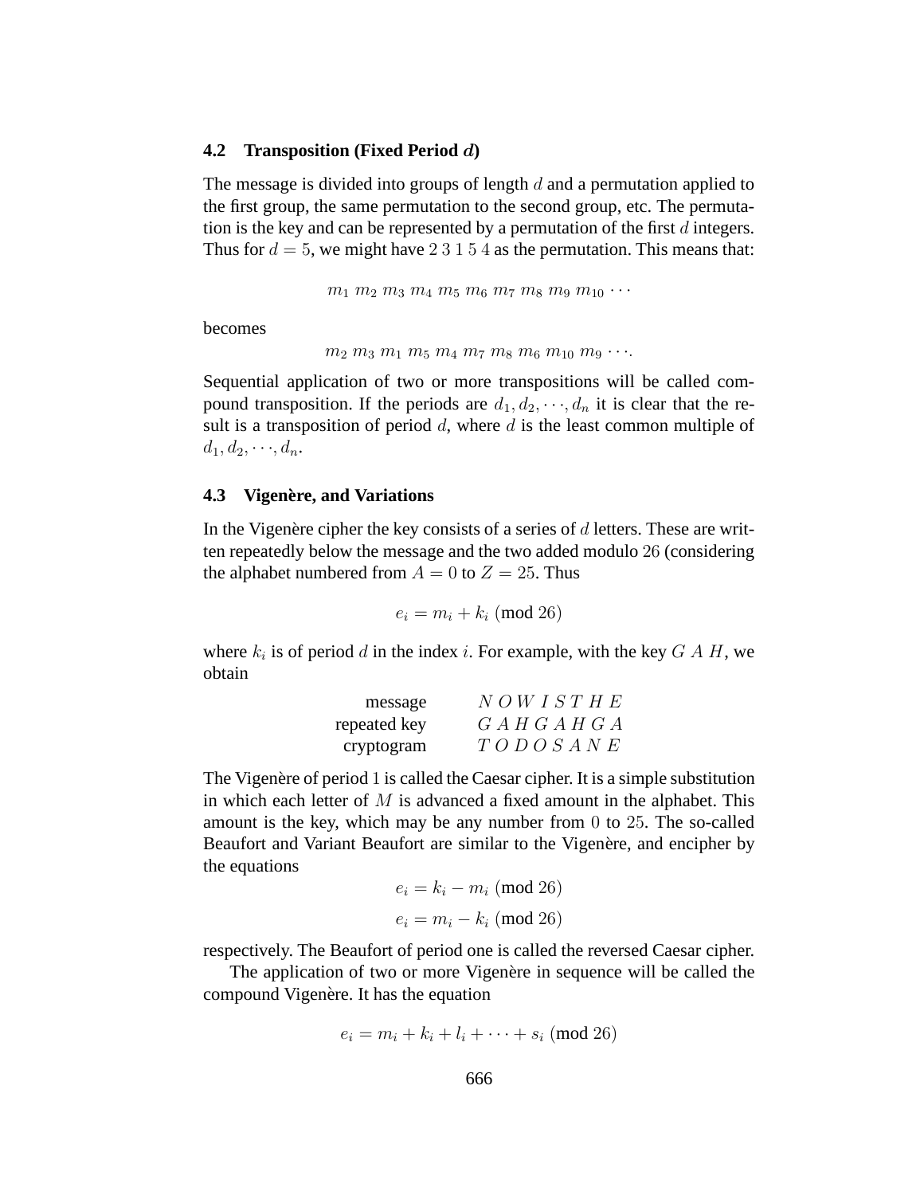### 4.2 Transposition (Fixed Period $d$)

The message is divided into groups of length $d$ and a permutation applied to the first group, the same permutation to the second group, etc. The permutation is the key and can be represented by a permutation of the first $d$ integers. Thus for $d = 5$, we might have $2\ 3\ 1\ 5\ 4$ as the permutation. This means that:

$$m_1\ m_2\ m_3\ m_4\ m_5\ m_6\ m_7\ m_8\ m_9\ m_{10} \cdots$$

becomes

$$m_2\ m_3\ m_1\ m_5\ m_4\ m_7\ m_8\ m_6\ m_{10}\ m_9 \cdots.$$

Sequential application of two or more transpositions will be called compound transposition. If the periods are $d_1, d_2, \cdots, d_n$ it is clear that the result is a transposition of period $d$, where $d$ is the least common multiple of $d_1, d_2, \cdots, d_n$.

### 4.3 Vigenère, and Variations

In the Vigenère cipher the key consists of a series of $d$ letters. These are written repeatedly below the message and the two added modulo $26$ (considering the alphabet numbered from $A = 0$ to $Z = 25$. Thus

$$e_i = m_i + k_i \text{ (mod 26)}$$

where $k_i$ is of period $d$ in the index $i$. For example, with the key $G\ A\ H$, we obtain

| | |
|---|---|
| message | $N\ O\ W\ I\ S\ T\ H\ E$ |
| repeated key | $G\ A\ H\ G\ A\ H\ G\ A$ |
| cryptogram | $T\ O\ D\ O\ S\ A\ N\ E$ |

The Vigenère of period $1$ is called the Caesar cipher. It is a simple substitution in which each letter of $M$ is advanced a fixed amount in the alphabet. This amount is the key, which may be any number from $0$ to $25$. The so-called Beaufort and Variant Beaufort are similar to the Vigenère, and encipher by the equations

$$e_i = k_i - m_i \text{ (mod 26)}$$

$$e_i = m_i - k_i \text{ (mod 26)}$$

respectively. The Beaufort of period one is called the reversed Caesar cipher.

The application of two or more Vigenère in sequence will be called the compound Vigenère. It has the equation

$$e_i = m_i + k_i + l_i + \cdots + s_i \text{ (mod 26)}$$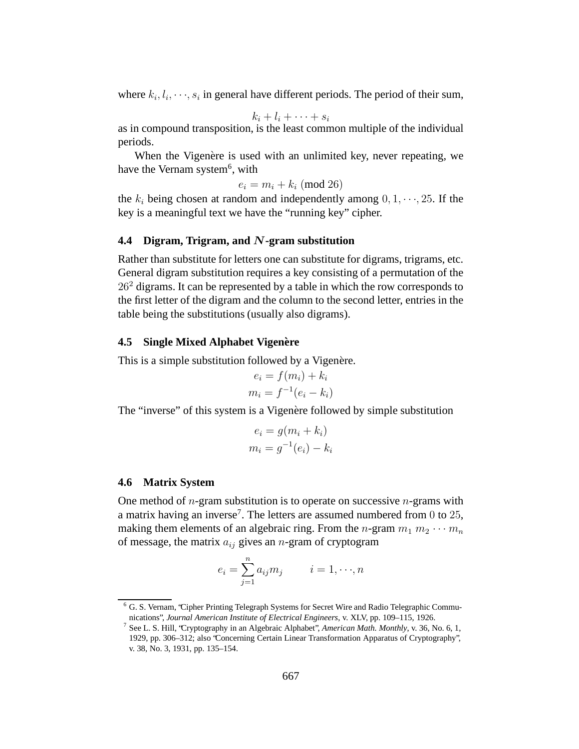where $k_i, l_i, \cdots, s_i$ in general have different periods. The period of their sum,

$$k_i + l_i + \cdots + s_i$$

as in compound transposition, is the least common multiple of the individual periods.

When the Vigenère is used with an unlimited key, never repeating, we have the Vernam system[6], with

$$e_i = m_i + k_i \text{ (mod } 26)$$

the $k_i$ being chosen at random and independently among $0, 1, \cdots, 25$. If the key is a meaningful text we have the "running key" cipher.

### 4.4 Digram, Trigram, and $N$-gram substitution

Rather than substitute for letters one can substitute for digrams, trigrams, etc. General digram substitution requires a key consisting of a permutation of the $26^2$ digrams. It can be represented by a table in which the row corresponds to the first letter of the digram and the column to the second letter, entries in the table being the substitutions (usually also digrams).

### 4.5 Single Mixed Alphabet Vigenère

This is a simple substitution followed by a Vigenère.

$$e_i = f(m_i) + k_i$$

$$m_i = f^{-1}(e_i - k_i)$$

The "inverse" of this system is a Vigenère followed by simple substitution

$$e_i = g(m_i + k_i)$$

$$m_i = g^{-1}(e_i) - k_i$$

### 4.6 Matrix System

One method of $n$-gram substitution is to operate on successive $n$-grams with a matrix having an inverse[7]. The letters are assumed numbered from $0$ to $25$, making them elements of an algebraic ring. From the $n$-gram $m_1\, m_2 \cdots m_n$ of message, the matrix $a_{ij}$ gives an $n$-gram of cryptogram

$$e_i = \sum_{j=1}^{n} a_{ij} m_j \qquad i = 1, \cdots, n$$

---

[6] G. S. Vernam, "Cipher Printing Telegraph Systems for Secret Wire and Radio Telegraphic Communications", *Journal American Institute of Electrical Engineers*, v. XLV, pp. 109–115, 1926.

[7] See L. S. Hill, "Cryptography in an Algebraic Alphabet", *American Math. Monthly*, v. 36, No. 6, 1, 1929, pp. 306–312; also "Concerning Certain Linear Transformation Apparatus of Cryptography", v. 38, No. 3, 1931, pp. 135–154.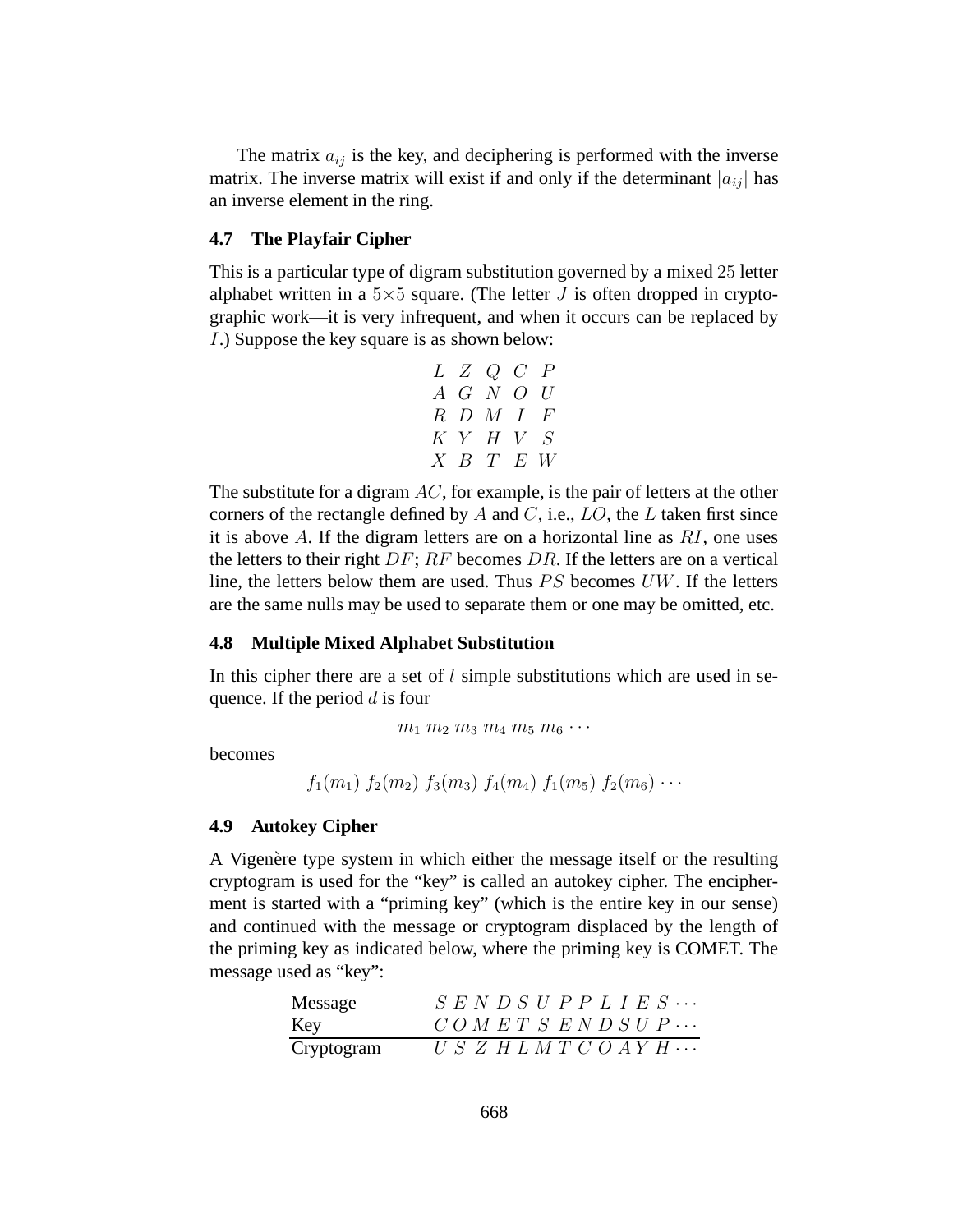The matrix $a_{ij}$ is the key, and deciphering is performed with the inverse matrix. The inverse matrix will exist if and only if the determinant $|a_{ij}|$ has an inverse element in the ring.

## 4.7 The Playfair Cipher

This is a particular type of digram substitution governed by a mixed 25 letter alphabet written in a $5 \times 5$ square. (The letter $J$ is often dropped in cryptographic work—it is very infrequent, and when it occurs can be replaced by $I$.) Suppose the key square is as shown below:

$$
\begin{array}{ccccc}
L & Z & Q & C & P \\
A & G & N & O & U \\
R & D & M & I & F \\
K & Y & H & V & S \\
X & B & T & E & W
\end{array}
$$

The substitute for a digram $AC$, for example, is the pair of letters at the other corners of the rectangle defined by $A$ and $C$, i.e., $LO$, the $L$ taken first since it is above $A$. If the digram letters are on a horizontal line as $RI$, one uses the letters to their right $DF$; $RF$ becomes $DR$. If the letters are on a vertical line, the letters below them are used. Thus $PS$ becomes $UW$. If the letters are the same nulls may be used to separate them or one may be omitted, etc.

## 4.8 Multiple Mixed Alphabet Substitution

In this cipher there are a set of $l$ simple substitutions which are used in sequence. If the period $d$ is four

$$m_1 \; m_2 \; m_3 \; m_4 \; m_5 \; m_6 \cdots$$

becomes

$$f_1(m_1) \; f_2(m_2) \; f_3(m_3) \; f_4(m_4) \; f_1(m_5) \; f_2(m_6) \cdots$$

## 4.9 Autokey Cipher

A Vigenère type system in which either the message itself or the resulting cryptogram is used for the "key" is called an autokey cipher. The encipherment is started with a "priming key" (which is the entire key in our sense) and continued with the message or cryptogram displaced by the length of the priming key as indicated below, where the priming key is COMET. The message used as "key":

| | |
|---|---|
| Message | $S\;E\;N\;D\;S\;U\;P\;P\;L\;I\;E\;S \cdots$ |
| Key | $C\;O\;M\;E\;T\;S\;E\;N\;D\;S\;U\;P \cdots$ |
| Cryptogram | $U\;S\;Z\;H\;L\;M\;T\;C\;O\;A\;Y\;H \cdots$ |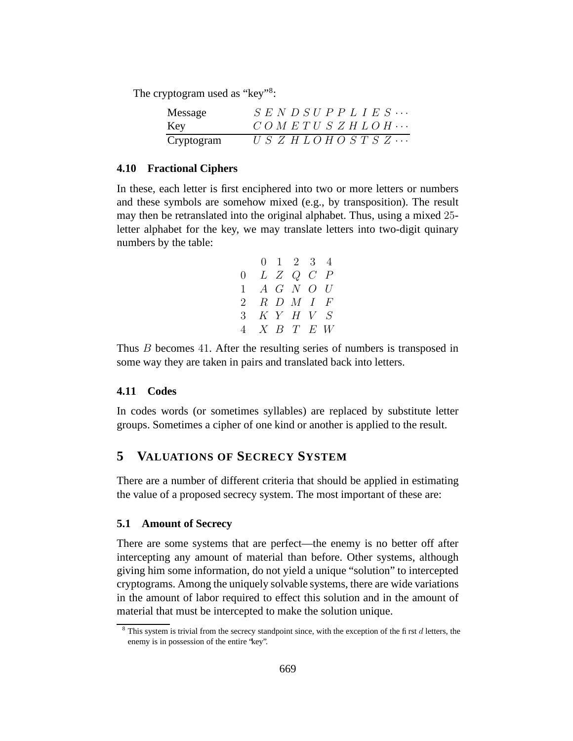The cryptogram used as "key"[8]:

| | |
|---|---|
| Message | $S\ E\ N\ D\ S\ U\ P\ P\ L\ I\ E\ S \cdots$ |
| Key | $C\ O\ M\ E\ T\ U\ S\ Z\ H\ L\ O\ H \cdots$ |
| Cryptogram | $U\ S\ Z\ H\ L\ O\ H\ O\ S\ T\ S\ Z \cdots$ |

### 4.10 Fractional Ciphers

In these, each letter is first enciphered into two or more letters or numbers and these symbols are somehow mixed (e.g., by transposition). The result may then be retranslated into the original alphabet. Thus, using a mixed 25-letter alphabet for the key, we may translate letters into two-digit quinary numbers by the table:

| | 0 | 1 | 2 | 3 | 4 |
|---|---|---|---|---|---|
| 0 | $L$ | $Z$ | $Q$ | $C$ | $P$ |
| 1 | $A$ | $G$ | $N$ | $O$ | $U$ |
| 2 | $R$ | $D$ | $M$ | $I$ | $F$ |
| 3 | $K$ | $Y$ | $H$ | $V$ | $S$ |
| 4 | $X$ | $B$ | $T$ | $E$ | $W$ |

Thus $B$ becomes 41. After the resulting series of numbers is transposed in some way they are taken in pairs and translated back into letters.

### 4.11 Codes

In codes words (or sometimes syllables) are replaced by substitute letter groups. Sometimes a cipher of one kind or another is applied to the result.

## 5 VALUATIONS OF SECRECY SYSTEM

There are a number of different criteria that should be applied in estimating the value of a proposed secrecy system. The most important of these are:

### 5.1 Amount of Secrecy

There are some systems that are perfect—the enemy is no better off after intercepting any amount of material than before. Other systems, although giving him some information, do not yield a unique "solution" to intercepted cryptograms. Among the uniquely solvable systems, there are wide variations in the amount of labor required to effect this solution and in the amount of material that must be intercepted to make the solution unique.

[8] This system is trivial from the secrecy standpoint since, with the exception of the first $d$ letters, the enemy is in possession of the entire "key".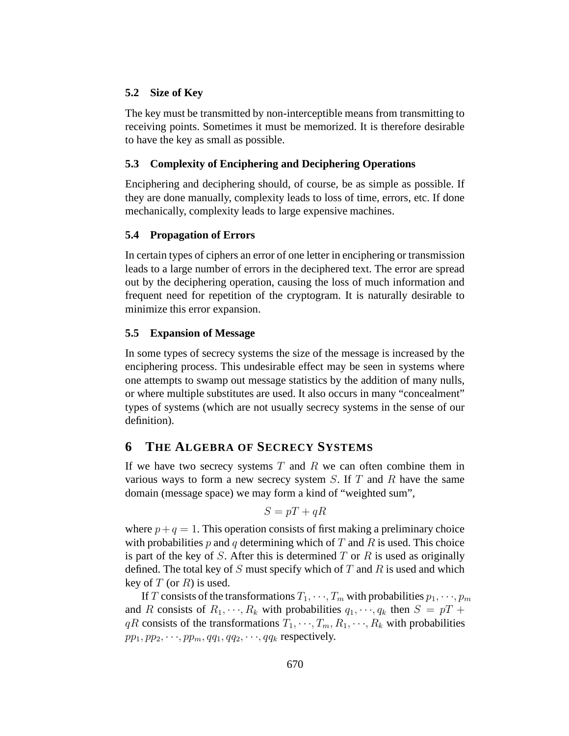### 5.2 Size of Key

The key must be transmitted by non-interceptible means from transmitting to receiving points. Sometimes it must be memorized. It is therefore desirable to have the key as small as possible.

### 5.3 Complexity of Enciphering and Deciphering Operations

Enciphering and deciphering should, of course, be as simple as possible. If they are done manually, complexity leads to loss of time, errors, etc. If done mechanically, complexity leads to large expensive machines.

### 5.4 Propagation of Errors

In certain types of ciphers an error of one letter in enciphering or transmission leads to a large number of errors in the deciphered text. The error are spread out by the deciphering operation, causing the loss of much information and frequent need for repetition of the cryptogram. It is naturally desirable to minimize this error expansion.

### 5.5 Expansion of Message

In some types of secrecy systems the size of the message is increased by the enciphering process. This undesirable effect may be seen in systems where one attempts to swamp out message statistics by the addition of many nulls, or where multiple substitutes are used. It also occurs in many "concealment" types of systems (which are not usually secrecy systems in the sense of our definition).

## 6 THE ALGEBRA OF SECRECY SYSTEMS

If we have two secrecy systems $T$ and $R$ we can often combine them in various ways to form a new secrecy system $S$. If $T$ and $R$ have the same domain (message space) we may form a kind of "weighted sum",

$$S = pT + qR$$

where $p + q = 1$. This operation consists of first making a preliminary choice with probabilities $p$ and $q$ determining which of $T$ and $R$ is used. This choice is part of the key of $S$. After this is determined $T$ or $R$ is used as originally defined. The total key of $S$ must specify which of $T$ and $R$ is used and which key of $T$ (or $R$) is used.

If $T$ consists of the transformations $T_1, \cdots, T_m$ with probabilities $p_1, \cdots, p_m$ and $R$ consists of $R_1, \cdots, R_k$ with probabilities $q_1, \cdots, q_k$ then $S = pT + qR$ consists of the transformations $T_1, \cdots, T_m, R_1, \cdots, R_k$ with probabilities $pp_1, pp_2, \cdots, pp_m, qq_1, qq_2, \cdots, qq_k$ respectively.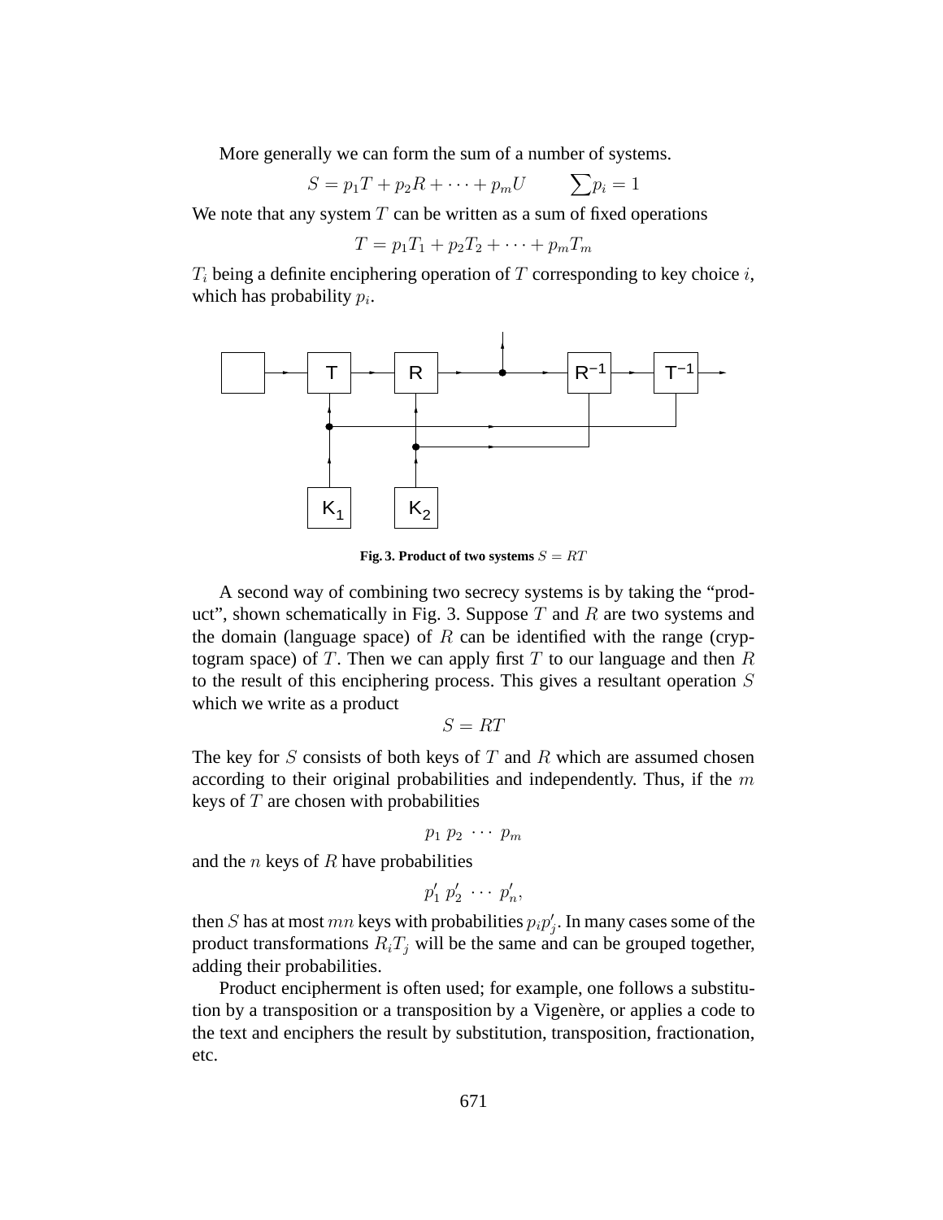More generally we can form the sum of a number of systems.

$$S = p_1T + p_2R + \cdots + p_mU \qquad \sum p_i = 1$$

We note that any system $T$ can be written as a sum of fixed operations

$$T = p_1T_1 + p_2T_2 + \cdots + p_mT_m$$

$T_i$ being a definite enciphering operation of $T$ corresponding to key choice $i$, which has probability $p_i$.

T
R
R⁻¹
T⁻¹
K₁
K₂

**Fig. 3. Product of two systems** $S = RT$

A second way of combining two secrecy systems is by taking the "product", shown schematically in Fig. 3. Suppose $T$ and $R$ are two systems and the domain (language space) of $R$ can be identified with the range (cryptogram space) of $T$. Then we can apply first $T$ to our language and then $R$ to the result of this enciphering process. This gives a resultant operation $S$ which we write as a product

$$S = RT$$

The key for $S$ consists of both keys of $T$ and $R$ which are assumed chosen according to their original probabilities and independently. Thus, if the $m$ keys of $T$ are chosen with probabilities

$$p_1 \; p_2 \; \cdots \; p_m$$

and the $n$ keys of $R$ have probabilities

$$p'_1 \; p'_2 \; \cdots \; p'_n,$$

then $S$ has at most $mn$ keys with probabilities $p_ip'_j$. In many cases some of the product transformations $R_iT_j$ will be the same and can be grouped together, adding their probabilities.

Product encipherment is often used; for example, one follows a substitution by a transposition or a transposition by a Vigenère, or applies a code to the text and enciphers the result by substitution, transposition, fractionation, etc.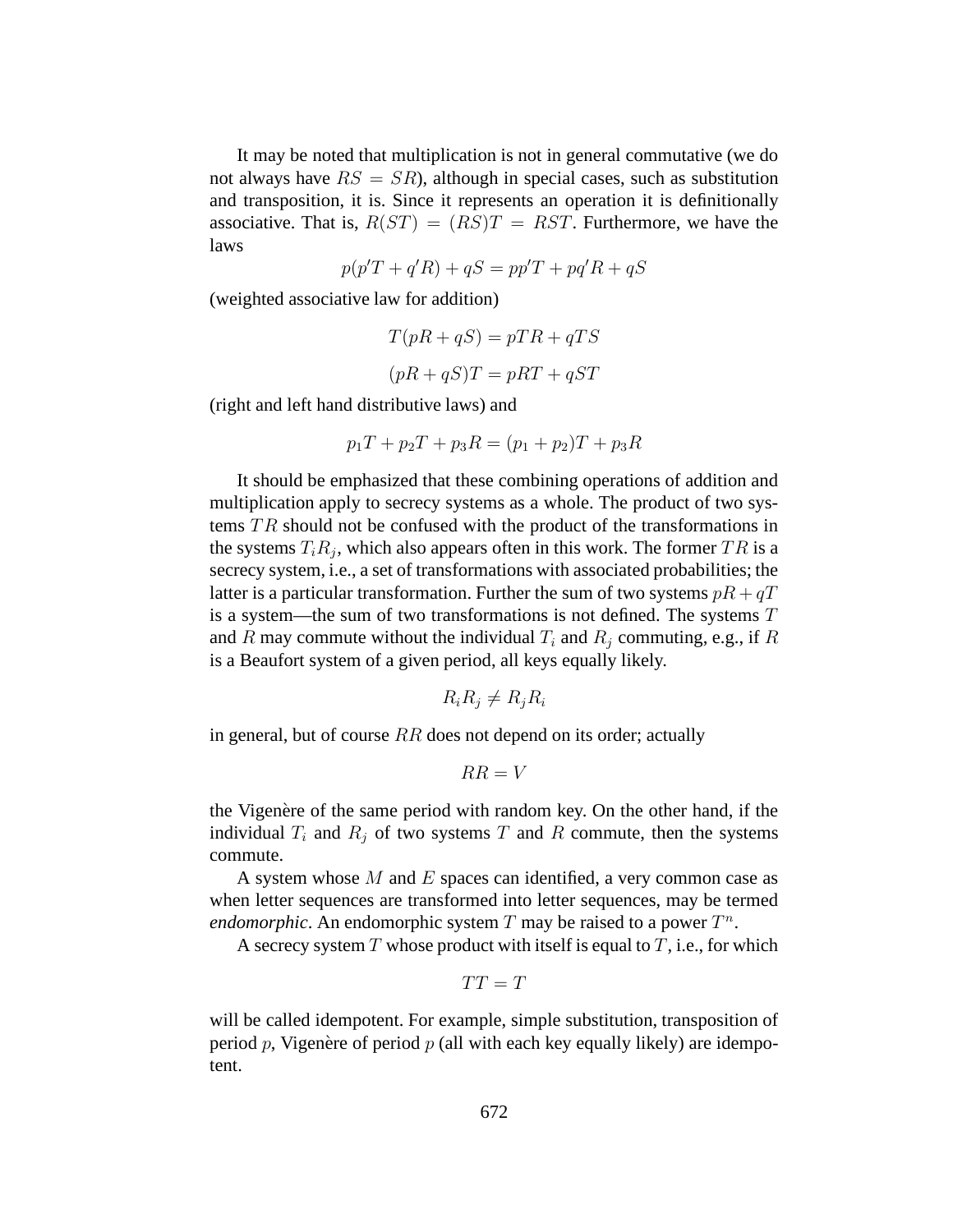It may be noted that multiplication is not in general commutative (we do not always have $RS = SR$), although in special cases, such as substitution and transposition, it is. Since it represents an operation it is definitionally associative. That is, $R(ST) = (RS)T = RST$. Furthermore, we have the laws

$$p(p'T + q'R) + qS = pp'T + pq'R + qS$$

(weighted associative law for addition)

$$T(pR + qS) = pTR + qTS$$

$$(pR + qS)T = pRT + qST$$

(right and left hand distributive laws) and

$$p_1T + p_2T + p_3R = (p_1 + p_2)T + p_3R$$

It should be emphasized that these combining operations of addition and multiplication apply to secrecy systems as a whole. The product of two systems $TR$ should not be confused with the product of the transformations in the systems $T_iR_j$, which also appears often in this work. The former $TR$ is a secrecy system, i.e., a set of transformations with associated probabilities; the latter is a particular transformation. Further the sum of two systems $pR + qT$ is a system—the sum of two transformations is not defined. The systems $T$ and $R$ may commute without the individual $T_i$ and $R_j$ commuting, e.g., if $R$ is a Beaufort system of a given period, all keys equally likely.

$$R_iR_j \neq R_jR_i$$

in general, but of course $RR$ does not depend on its order; actually

$$RR = V$$

the Vigenère of the same period with random key. On the other hand, if the individual $T_i$ and $R_j$ of two systems $T$ and $R$ commute, then the systems commute.

A system whose $M$ and $E$ spaces can identified, a very common case as when letter sequences are transformed into letter sequences, may be termed *endomorphic*. An endomorphic system $T$ may be raised to a power $T^n$.

A secrecy system $T$ whose product with itself is equal to $T$, i.e., for which

$$TT = T$$

will be called idempotent. For example, simple substitution, transposition of period $p$, Vigenère of period $p$ (all with each key equally likely) are idempotent.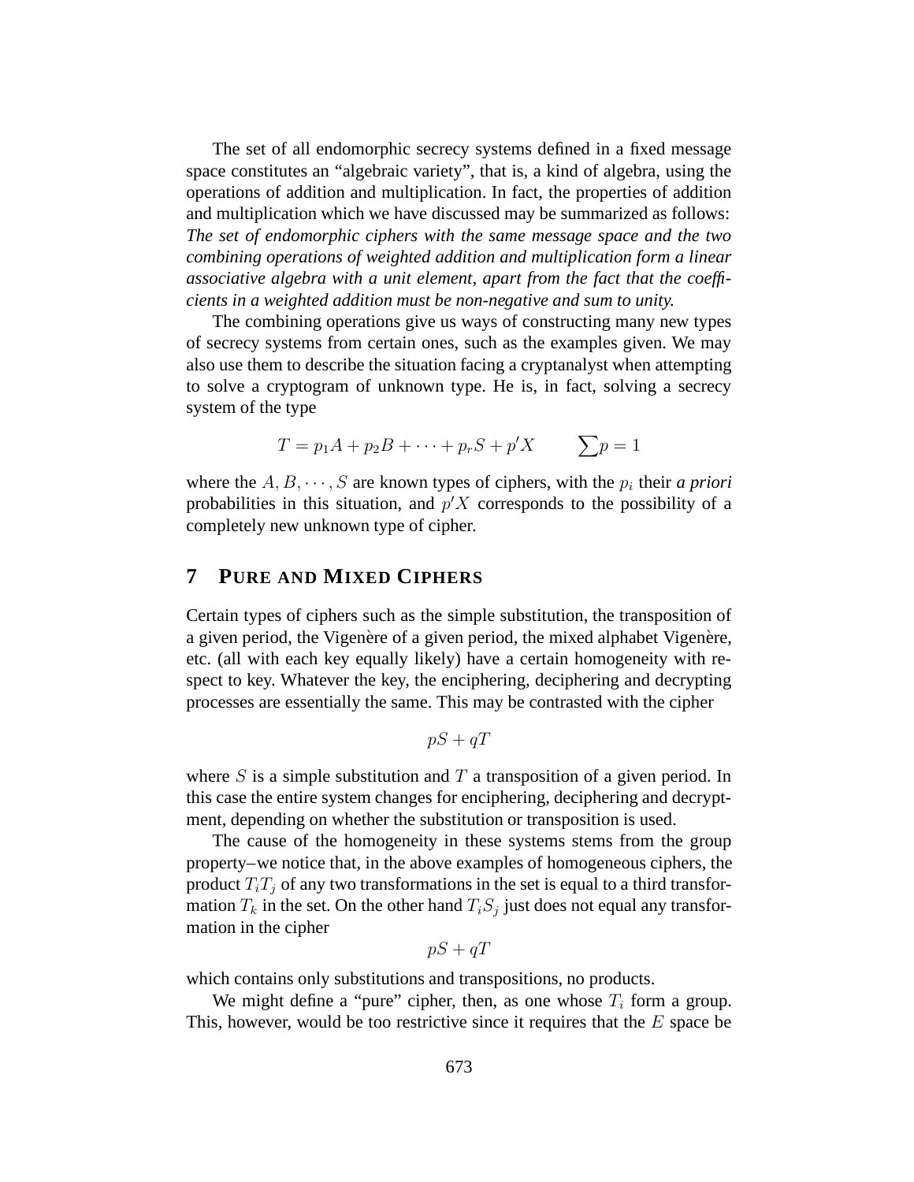The set of all endomorphic secrecy systems defined in a fixed message space constitutes an "algebraic variety", that is, a kind of algebra, using the operations of addition and multiplication. In fact, the properties of addition and multiplication which we have discussed may be summarized as follows: *The set of endomorphic ciphers with the same message space and the two combining operations of weighted addition and multiplication form a linear associative algebra with a unit element, apart from the fact that the coefficients in a weighted addition must be non-negative and sum to unity.*

The combining operations give us ways of constructing many new types of secrecy systems from certain ones, such as the examples given. We may also use them to describe the situation facing a cryptanalyst when attempting to solve a cryptogram of unknown type. He is, in fact, solving a secrecy system of the type

$$T = p_1 A + p_2 B + \cdots + p_r S + p' X \qquad \sum p = 1$$

where the $A, B, \cdots, S$ are known types of ciphers, with the $p_i$ their *a priori* probabilities in this situation, and $p'X$ corresponds to the possibility of a completely new unknown type of cipher.

## 7 PURE AND MIXED CIPHERS

Certain types of ciphers such as the simple substitution, the transposition of a given period, the Vigenère of a given period, the mixed alphabet Vigenère, etc. (all with each key equally likely) have a certain homogeneity with respect to key. Whatever the key, the enciphering, deciphering and decrypting processes are essentially the same. This may be contrasted with the cipher

$$pS + qT$$

where $S$ is a simple substitution and $T$ a transposition of a given period. In this case the entire system changes for enciphering, deciphering and decryptment, depending on whether the substitution or transposition is used.

The cause of the homogeneity in these systems stems from the group property–we notice that, in the above examples of homogeneous ciphers, the product $T_i T_j$ of any two transformations in the set is equal to a third transformation $T_k$ in the set. On the other hand $T_i S_j$ just does not equal any transformation in the cipher

$$pS + qT$$

which contains only substitutions and transpositions, no products.

We might define a "pure" cipher, then, as one whose $T_i$ form a group. This, however, would be too restrictive since it requires that the $E$ space be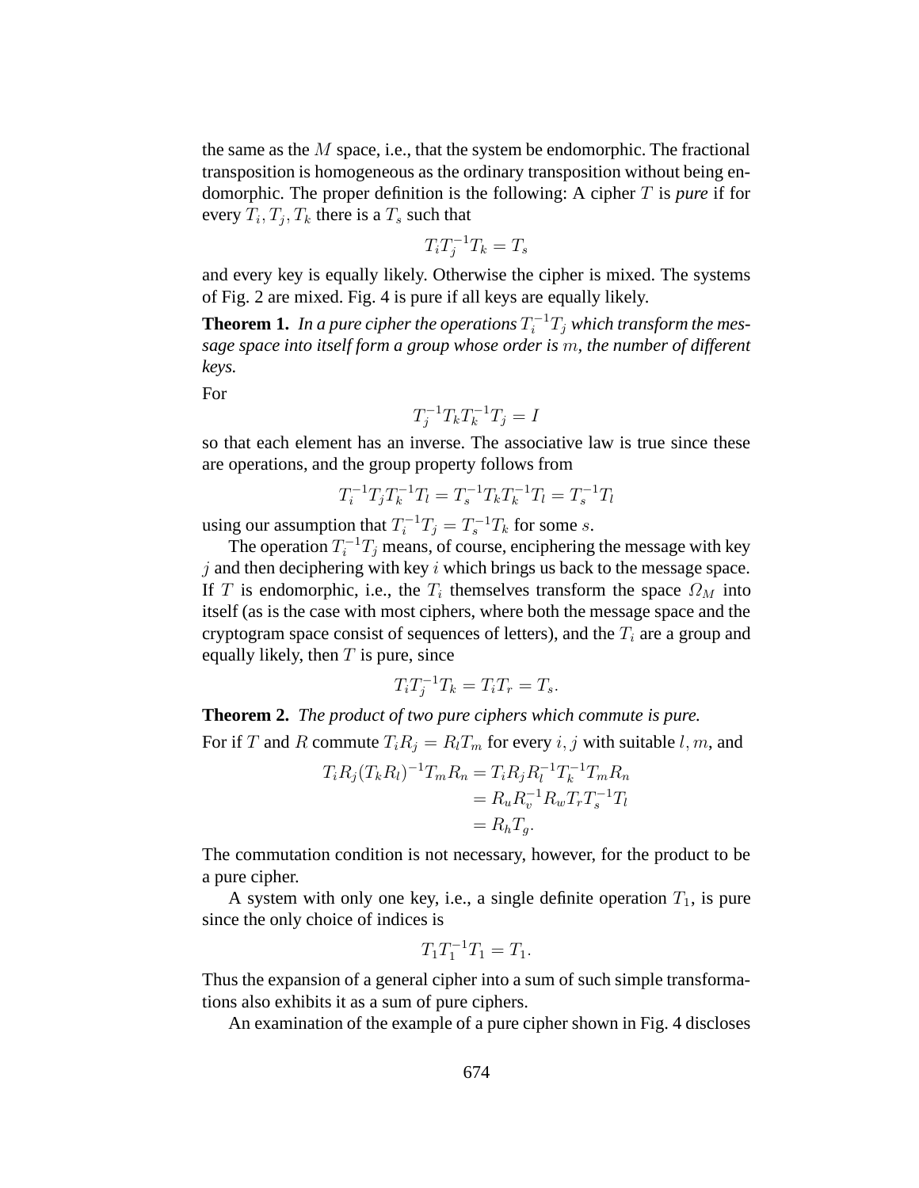the same as the $M$ space, i.e., that the system be endomorphic. The fractional transposition is homogeneous as the ordinary transposition without being endomorphic. The proper definition is the following: A cipher $T$ is *pure* if for every $T_i, T_j, T_k$ there is a $T_s$ such that

$$T_i T_j^{-1} T_k = T_s$$

and every key is equally likely. Otherwise the cipher is mixed. The systems of Fig. 2 are mixed. Fig. 4 is pure if all keys are equally likely.

**Theorem 1.** *In a pure cipher the operations $T_i^{-1} T_j$ which transform the message space into itself form a group whose order is $m$, the number of different keys.*

For

$$T_j^{-1} T_k T_k^{-1} T_j = I$$

so that each element has an inverse. The associative law is true since these are operations, and the group property follows from

$$T_i^{-1} T_j T_k^{-1} T_l = T_s^{-1} T_k T_k^{-1} T_l = T_s^{-1} T_l$$

using our assumption that $T_i^{-1} T_j = T_s^{-1} T_k$ for some $s$.

The operation $T_i^{-1} T_j$ means, of course, enciphering the message with key $j$ and then deciphering with key $i$ which brings us back to the message space. If $T$ is endomorphic, i.e., the $T_i$ themselves transform the space $\Omega_M$ into itself (as is the case with most ciphers, where both the message space and the cryptogram space consist of sequences of letters), and the $T_i$ are a group and equally likely, then $T$ is pure, since

$$T_i T_j^{-1} T_k = T_i T_r = T_s.$$

**Theorem 2.** *The product of two pure ciphers which commute is pure.*

For if $T$ and $R$ commute $T_i R_j = R_l T_m$ for every $i, j$ with suitable $l, m$, and

$$\begin{aligned} T_i R_j (T_k R_l)^{-1} T_m R_n &= T_i R_j R_l^{-1} T_k^{-1} T_m R_n \\ &= R_u R_v^{-1} R_w T_r T_s^{-1} T_l \\ &= R_h T_g. \end{aligned}$$

The commutation condition is not necessary, however, for the product to be a pure cipher.

A system with only one key, i.e., a single definite operation $T_1$, is pure since the only choice of indices is

$$T_1 T_1^{-1} T_1 = T_1.$$

Thus the expansion of a general cipher into a sum of such simple transformations also exhibits it as a sum of pure ciphers.

An examination of the example of a pure cipher shown in Fig. 4 discloses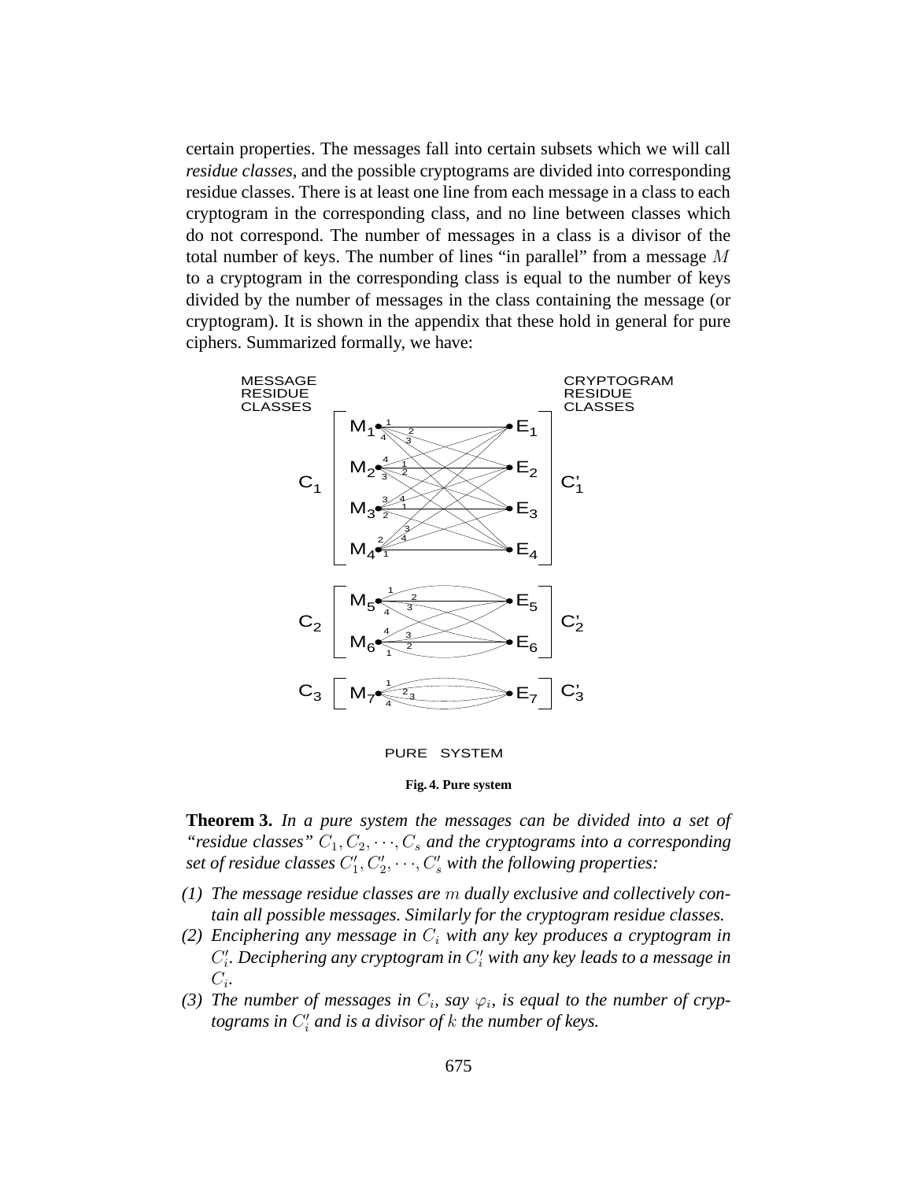certain properties. The messages fall into certain subsets which we will call *residue classes*, and the possible cryptograms are divided into corresponding residue classes. There is at least one line from each message in a class to each cryptogram in the corresponding class, and no line between classes which do not correspond. The number of messages in a class is a divisor of the total number of keys. The number of lines "in parallel" from a message $M$ to a cryptogram in the corresponding class is equal to the number of keys divided by the number of messages in the class containing the message (or cryptogram). It is shown in the appendix that these hold in general for pure ciphers. Summarized formally, we have:

MESSAGE RESIDUE CLASSES

CRYPTOGRAM RESIDUE CLASSES

$C_1$ $M_1$ $M_2$ $M_3$ $M_4$ $E_1$ $E_2$ $E_3$ $E_4$ $C'_1$

$C_2$ $M_5$ $M_6$ $E_5$ $E_6$ $C'_2$

$C_3$ $M_7$ $E_7$ $C'_3$

PURE SYSTEM

**Fig. 4. Pure system**

**Theorem 3.** *In a pure system the messages can be divided into a set of "residue classes" $C_1, C_2, \cdots, C_s$ and the cryptograms into a corresponding set of residue classes $C'_1, C'_2, \cdots, C'_s$ with the following properties:*

*(1) The message residue classes are $m$ dually exclusive and collectively contain all possible messages. Similarly for the cryptogram residue classes.*

*(2) Enciphering any message in $C_i$ with any key produces a cryptogram in $C'_i$. Deciphering any cryptogram in $C'_i$ with any key leads to a message in $C_i$.*

*(3) The number of messages in $C_i$, say $\varphi_i$, is equal to the number of cryptograms in $C'_i$ and is a divisor of $k$ the number of keys.*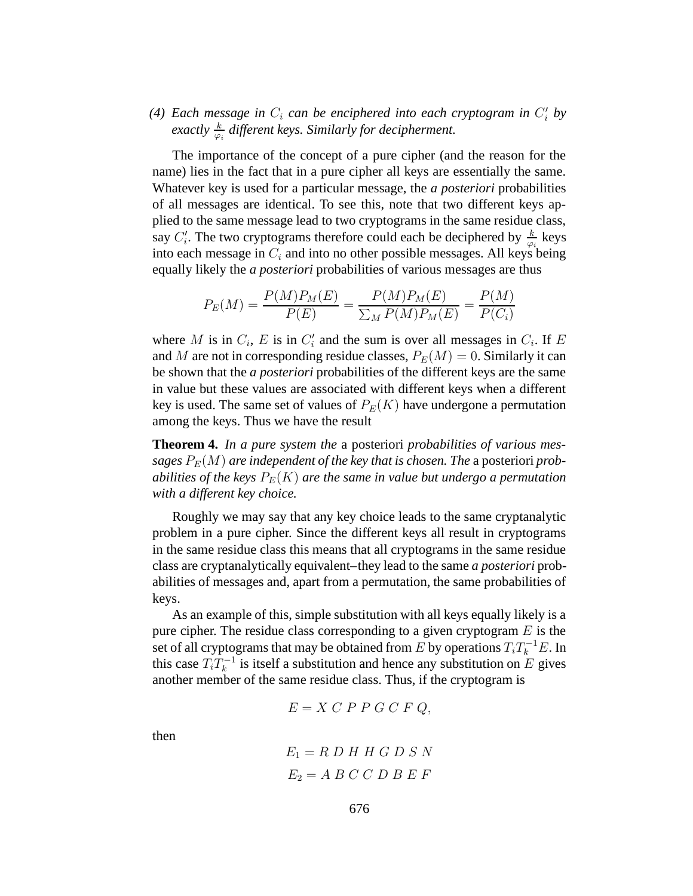(4) *Each message in $C_i$ can be enciphered into each cryptogram in $C'_i$ by exactly $\frac{k}{\varphi_i}$ different keys. Similarly for decipherment.*

The importance of the concept of a pure cipher (and the reason for the name) lies in the fact that in a pure cipher all keys are essentially the same. Whatever key is used for a particular message, the *a posteriori* probabilities of all messages are identical. To see this, note that two different keys applied to the same message lead to two cryptograms in the same residue class, say $C'_i$. The two cryptograms therefore could each be deciphered by $\frac{k}{\varphi_i}$ keys into each message in $C_i$ and into no other possible messages. All keys being equally likely the *a posteriori* probabilities of various messages are thus

$$P_E(M) = \frac{P(M)P_M(E)}{P(E)} = \frac{P(M)P_M(E)}{\sum_M P(M)P_M(E)} = \frac{P(M)}{P(C_i)}$$

where $M$ is in $C_i$, $E$ is in $C'_i$ and the sum is over all messages in $C_i$. If $E$ and $M$ are not in corresponding residue classes, $P_E(M) = 0$. Similarly it can be shown that the *a posteriori* probabilities of the different keys are the same in value but these values are associated with different keys when a different key is used. The same set of values of $P_E(K)$ have undergone a permutation among the keys. Thus we have the result

**Theorem 4.** *In a pure system the* a posteriori *probabilities of various messages $P_E(M)$ are independent of the key that is chosen. The* a posteriori *probabilities of the keys $P_E(K)$ are the same in value but undergo a permutation with a different key choice.*

Roughly we may say that any key choice leads to the same cryptanalytic problem in a pure cipher. Since the different keys all result in cryptograms in the same residue class this means that all cryptograms in the same residue class are cryptanalytically equivalent–they lead to the same *a posteriori* probabilities of messages and, apart from a permutation, the same probabilities of keys.

As an example of this, simple substitution with all keys equally likely is a pure cipher. The residue class corresponding to a given cryptogram $E$ is the set of all cryptograms that may be obtained from $E$ by operations $T_i T_k^{-1} E$. In this case $T_i T_k^{-1}$ is itself a substitution and hence any substitution on $E$ gives another member of the same residue class. Thus, if the cryptogram is

$$E = X\ C\ P\ P\ G\ C\ F\ Q,$$

then

$$E_1 = R\ D\ H\ H\ G\ D\ S\ N$$
$$E_2 = A\ B\ C\ C\ D\ B\ E\ F$$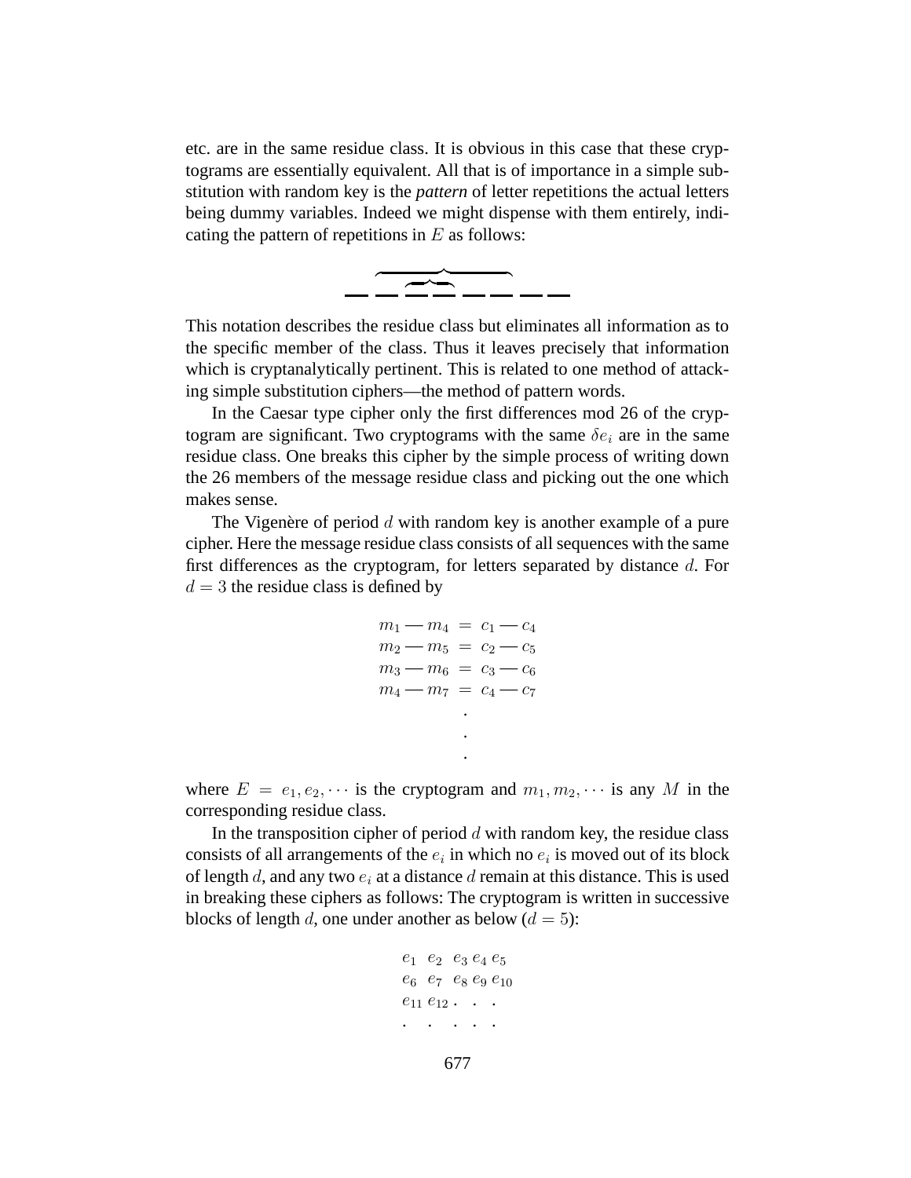etc. are in the same residue class. It is obvious in this case that these cryptograms are essentially equivalent. All that is of importance in a simple substitution with random key is the *pattern* of letter repetitions the actual letters being dummy variables. Indeed we might dispense with them entirely, indicating the pattern of repetitions in $E$ as follows:

$$\underline{\ \ }\ \underline{\ \ }\ \overbrace{\underline{\ \ }\ \overbrace{\underline{\ \ }\ \underline{\ \ }}\ \underline{\ \ }\ \underline{\ \ }}\ \underline{\ \ }\ \underline{\ \ }$$

This notation describes the residue class but eliminates all information as to the specific member of the class. Thus it leaves precisely that information which is cryptanalytically pertinent. This is related to one method of attacking simple substitution ciphers—the method of pattern words.

In the Caesar type cipher only the first differences mod 26 of the cryptogram are significant. Two cryptograms with the same $\delta e_i$ are in the same residue class. One breaks this cipher by the simple process of writing down the 26 members of the message residue class and picking out the one which makes sense.

The Vigenère of period $d$ with random key is another example of a pure cipher. Here the message residue class consists of all sequences with the same first differences as the cryptogram, for letters separated by distance $d$. For $d = 3$ the residue class is defined by

$$\begin{aligned}
m_1 - m_4 &= c_1 - c_4 \\
m_2 - m_5 &= c_2 - c_5 \\
m_3 - m_6 &= c_3 - c_6 \\
m_4 - m_7 &= c_4 - c_7 \\
&\cdot \\
&\cdot \\
&\cdot
\end{aligned}$$

where $E = e_1, e_2, \cdots$ is the cryptogram and $m_1, m_2, \cdots$ is any $M$ in the corresponding residue class.

In the transposition cipher of period $d$ with random key, the residue class consists of all arrangements of the $e_i$ in which no $e_i$ is moved out of its block of length $d$, and any two $e_i$ at a distance $d$ remain at this distance. This is used in breaking these ciphers as follows: The cryptogram is written in successive blocks of length $d$, one under another as below ($d = 5$):

$$\begin{array}{lllll}
e_1 & e_2 & e_3 & e_4 & e_5 \\
e_6 & e_7 & e_8 & e_9 & e_{10} \\
e_{11} & e_{12} & . & . & . \\
. & . & . & . & .
\end{array}$$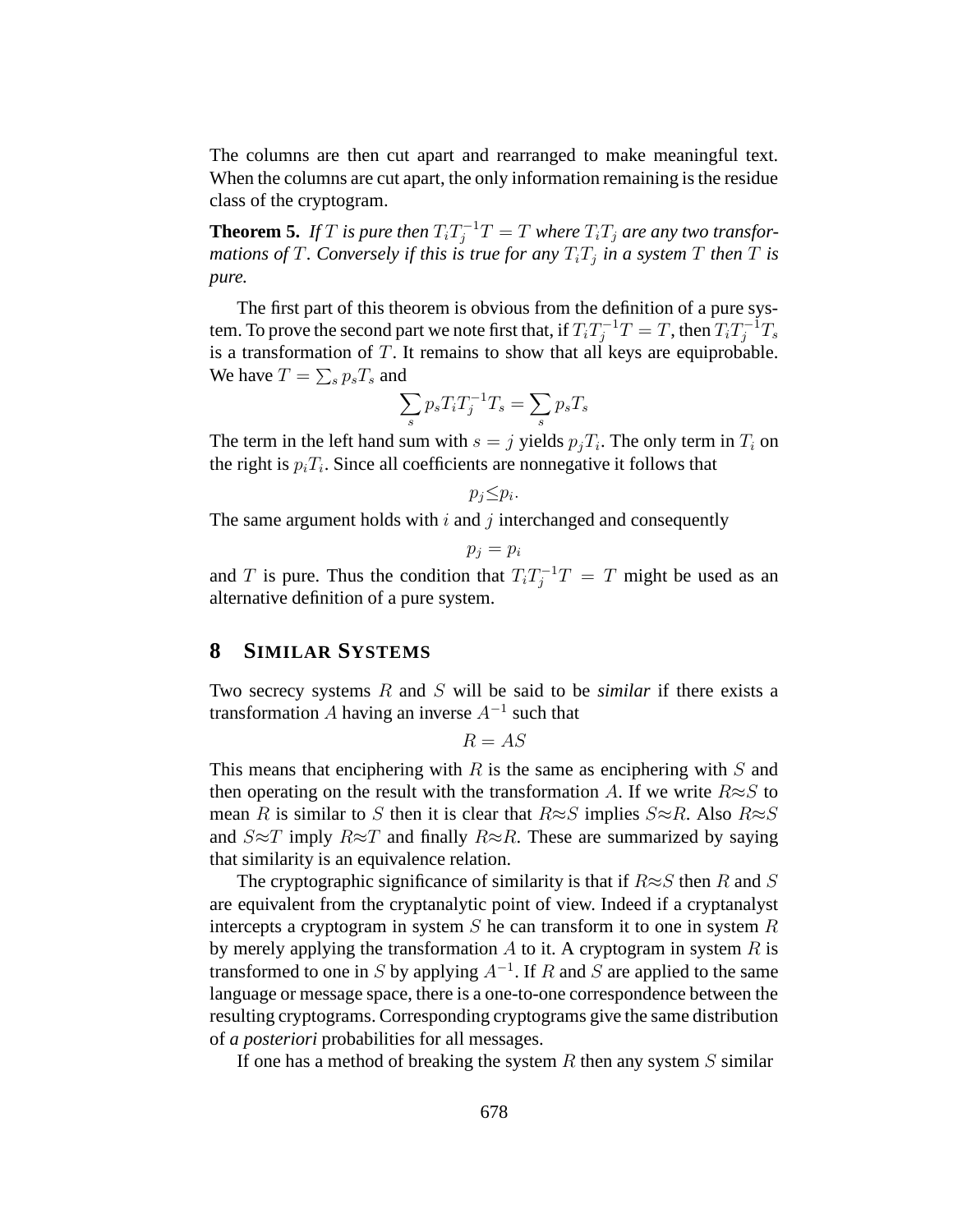The columns are then cut apart and rearranged to make meaningful text. When the columns are cut apart, the only information remaining is the residue class of the cryptogram.

**Theorem 5.** *If $T$ is pure then $T_i T_j^{-1} T = T$ where $T_i T_j$ are any two transformations of $T$. Conversely if this is true for any $T_i T_j$ in a system $T$ then $T$ is pure.*

The first part of this theorem is obvious from the definition of a pure system. To prove the second part we note first that, if $T_i T_j^{-1} T = T$, then $T_i T_j^{-1} T_s$ is a transformation of $T$. It remains to show that all keys are equiprobable. We have $T = \sum_s p_s T_s$ and

$$\sum_s p_s T_i T_j^{-1} T_s = \sum_s p_s T_s$$

The term in the left hand sum with $s = j$ yields $p_j T_i$. The only term in $T_i$ on the right is $p_i T_i$. Since all coefficients are nonnegative it follows that

$$p_j \leq p_i.$$

The same argument holds with $i$ and $j$ interchanged and consequently

$$p_j = p_i$$

and $T$ is pure. Thus the condition that $T_i T_j^{-1} T = T$ might be used as an alternative definition of a pure system.

## 8 SIMILAR SYSTEMS

Two secrecy systems $R$ and $S$ will be said to be *similar* if there exists a transformation $A$ having an inverse $A^{-1}$ such that

$$R = AS$$

This means that enciphering with $R$ is the same as enciphering with $S$ and then operating on the result with the transformation $A$. If we write $R \approx S$ to mean $R$ is similar to $S$ then it is clear that $R \approx S$ implies $S \approx R$. Also $R \approx S$ and $S \approx T$ imply $R \approx T$ and finally $R \approx R$. These are summarized by saying that similarity is an equivalence relation.

The cryptographic significance of similarity is that if $R \approx S$ then $R$ and $S$ are equivalent from the cryptanalytic point of view. Indeed if a cryptanalyst intercepts a cryptogram in system $S$ he can transform it to one in system $R$ by merely applying the transformation $A$ to it. A cryptogram in system $R$ is transformed to one in $S$ by applying $A^{-1}$. If $R$ and $S$ are applied to the same language or message space, there is a one-to-one correspondence between the resulting cryptograms. Corresponding cryptograms give the same distribution of *a posteriori* probabilities for all messages.

If one has a method of breaking the system $R$ then any system $S$ similar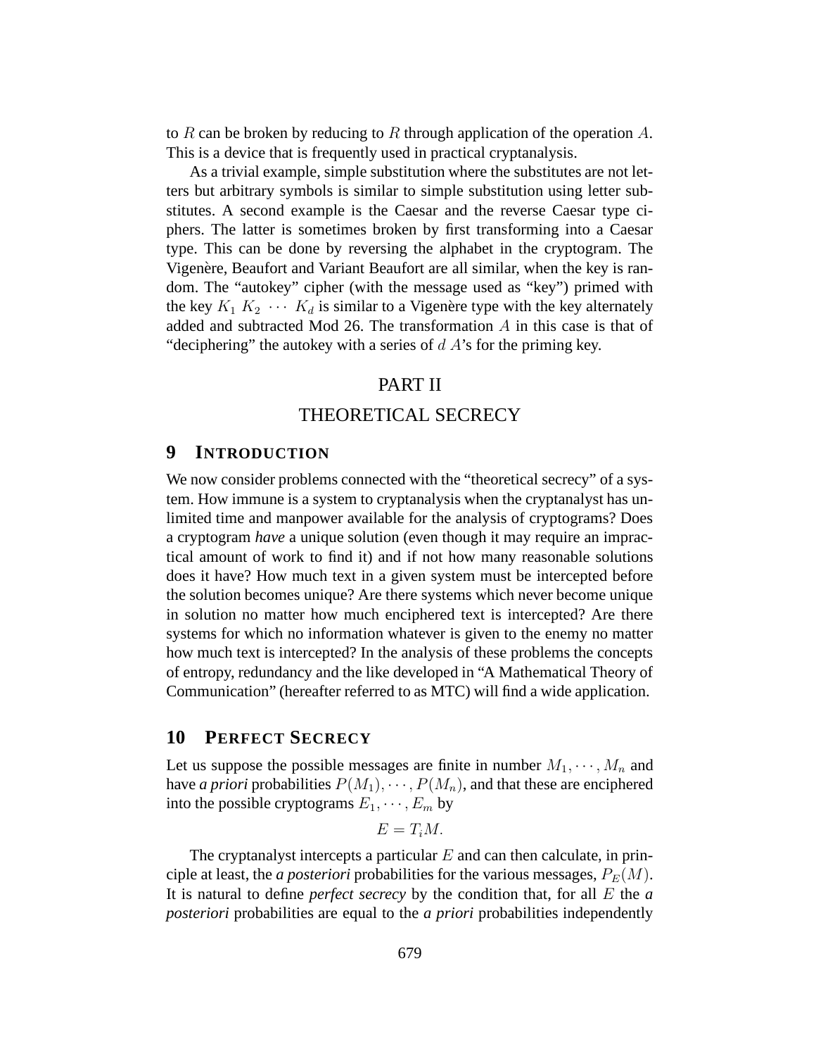to $R$ can be broken by reducing to $R$ through application of the operation $A$. This is a device that is frequently used in practical cryptanalysis.

As a trivial example, simple substitution where the substitutes are not letters but arbitrary symbols is similar to simple substitution using letter substitutes. A second example is the Caesar and the reverse Caesar type ciphers. The latter is sometimes broken by first transforming into a Caesar type. This can be done by reversing the alphabet in the cryptogram. The Vigenère, Beaufort and Variant Beaufort are all similar, when the key is random. The "autokey" cipher (with the message used as "key") primed with the key $K_1\ K_2\ \cdots\ K_d$ is similar to a Vigenère type with the key alternately added and subtracted Mod 26. The transformation $A$ in this case is that of "deciphering" the autokey with a series of $d$ $A$'s for the priming key.

# PART II

# THEORETICAL SECRECY

## 9 Introduction

We now consider problems connected with the "theoretical secrecy" of a system. How immune is a system to cryptanalysis when the cryptanalyst has unlimited time and manpower available for the analysis of cryptograms? Does a cryptogram *have* a unique solution (even though it may require an impractical amount of work to find it) and if not how many reasonable solutions does it have? How much text in a given system must be intercepted before the solution becomes unique? Are there systems which never become unique in solution no matter how much enciphered text is intercepted? Are there systems for which no information whatever is given to the enemy no matter how much text is intercepted? In the analysis of these problems the concepts of entropy, redundancy and the like developed in "A Mathematical Theory of Communication" (hereafter referred to as MTC) will find a wide application.

## 10 Perfect Secrecy

Let us suppose the possible messages are finite in number $M_1, \cdots, M_n$ and have ***a priori*** probabilities $P(M_1), \cdots, P(M_n)$, and that these are enciphered into the possible cryptograms $E_1, \cdots, E_m$ by

$$E = T_i M.$$

The cryptanalyst intercepts a particular $E$ and can then calculate, in principle at least, the ***a posteriori*** probabilities for the various messages, $P_E(M)$. It is natural to define *perfect secrecy* by the condition that, for all $E$ the ***a posteriori*** probabilities are equal to the ***a priori*** probabilities independently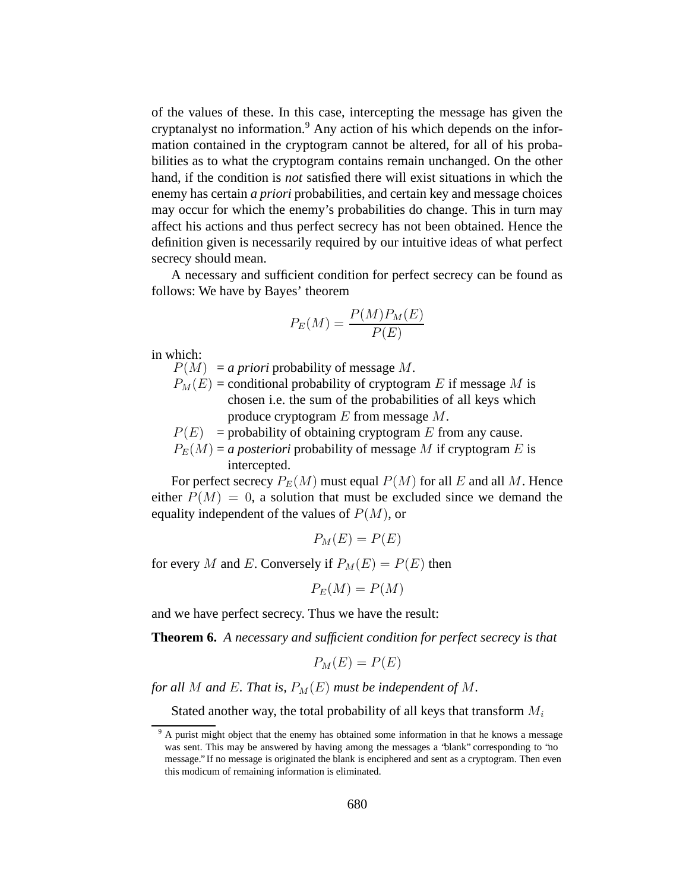of the values of these. In this case, intercepting the message has given the cryptanalyst no information.[9] Any action of his which depends on the information contained in the cryptogram cannot be altered, for all of his probabilities as to what the cryptogram contains remain unchanged. On the other hand, if the condition is *not* satisfied there will exist situations in which the enemy has certain *a priori* probabilities, and certain key and message choices may occur for which the enemy's probabilities do change. This in turn may affect his actions and thus perfect secrecy has not been obtained. Hence the definition given is necessarily required by our intuitive ideas of what perfect secrecy should mean.

A necessary and sufficient condition for perfect secrecy can be found as follows: We have by Bayes' theorem

$$P_E(M) = \frac{P(M)P_M(E)}{P(E)}$$

in which:

$P(M)$ = *a priori* probability of message $M$.

$P_M(E)$ = conditional probability of cryptogram $E$ if message $M$ is chosen i.e. the sum of the probabilities of all keys which produce cryptogram $E$ from message $M$.

$P(E)$ = probability of obtaining cryptogram $E$ from any cause.

$P_E(M)$ = *a posteriori* probability of message $M$ if cryptogram $E$ is intercepted.

For perfect secrecy $P_E(M)$ must equal $P(M)$ for all $E$ and all $M$. Hence either $P(M) = 0$, a solution that must be excluded since we demand the equality independent of the values of $P(M)$, or

$$P_M(E) = P(E)$$

for every $M$ and $E$. Conversely if $P_M(E) = P(E)$ then

$$P_E(M) = P(M)$$

and we have perfect secrecy. Thus we have the result:

**Theorem 6.** *A necessary and sufficient condition for perfect secrecy is that*

$$P_M(E) = P(E)$$

*for all $M$ and $E$. That is, $P_M(E)$ must be independent of $M$.*

Stated another way, the total probability of all keys that transform $M_i$

[9] A purist might object that the enemy has obtained some information in that he knows a message was sent. This may be answered by having among the messages a "blank" corresponding to "no message." If no message is originated the blank is enciphered and sent as a cryptogram. Then even this modicum of remaining information is eliminated.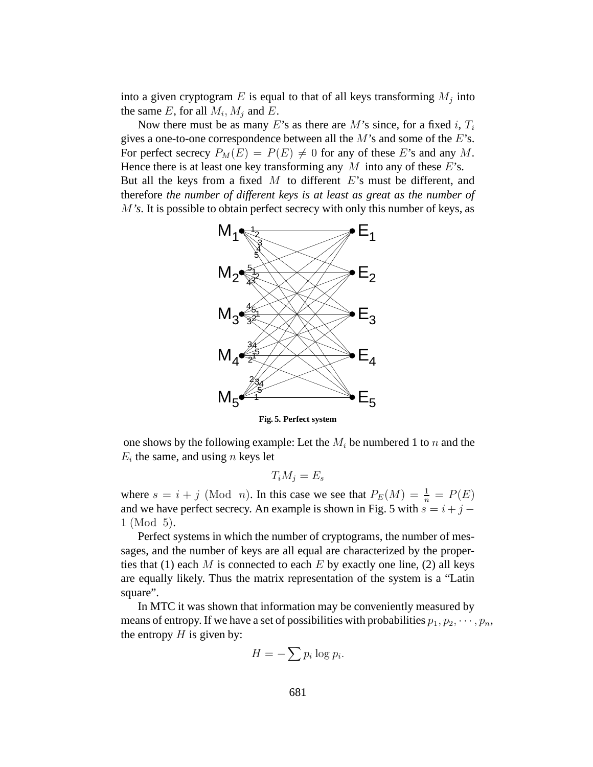into a given cryptogram $E$ is equal to that of all keys transforming $M_j$ into the same $E$, for all $M_i$, $M_j$ and $E$.

Now there must be as many $E$'s as there are $M$'s since, for a fixed $i$, $T_i$ gives a one-to-one correspondence between all the $M$'s and some of the $E$'s. For perfect secrecy $P_M(E) = P(E) \neq 0$ for any of these $E$'s and any $M$. Hence there is at least one key transforming any $M$ into any of these $E$'s. But all the keys from a fixed $M$ to different $E$'s must be different, and therefore *the number of different keys is at least as great as the number of $M$'s*. It is possible to obtain perfect secrecy with only this number of keys, as

M1
M2
M3
M4
M5
E1
E2
E3
E4
E5
1 2 3 4 5
5 1 2 4 3
4 5 1 3 2
3 4 5 2 1
2 3 4 5 1

**Fig. 5. Perfect system**

one shows by the following example: Let the $M_i$ be numbered 1 to $n$ and the $E_i$ the same, and using $n$ keys let

$$T_i M_j = E_s$$

where $s = i + j \pmod{n}$. In this case we see that $P_E(M) = \frac{1}{n} = P(E)$ and we have perfect secrecy. An example is shown in Fig. 5 with $s = i + j - 1 \pmod{5}$.

Perfect systems in which the number of cryptograms, the number of messages, and the number of keys are all equal are characterized by the properties that (1) each $M$ is connected to each $E$ by exactly one line, (2) all keys are equally likely. Thus the matrix representation of the system is a "Latin square".

In MTC it was shown that information may be conveniently measured by means of entropy. If we have a set of possibilities with probabilities $p_1, p_2, \cdots, p_n$, the entropy $H$ is given by:

$$H = -\sum p_i \log p_i.$$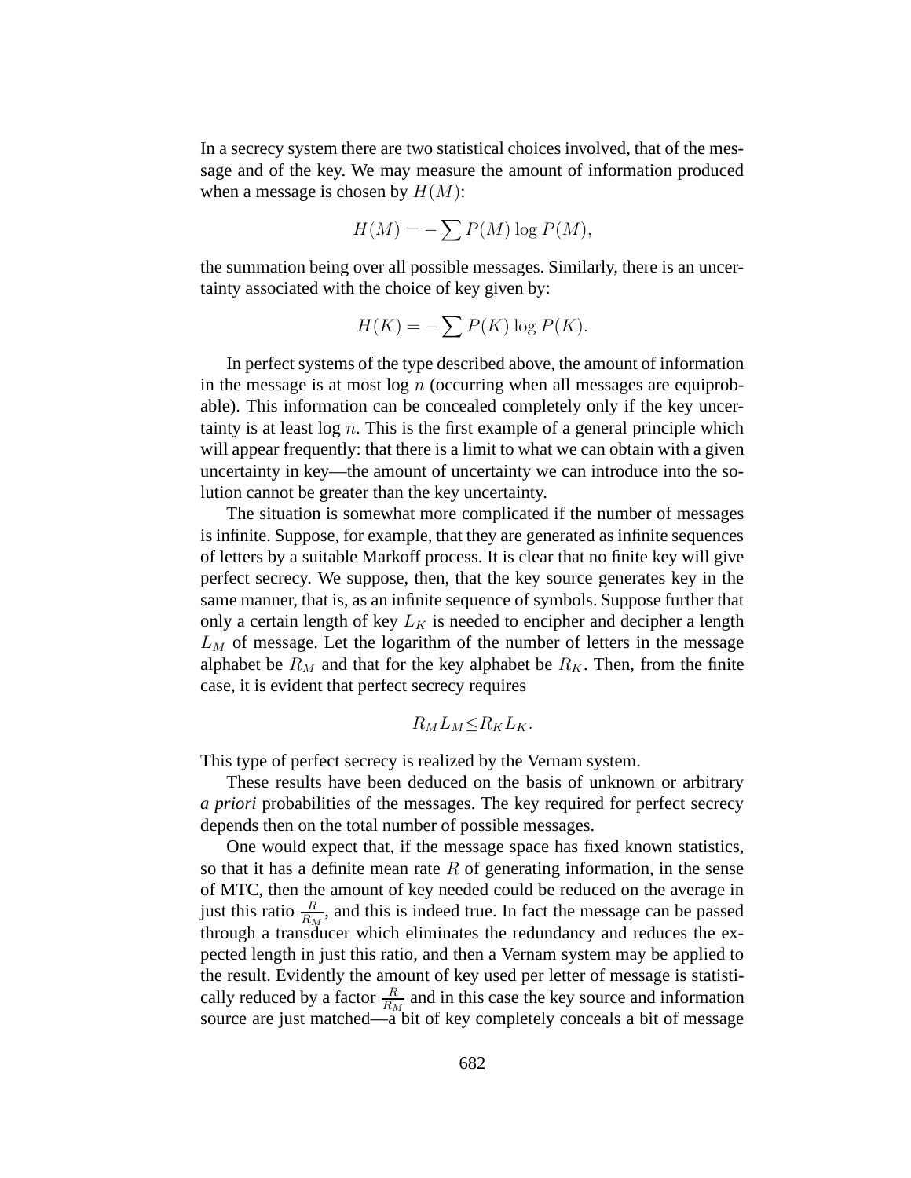In a secrecy system there are two statistical choices involved, that of the message and of the key. We may measure the amount of information produced when a message is chosen by $H(M)$:

$$H(M) = -\sum P(M) \log P(M),$$

the summation being over all possible messages. Similarly, there is an uncertainty associated with the choice of key given by:

$$H(K) = -\sum P(K) \log P(K).$$

In perfect systems of the type described above, the amount of information in the message is at most log $n$ (occurring when all messages are equiprobable). This information can be concealed completely only if the key uncertainty is at least log $n$. This is the first example of a general principle which will appear frequently: that there is a limit to what we can obtain with a given uncertainty in key—the amount of uncertainty we can introduce into the solution cannot be greater than the key uncertainty.

The situation is somewhat more complicated if the number of messages is infinite. Suppose, for example, that they are generated as infinite sequences of letters by a suitable Markoff process. It is clear that no finite key will give perfect secrecy. We suppose, then, that the key source generates key in the same manner, that is, as an infinite sequence of symbols. Suppose further that only a certain length of key $L_K$ is needed to encipher and decipher a length $L_M$ of message. Let the logarithm of the number of letters in the message alphabet be $R_M$ and that for the key alphabet be $R_K$. Then, from the finite case, it is evident that perfect secrecy requires

$$R_M L_M \leq R_K L_K.$$

This type of perfect secrecy is realized by the Vernam system.

These results have been deduced on the basis of unknown or arbitrary *a priori* probabilities of the messages. The key required for perfect secrecy depends then on the total number of possible messages.

One would expect that, if the message space has fixed known statistics, so that it has a definite mean rate $R$ of generating information, in the sense of MTC, then the amount of key needed could be reduced on the average in just this ratio $\frac{R}{R_M}$, and this is indeed true. In fact the message can be passed through a transducer which eliminates the redundancy and reduces the expected length in just this ratio, and then a Vernam system may be applied to the result. Evidently the amount of key used per letter of message is statistically reduced by a factor $\frac{R}{R_M}$ and in this case the key source and information source are just matched—a bit of key completely conceals a bit of message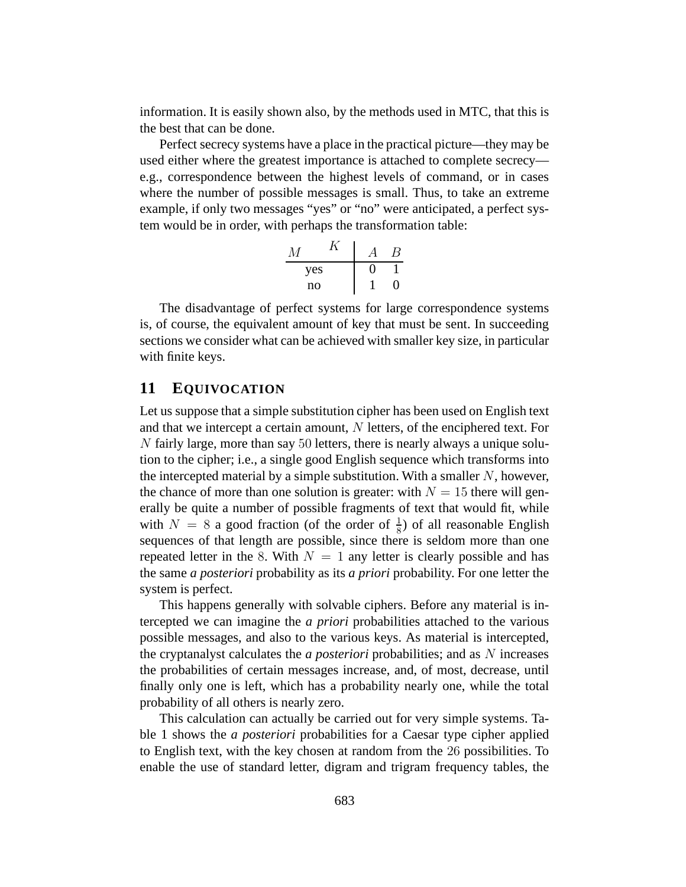information. It is easily shown also, by the methods used in MTC, that this is the best that can be done.

Perfect secrecy systems have a place in the practical picture—they may be used either where the greatest importance is attached to complete secrecy—e.g., correspondence between the highest levels of command, or in cases where the number of possible messages is small. Thus, to take an extreme example, if only two messages "yes" or "no" were anticipated, a perfect system would be in order, with perhaps the transformation table:

| $M$ \ $K$ | $A$ | $B$ |
|---|---|---|
| yes | 0 | 1 |
| no | 1 | 0 |

The disadvantage of perfect systems for large correspondence systems is, of course, the equivalent amount of key that must be sent. In succeeding sections we consider what can be achieved with smaller key size, in particular with finite keys.

## 11 EQUIVOCATION

Let us suppose that a simple substitution cipher has been used on English text and that we intercept a certain amount, $N$ letters, of the enciphered text. For $N$ fairly large, more than say $50$ letters, there is nearly always a unique solution to the cipher; i.e., a single good English sequence which transforms into the intercepted material by a simple substitution. With a smaller $N$, however, the chance of more than one solution is greater: with $N = 15$ there will generally be quite a number of possible fragments of text that would fit, while with $N = 8$ a good fraction (of the order of $\frac{1}{8}$) of all reasonable English sequences of that length are possible, since there is seldom more than one repeated letter in the $8$. With $N = 1$ any letter is clearly possible and has the same *a posteriori* probability as its *a priori* probability. For one letter the system is perfect.

This happens generally with solvable ciphers. Before any material is intercepted we can imagine the *a priori* probabilities attached to the various possible messages, and also to the various keys. As material is intercepted, the cryptanalyst calculates the *a posteriori* probabilities; and as $N$ increases the probabilities of certain messages increase, and, of most, decrease, until finally only one is left, which has a probability nearly one, while the total probability of all others is nearly zero.

This calculation can actually be carried out for very simple systems. Table 1 shows the *a posteriori* probabilities for a Caesar type cipher applied to English text, with the key chosen at random from the $26$ possibilities. To enable the use of standard letter, digram and trigram frequency tables, the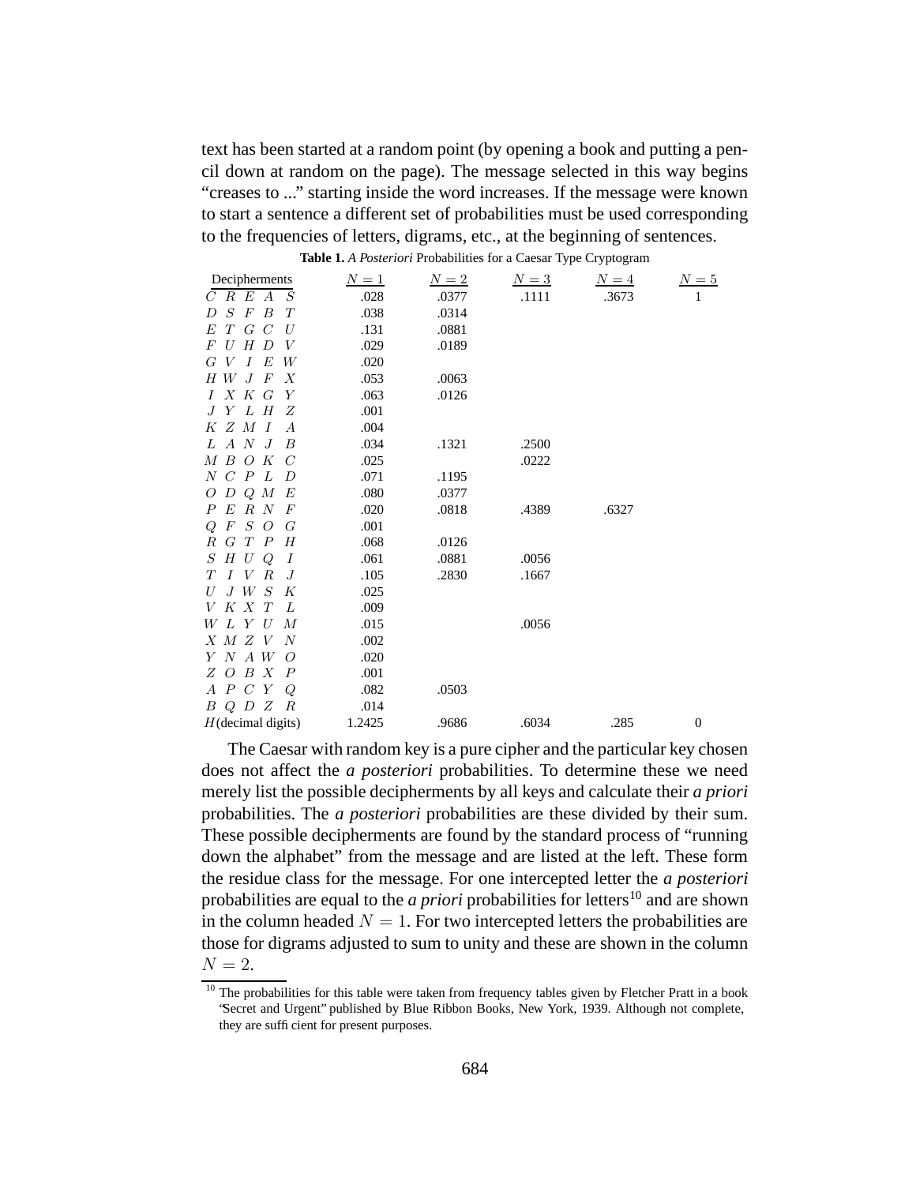text has been started at a random point (by opening a book and putting a pencil down at random on the page). The message selected in this way begins "creases to ..." starting inside the word increases. If the message were known to start a sentence a different set of probabilities must be used corresponding to the frequencies of letters, digrams, etc., at the beginning of sentences.

**Table 1.** *A Posteriori* Probabilities for a Caesar Type Cryptogram

| Decipherments | $N=1$ | $N=2$ | $N=3$ | $N=4$ | $N=5$ |
|---|---|---|---|---|---|
| $C$ $R$ $E$ $A$ $S$ | .028 | .0377 | .1111 | .3673 | 1 |
| $D$ $S$ $F$ $B$ $T$ | .038 | .0314 | | | |
| $E$ $T$ $G$ $C$ $U$ | .131 | .0881 | | | |
| $F$ $U$ $H$ $D$ $V$ | .029 | .0189 | | | |
| $G$ $V$ $I$ $E$ $W$ | .020 | | | | |
| $H$ $W$ $J$ $F$ $X$ | .053 | .0063 | | | |
| $I$ $X$ $K$ $G$ $Y$ | .063 | .0126 | | | |
| $J$ $Y$ $L$ $H$ $Z$ | .001 | | | | |
| $K$ $Z$ $M$ $I$ $A$ | .004 | | | | |
| $L$ $A$ $N$ $J$ $B$ | .034 | .1321 | .2500 | | |
| $M$ $B$ $O$ $K$ $C$ | .025 | | .0222 | | |
| $N$ $C$ $P$ $L$ $D$ | .071 | .1195 | | | |
| $O$ $D$ $Q$ $M$ $E$ | .080 | .0377 | | | |
| $P$ $E$ $R$ $N$ $F$ | .020 | .0818 | .4389 | .6327 | |
| $Q$ $F$ $S$ $O$ $G$ | .001 | | | | |
| $R$ $G$ $T$ $P$ $H$ | .068 | .0126 | | | |
| $S$ $H$ $U$ $Q$ $I$ | .061 | .0881 | .0056 | | |
| $T$ $I$ $V$ $R$ $J$ | .105 | .2830 | .1667 | | |
| $U$ $J$ $W$ $S$ $K$ | .025 | | | | |
| $V$ $K$ $X$ $T$ $L$ | .009 | | | | |
| $W$ $L$ $Y$ $U$ $M$ | .015 | | .0056 | | |
| $X$ $M$ $Z$ $V$ $N$ | .002 | | | | |
| $Y$ $N$ $A$ $W$ $O$ | .020 | | | | |
| $Z$ $O$ $B$ $X$ $P$ | .001 | | | | |
| $A$ $P$ $C$ $Y$ $Q$ | .082 | .0503 | | | |
| $B$ $Q$ $D$ $Z$ $R$ | .014 | | | | |
| $H$ (decimal digits) | 1.2425 | .9686 | .6034 | .285 | 0 |

The Caesar with random key is a pure cipher and the particular key chosen does not affect the *a posteriori* probabilities. To determine these we need merely list the possible decipherments by all keys and calculate their *a priori* probabilities. The *a posteriori* probabilities are these divided by their sum. These possible decipherments are found by the standard process of "running down the alphabet" from the message and are listed at the left. These form the residue class for the message. For one intercepted letter the *a posteriori* probabilities are equal to the *a priori* probabilities for letters[10] and are shown in the column headed $N = 1$. For two intercepted letters the probabilities are those for digrams adjusted to sum to unity and these are shown in the column $N = 2$.

[10] The probabilities for this table were taken from frequency tables given by Fletcher Pratt in a book "Secret and Urgent" published by Blue Ribbon Books, New York, 1939. Although not complete, they are sufficient for present purposes.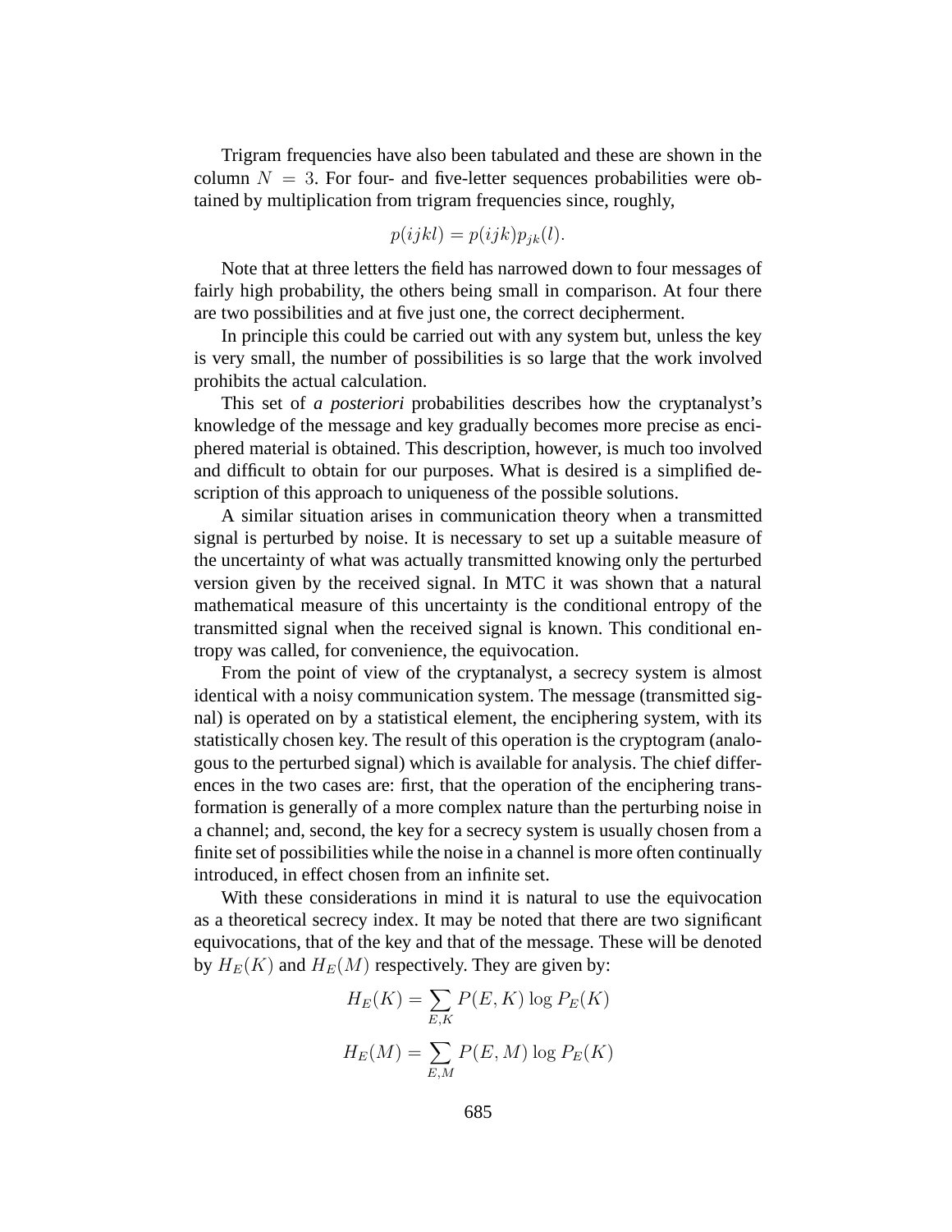Trigram frequencies have also been tabulated and these are shown in the column $N = 3$. For four- and five-letter sequences probabilities were obtained by multiplication from trigram frequencies since, roughly,

$$p(ijkl) = p(ijk)p_{jk}(l).$$

Note that at three letters the field has narrowed down to four messages of fairly high probability, the others being small in comparison. At four there are two possibilities and at five just one, the correct decipherment.

In principle this could be carried out with any system but, unless the key is very small, the number of possibilities is so large that the work involved prohibits the actual calculation.

This set of *a posteriori* probabilities describes how the cryptanalyst's knowledge of the message and key gradually becomes more precise as enciphered material is obtained. This description, however, is much too involved and difficult to obtain for our purposes. What is desired is a simplified description of this approach to uniqueness of the possible solutions.

A similar situation arises in communication theory when a transmitted signal is perturbed by noise. It is necessary to set up a suitable measure of the uncertainty of what was actually transmitted knowing only the perturbed version given by the received signal. In MTC it was shown that a natural mathematical measure of this uncertainty is the conditional entropy of the transmitted signal when the received signal is known. This conditional entropy was called, for convenience, the equivocation.

From the point of view of the cryptanalyst, a secrecy system is almost identical with a noisy communication system. The message (transmitted signal) is operated on by a statistical element, the enciphering system, with its statistically chosen key. The result of this operation is the cryptogram (analogous to the perturbed signal) which is available for analysis. The chief differences in the two cases are: first, that the operation of the enciphering transformation is generally of a more complex nature than the perturbing noise in a channel; and, second, the key for a secrecy system is usually chosen from a finite set of possibilities while the noise in a channel is more often continually introduced, in effect chosen from an infinite set.

With these considerations in mind it is natural to use the equivocation as a theoretical secrecy index. It may be noted that there are two significant equivocations, that of the key and that of the message. These will be denoted by $H_E(K)$ and $H_E(M)$ respectively. They are given by:

$$H_E(K) = \sum_{E,K} P(E,K) \log P_E(K)$$

$$H_E(M) = \sum_{E,M} P(E,M) \log P_E(K)$$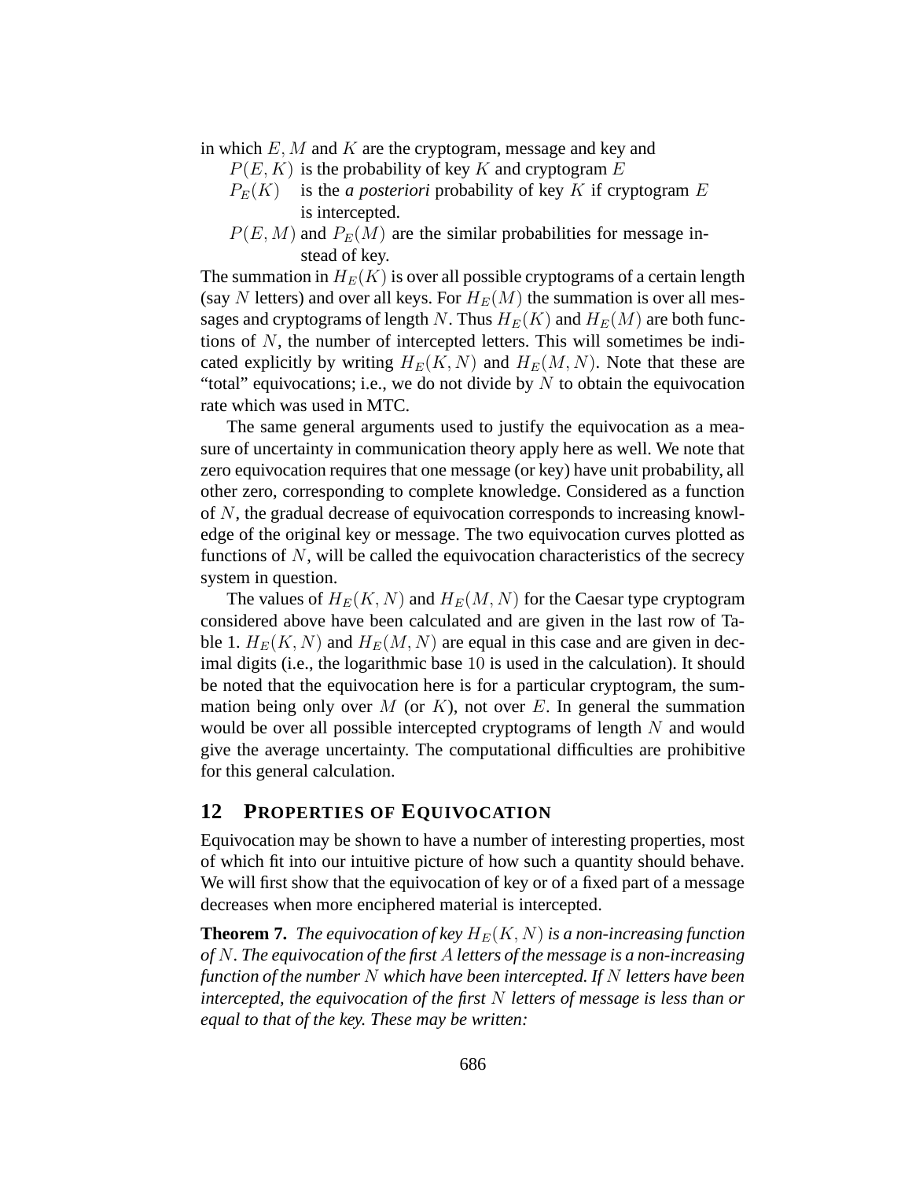in which $E, M$ and $K$ are the cryptogram, message and key and

$P(E, K)$ is the probability of key $K$ and cryptogram $E$

$P_E(K)$ is the *a posteriori* probability of key $K$ if cryptogram $E$ is intercepted.

$P(E, M)$ and $P_E(M)$ are the similar probabilities for message instead of key.

The summation in $H_E(K)$ is over all possible cryptograms of a certain length (say $N$ letters) and over all keys. For $H_E(M)$ the summation is over all messages and cryptograms of length $N$. Thus $H_E(K)$ and $H_E(M)$ are both functions of $N$, the number of intercepted letters. This will sometimes be indicated explicitly by writing $H_E(K, N)$ and $H_E(M, N)$. Note that these are "total" equivocations; i.e., we do not divide by $N$ to obtain the equivocation rate which was used in MTC.

The same general arguments used to justify the equivocation as a measure of uncertainty in communication theory apply here as well. We note that zero equivocation requires that one message (or key) have unit probability, all other zero, corresponding to complete knowledge. Considered as a function of $N$, the gradual decrease of equivocation corresponds to increasing knowledge of the original key or message. The two equivocation curves plotted as functions of $N$, will be called the equivocation characteristics of the secrecy system in question.

The values of $H_E(K, N)$ and $H_E(M, N)$ for the Caesar type cryptogram considered above have been calculated and are given in the last row of Table 1. $H_E(K, N)$ and $H_E(M, N)$ are equal in this case and are given in decimal digits (i.e., the logarithmic base 10 is used in the calculation). It should be noted that the equivocation here is for a particular cryptogram, the summation being only over $M$ (or $K$), not over $E$. In general the summation would be over all possible intercepted cryptograms of length $N$ and would give the average uncertainty. The computational difficulties are prohibitive for this general calculation.

## 12 PROPERTIES OF EQUIVOCATION

Equivocation may be shown to have a number of interesting properties, most of which fit into our intuitive picture of how such a quantity should behave. We will first show that the equivocation of key or of a fixed part of a message decreases when more enciphered material is intercepted.

**Theorem 7.** *The equivocation of key $H_E(K, N)$ is a non-increasing function of $N$. The equivocation of the first $A$ letters of the message is a non-increasing function of the number $N$ which have been intercepted. If $N$ letters have been intercepted, the equivocation of the first $N$ letters of message is less than or equal to that of the key. These may be written:*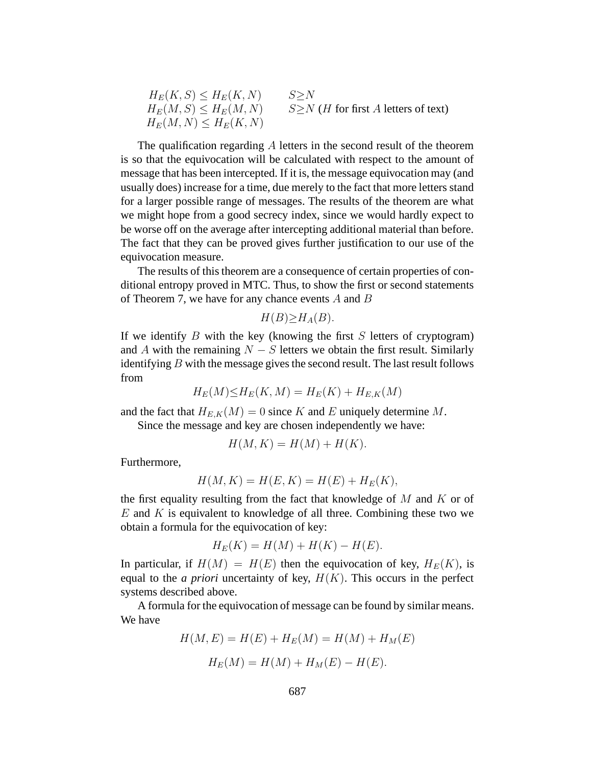$$
\begin{array}{ll}
H_E(K,S) \leq H_E(K,N) & S \geq N \\
H_E(M,S) \leq H_E(M,N) & S \geq N \text{ ($H$ for first $A$ letters of text)} \\
H_E(M,N) \leq H_E(K,N) &
\end{array}
$$

The qualification regarding $A$ letters in the second result of the theorem is so that the equivocation will be calculated with respect to the amount of message that has been intercepted. If it is, the message equivocation may (and usually does) increase for a time, due merely to the fact that more letters stand for a larger possible range of messages. The results of the theorem are what we might hope from a good secrecy index, since we would hardly expect to be worse off on the average after intercepting additional material than before. The fact that they can be proved gives further justification to our use of the equivocation measure.

The results of this theorem are a consequence of certain properties of conditional entropy proved in MTC. Thus, to show the first or second statements of Theorem 7, we have for any chance events $A$ and $B$

$$H(B) \geq H_A(B).$$

If we identify $B$ with the key (knowing the first $S$ letters of cryptogram) and $A$ with the remaining $N - S$ letters we obtain the first result. Similarly identifying $B$ with the message gives the second result. The last result follows from

$$H_E(M) \leq H_E(K,M) = H_E(K) + H_{E,K}(M)$$

and the fact that $H_{E,K}(M) = 0$ since $K$ and $E$ uniquely determine $M$.

Since the message and key are chosen independently we have:

$$H(M,K) = H(M) + H(K).$$

Furthermore,

$$H(M,K) = H(E,K) = H(E) + H_E(K),$$

the first equality resulting from the fact that knowledge of $M$ and $K$ or of $E$ and $K$ is equivalent to knowledge of all three. Combining these two we obtain a formula for the equivocation of key:

$$H_E(K) = H(M) + H(K) - H(E).$$

In particular, if $H(M) = H(E)$ then the equivocation of key, $H_E(K)$, is equal to the *a priori* uncertainty of key, $H(K)$. This occurs in the perfect systems described above.

A formula for the equivocation of message can be found by similar means. We have

$$H(M,E) = H(E) + H_E(M) = H(M) + H_M(E)$$

$$H_E(M) = H(M) + H_M(E) - H(E).$$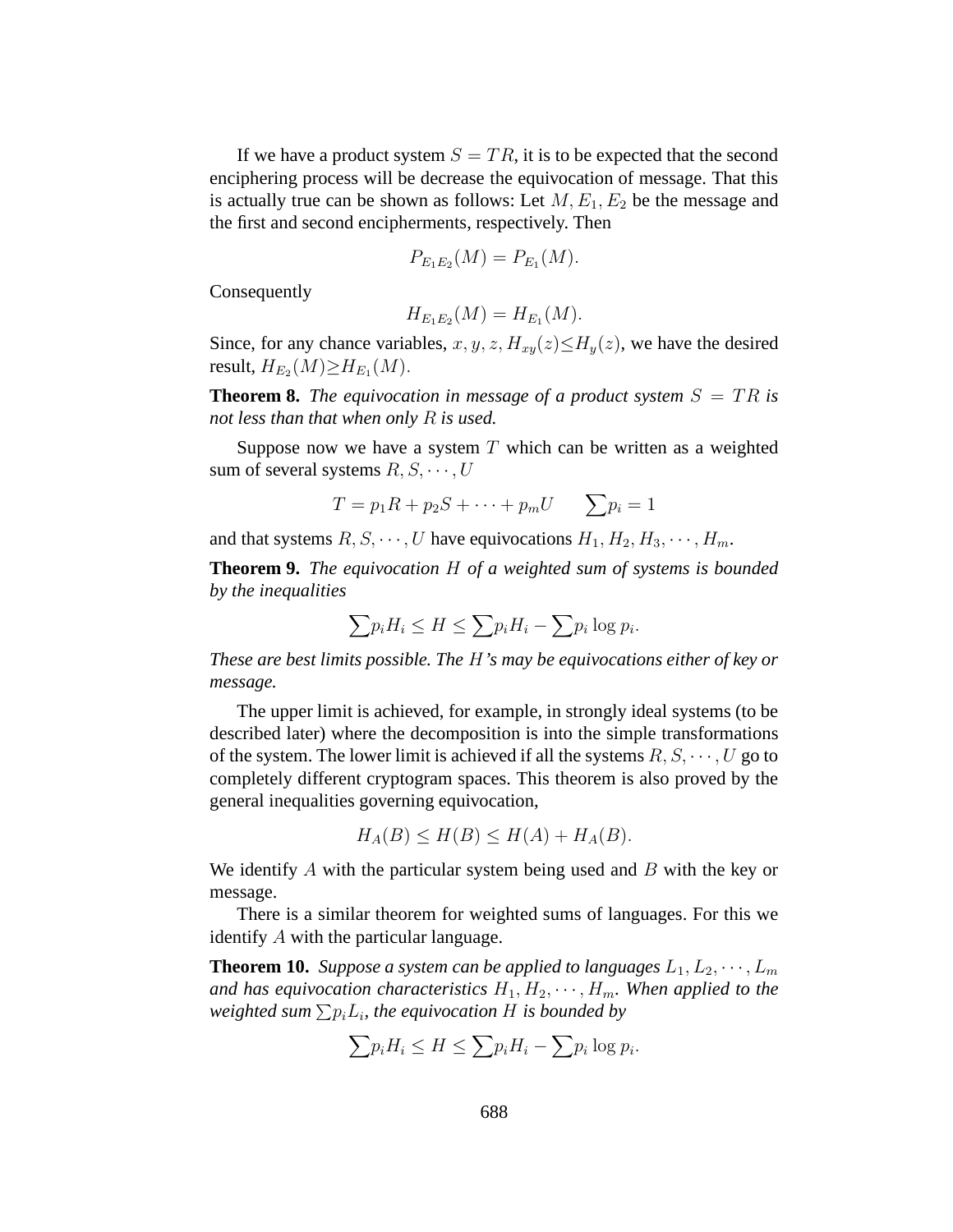If we have a product system $S = TR$, it is to be expected that the second enciphering process will be decrease the equivocation of message. That this is actually true can be shown as follows: Let $M, E_1, E_2$ be the message and the first and second encipherments, respectively. Then

$$P_{E_1 E_2}(M) = P_{E_1}(M).$$

Consequently

$$H_{E_1 E_2}(M) = H_{E_1}(M).$$

Since, for any chance variables, $x, y, z, H_{xy}(z) \leq H_y(z)$, we have the desired result, $H_{E_2}(M) \geq H_{E_1}(M)$.

**Theorem 8.** *The equivocation in message of a product system $S = TR$ is not less than that when only $R$ is used.*

Suppose now we have a system $T$ which can be written as a weighted sum of several systems $R, S, \cdots, U$

$$T = p_1 R + p_2 S + \cdots + p_m U \qquad \sum p_i = 1$$

and that systems $R, S, \cdots, U$ have equivocations $H_1, H_2, H_3, \cdots, H_m$.

**Theorem 9.** *The equivocation $H$ of a weighted sum of systems is bounded by the inequalities*

$$\sum p_i H_i \leq H \leq \sum p_i H_i - \sum p_i \log p_i.$$

*These are best limits possible. The $H$'s may be equivocations either of key or message.*

The upper limit is achieved, for example, in strongly ideal systems (to be described later) where the decomposition is into the simple transformations of the system. The lower limit is achieved if all the systems $R, S, \cdots, U$ go to completely different cryptogram spaces. This theorem is also proved by the general inequalities governing equivocation,

$$H_A(B) \leq H(B) \leq H(A) + H_A(B).$$

We identify $A$ with the particular system being used and $B$ with the key or message.

There is a similar theorem for weighted sums of languages. For this we identify $A$ with the particular language.

**Theorem 10.** *Suppose a system can be applied to languages $L_1, L_2, \cdots, L_m$ and has equivocation characteristics $H_1, H_2, \cdots, H_m$. When applied to the weighted sum $\sum p_i L_i$, the equivocation $H$ is bounded by*

$$\sum p_i H_i \leq H \leq \sum p_i H_i - \sum p_i \log p_i.$$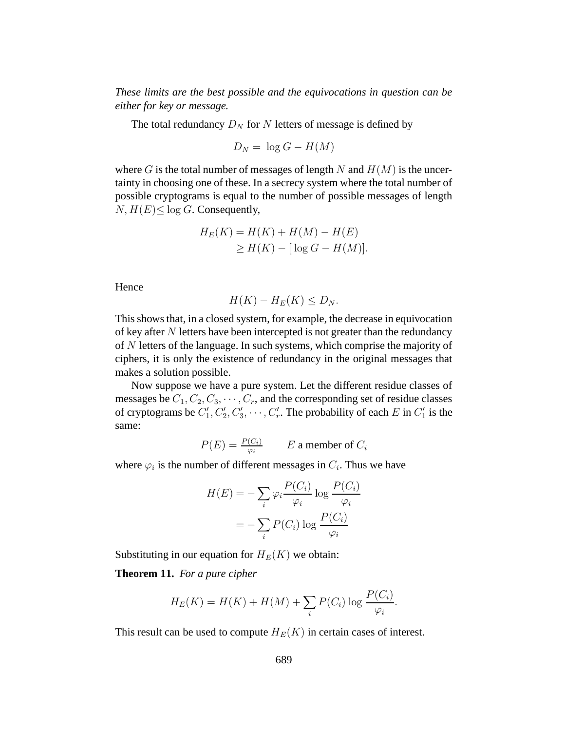*These limits are the best possible and the equivocations in question can be either for key or message.*

The total redundancy $D_N$ for $N$ letters of message is defined by

$$D_N = \log G - H(M)$$

where $G$ is the total number of messages of length $N$ and $H(M)$ is the uncertainty in choosing one of these. In a secrecy system where the total number of possible cryptograms is equal to the number of possible messages of length $N$, $H(E) \leq \log G$. Consequently,

$$\begin{aligned} H_E(K) &= H(K) + H(M) - H(E) \\ &\geq H(K) - [\log G - H(M)]. \end{aligned}$$

Hence

$$H(K) - H_E(K) \leq D_N.$$

This shows that, in a closed system, for example, the decrease in equivocation of key after $N$ letters have been intercepted is not greater than the redundancy of $N$ letters of the language. In such systems, which comprise the majority of ciphers, it is only the existence of redundancy in the original messages that makes a solution possible.

Now suppose we have a pure system. Let the different residue classes of messages be $C_1, C_2, C_3, \cdots, C_r$, and the corresponding set of residue classes of cryptograms be $C_1', C_2', C_3', \cdots, C_r'$. The probability of each $E$ in $C_1'$ is the same:

$$P(E) = \frac{P(C_i)}{\varphi_i} \qquad E \text{ a member of } C_i$$

where $\varphi_i$ is the number of different messages in $C_i$. Thus we have

$$\begin{aligned} H(E) &= -\sum_i \varphi_i \frac{P(C_i)}{\varphi_i} \log \frac{P(C_i)}{\varphi_i} \\ &= -\sum_i P(C_i) \log \frac{P(C_i)}{\varphi_i} \end{aligned}$$

Substituting in our equation for $H_E(K)$ we obtain:

**Theorem 11.** *For a pure cipher*

$$H_E(K) = H(K) + H(M) + \sum_i P(C_i) \log \frac{P(C_i)}{\varphi_i}.$$

This result can be used to compute $H_E(K)$ in certain cases of interest.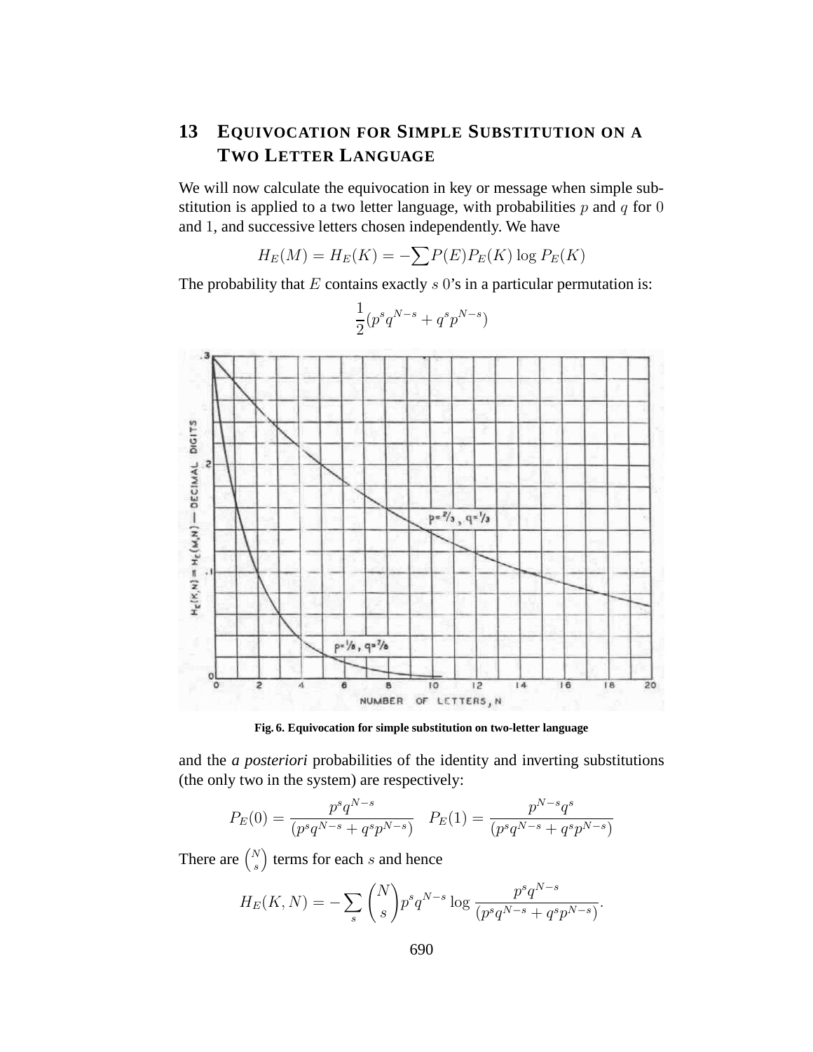## 13 Equivocation for Simple Substitution on a Two Letter Language

We will now calculate the equivocation in key or message when simple substitution is applied to a two letter language, with probabilities $p$ and $q$ for $0$ and $1$, and successive letters chosen independently. We have

$$H_E(M) = H_E(K) = -\sum P(E) P_E(K) \log P_E(K)$$

The probability that $E$ contains exactly $s$ 0's in a particular permutation is:

$$\frac{1}{2}(p^s q^{N-s} + q^s p^{N-s})$$

.3
.2
.1
0
$H_E(K,N) = H_E(M,N)$ — DECIMAL DIGITS
0 2 4 6 8 10 12 14 16 18 20
NUMBER OF LETTERS, N
$p = 2/3$, $q = 1/3$
$p = 1/8$, $q = 7/8$

**Fig. 6. Equivocation for simple substitution on two-letter language**

and the *a posteriori* probabilities of the identity and inverting substitutions (the only two in the system) are respectively:

$$P_E(0) = \frac{p^s q^{N-s}}{(p^s q^{N-s} + q^s p^{N-s})} \quad P_E(1) = \frac{p^{N-s} q^s}{(p^s q^{N-s} + q^s p^{N-s})}$$

There are $\binom{N}{s}$ terms for each $s$ and hence

$$H_E(K,N) = -\sum_s \binom{N}{s} p^s q^{N-s} \log \frac{p^s q^{N-s}}{(p^s q^{N-s} + q^s p^{N-s})}.$$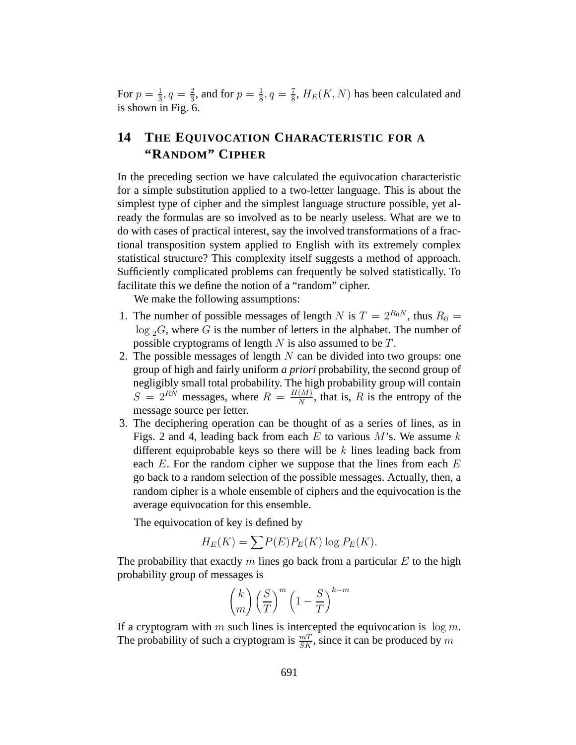For $p = \frac{1}{3}, q = \frac{2}{3}$, and for $p = \frac{1}{8}, q = \frac{7}{8}$, $H_E(K, N)$ has been calculated and is shown in Fig. 6.

## 14 THE EQUIVOCATION CHARACTERISTIC FOR A "RANDOM" CIPHER

In the preceding section we have calculated the equivocation characteristic for a simple substitution applied to a two-letter language. This is about the simplest type of cipher and the simplest language structure possible, yet already the formulas are so involved as to be nearly useless. What are we to do with cases of practical interest, say the involved transformations of a fractional transposition system applied to English with its extremely complex statistical structure? This complexity itself suggests a method of approach. Sufficiently complicated problems can frequently be solved statistically. To facilitate this we define the notion of a "random" cipher.

We make the following assumptions:

1. The number of possible messages of length $N$ is $T = 2^{R_0 N}$, thus $R_0 = \log_2 G$, where $G$ is the number of letters in the alphabet. The number of possible cryptograms of length $N$ is also assumed to be $T$.
2. The possible messages of length $N$ can be divided into two groups: one group of high and fairly uniform *a priori* probability, the second group of negligibly small total probability. The high probability group will contain $S = 2^{RN}$ messages, where $R = \frac{H(M)}{N}$, that is, $R$ is the entropy of the message source per letter.
3. The deciphering operation can be thought of as a series of lines, as in Figs. 2 and 4, leading back from each $E$ to various $M$'s. We assume $k$ different equiprobable keys so there will be $k$ lines leading back from each $E$. For the random cipher we suppose that the lines from each $E$ go back to a random selection of the possible messages. Actually, then, a random cipher is a whole ensemble of ciphers and the equivocation is the average equivocation for this ensemble.

The equivocation of key is defined by

$$H_E(K) = \sum P(E) P_E(K) \log P_E(K).$$

The probability that exactly $m$ lines go back from a particular $E$ to the high probability group of messages is

$$\binom{k}{m} \left(\frac{S}{T}\right)^m \left(1 - \frac{S}{T}\right)^{k-m}$$

If a cryptogram with $m$ such lines is intercepted the equivocation is $\log m$. The probability of such a cryptogram is $\frac{mT}{SK}$, since it can be produced by $m$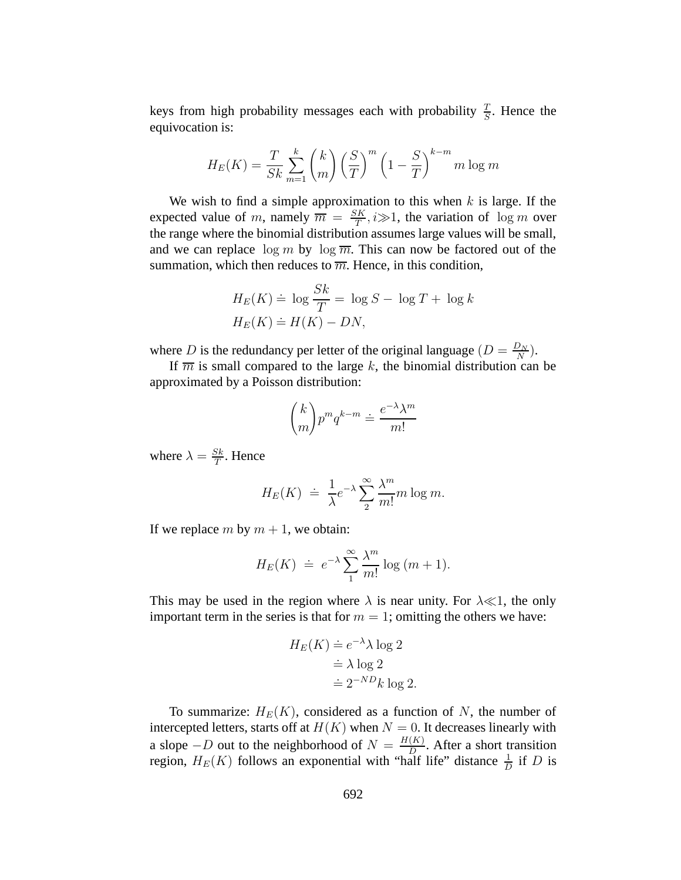keys from high probability messages each with probability $\frac{T}{S}$. Hence the equivocation is:

$$H_E(K) = \frac{T}{Sk} \sum_{m=1}^{k} \binom{k}{m} \left(\frac{S}{T}\right)^m \left(1 - \frac{S}{T}\right)^{k-m} m \log m$$

We wish to find a simple approximation to this when $k$ is large. If the expected value of $m$, namely $\overline{m} = \frac{SK}{T}, i \gg 1$, the variation of $\log m$ over the range where the binomial distribution assumes large values will be small, and we can replace $\log m$ by $\log \overline{m}$. This can now be factored out of the summation, which then reduces to $\overline{m}$. Hence, in this condition,

$$H_E(K) \doteq \log \frac{Sk}{T} = \log S - \log T + \log k$$
$$H_E(K) \doteq H(K) - DN,$$

where $D$ is the redundancy per letter of the original language ($D = \frac{D_N}{N}$).

If $\overline{m}$ is small compared to the large $k$, the binomial distribution can be approximated by a Poisson distribution:

$$\binom{k}{m} p^m q^{k-m} \doteq \frac{e^{-\lambda} \lambda^m}{m!}$$

where $\lambda = \frac{Sk}{T}$. Hence

$$H_E(K) \doteq \frac{1}{\lambda} e^{-\lambda} \sum_{2}^{\infty} \frac{\lambda^m}{m!} m \log m.$$

If we replace $m$ by $m + 1$, we obtain:

$$H_E(K) \doteq e^{-\lambda} \sum_{1}^{\infty} \frac{\lambda^m}{m!} \log (m + 1).$$

This may be used in the region where $\lambda$ is near unity. For $\lambda \ll 1$, the only important term in the series is that for $m = 1$; omitting the others we have:

$$\begin{aligned} H_E(K) &\doteq e^{-\lambda} \lambda \log 2 \\ &\doteq \lambda \log 2 \\ &\doteq 2^{-ND} k \log 2. \end{aligned}$$

To summarize: $H_E(K)$, considered as a function of $N$, the number of intercepted letters, starts off at $H(K)$ when $N = 0$. It decreases linearly with a slope $-D$ out to the neighborhood of $N = \frac{H(K)}{D}$. After a short transition region, $H_E(K)$ follows an exponential with "half life" distance $\frac{1}{D}$ if $D$ is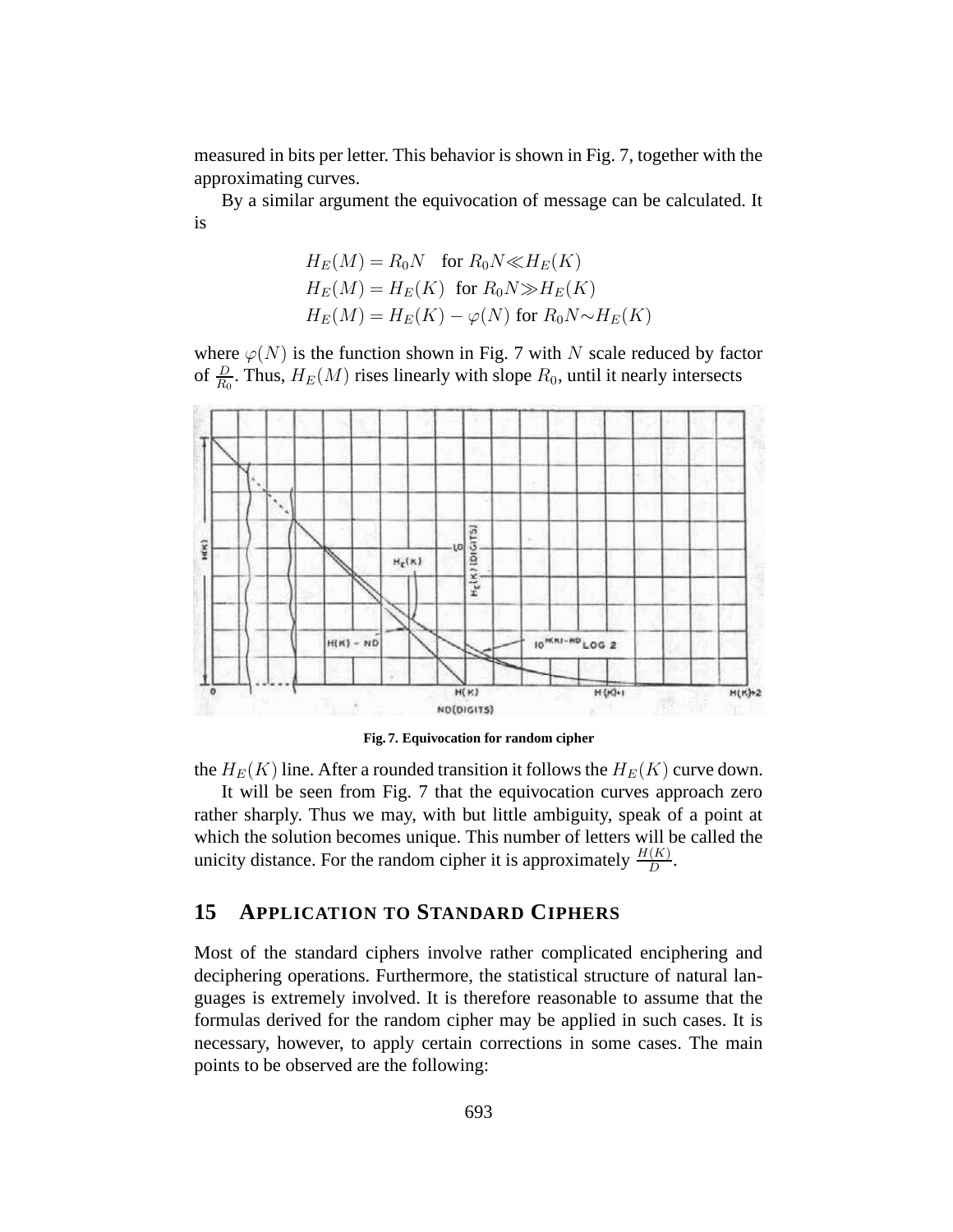measured in bits per letter. This behavior is shown in Fig. 7, together with the approximating curves.

By a similar argument the equivocation of message can be calculated. It is

$$
\begin{aligned}
H_E(M) &= R_0 N \quad \text{for } R_0 N \ll H_E(K) \\
H_E(M) &= H_E(K) \quad \text{for } R_0 N \gg H_E(K) \\
H_E(M) &= H_E(K) - \varphi(N) \text{ for } R_0 N \sim H_E(K)
\end{aligned}
$$

where $\varphi(N)$ is the function shown in Fig. 7 with $N$ scale reduced by factor of $\frac{D}{R_0}$. Thus, $H_E(M)$ rises linearly with slope $R_0$, until it nearly intersects

H(K)

1.0

$H_E(K)$

$H_E(K)$ (DIGITS)

H(K) − ND

$10^{H(K)-ND}$ LOG 2

0

H(K)

H(K)+1

H(K)+2

ND(DIGITS)

**Fig. 7. Equivocation for random cipher**

the $H_E(K)$ line. After a rounded transition it follows the $H_E(K)$ curve down.

It will be seen from Fig. 7 that the equivocation curves approach zero rather sharply. Thus we may, with but little ambiguity, speak of a point at which the solution becomes unique. This number of letters will be called the unicity distance. For the random cipher it is approximately $\frac{H(K)}{D}$.

## 15 APPLICATION TO STANDARD CIPHERS

Most of the standard ciphers involve rather complicated enciphering and deciphering operations. Furthermore, the statistical structure of natural languages is extremely involved. It is therefore reasonable to assume that the formulas derived for the random cipher may be applied in such cases. It is necessary, however, to apply certain corrections in some cases. The main points to be observed are the following: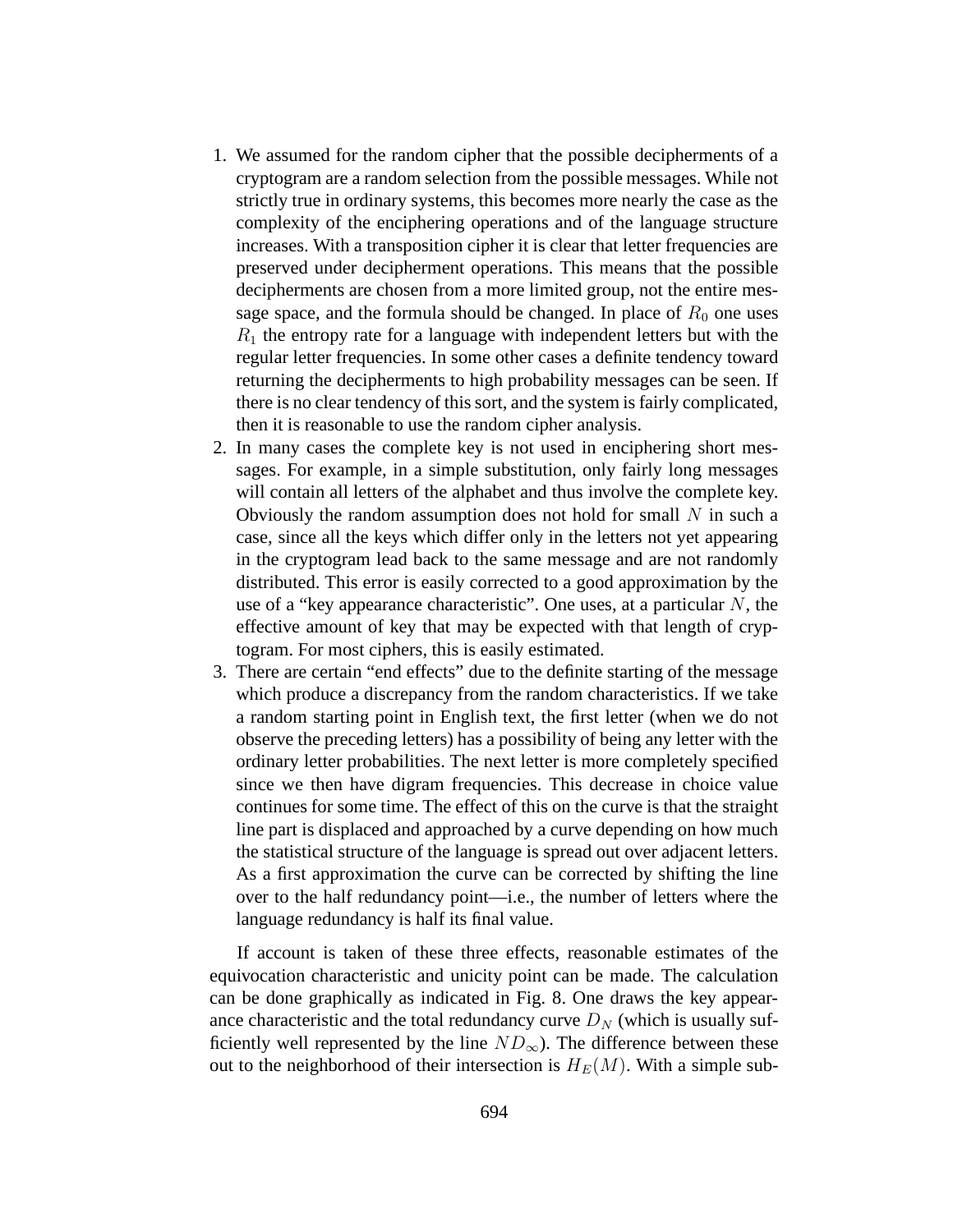1. We assumed for the random cipher that the possible decipherments of a cryptogram are a random selection from the possible messages. While not strictly true in ordinary systems, this becomes more nearly the case as the complexity of the enciphering operations and of the language structure increases. With a transposition cipher it is clear that letter frequencies are preserved under decipherment operations. This means that the possible decipherments are chosen from a more limited group, not the entire message space, and the formula should be changed. In place of $R_0$ one uses $R_1$ the entropy rate for a language with independent letters but with the regular letter frequencies. In some other cases a definite tendency toward returning the decipherments to high probability messages can be seen. If there is no clear tendency of this sort, and the system is fairly complicated, then it is reasonable to use the random cipher analysis.
2. In many cases the complete key is not used in enciphering short messages. For example, in a simple substitution, only fairly long messages will contain all letters of the alphabet and thus involve the complete key. Obviously the random assumption does not hold for small $N$ in such a case, since all the keys which differ only in the letters not yet appearing in the cryptogram lead back to the same message and are not randomly distributed. This error is easily corrected to a good approximation by the use of a "key appearance characteristic". One uses, at a particular $N$, the effective amount of key that may be expected with that length of cryptogram. For most ciphers, this is easily estimated.
3. There are certain "end effects" due to the definite starting of the message which produce a discrepancy from the random characteristics. If we take a random starting point in English text, the first letter (when we do not observe the preceding letters) has a possibility of being any letter with the ordinary letter probabilities. The next letter is more completely specified since we then have digram frequencies. This decrease in choice value continues for some time. The effect of this on the curve is that the straight line part is displaced and approached by a curve depending on how much the statistical structure of the language is spread out over adjacent letters. As a first approximation the curve can be corrected by shifting the line over to the half redundancy point—i.e., the number of letters where the language redundancy is half its final value.

If account is taken of these three effects, reasonable estimates of the equivocation characteristic and unicity point can be made. The calculation can be done graphically as indicated in Fig. 8. One draws the key appearance characteristic and the total redundancy curve $D_N$ (which is usually sufficiently well represented by the line $ND_\infty$). The difference between these out to the neighborhood of their intersection is $H_E(M)$. With a simple sub-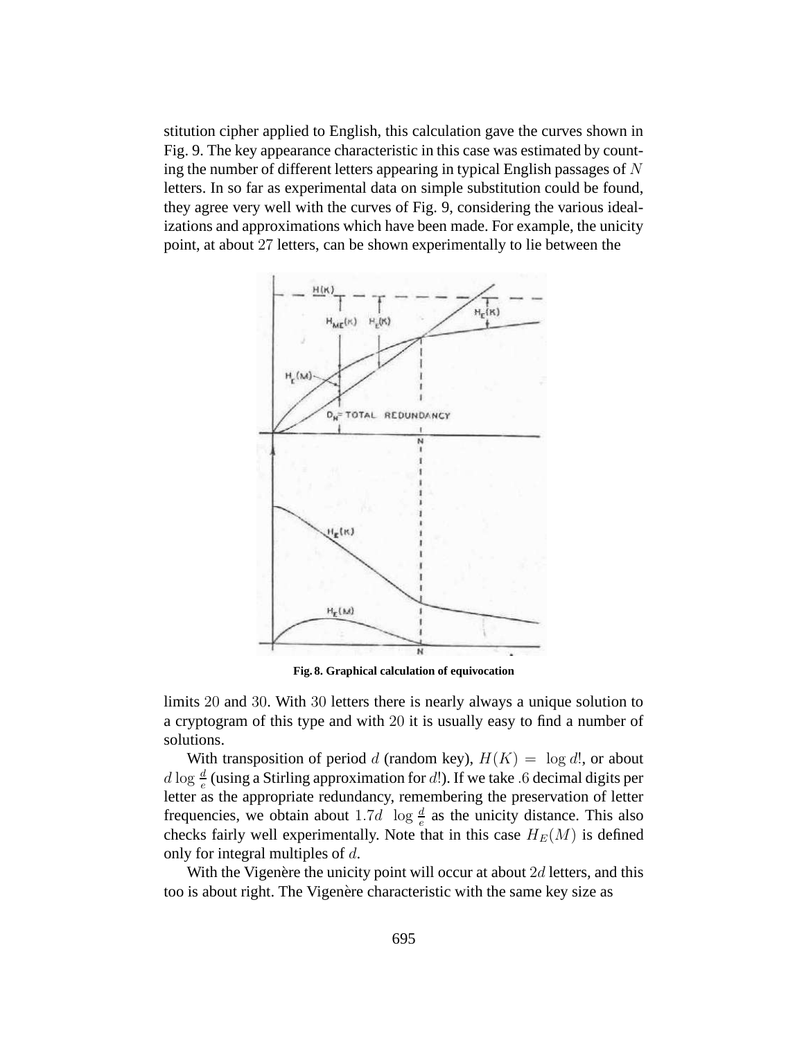stitution cipher applied to English, this calculation gave the curves shown in Fig. 9. The key appearance characteristic in this case was estimated by counting the number of different letters appearing in typical English passages of $N$ letters. In so far as experimental data on simple substitution could be found, they agree very well with the curves of Fig. 9, considering the various idealizations and approximations which have been made. For example, the unicity point, at about $27$ letters, can be shown experimentally to lie between the

H(K)

$H_{ME}(K)$

$H_E(K)$

$H_E(K)$

$H_E(M)$

$D_N$ = TOTAL REDUNDANCY

N

$H_E(K)$

$H_E(M)$

N

**Fig. 8. Graphical calculation of equivocation**

limits $20$ and $30$. With $30$ letters there is nearly always a unique solution to a cryptogram of this type and with $20$ it is usually easy to find a number of solutions.

With transposition of period $d$ (random key), $H(K) = \log d!$, or about $d \log \frac{d}{e}$ (using a Stirling approximation for $d!$). If we take $.6$ decimal digits per letter as the appropriate redundancy, remembering the preservation of letter frequencies, we obtain about $1.7d \ \log \frac{d}{e}$ as the unicity distance. This also checks fairly well experimentally. Note that in this case $H_E(M)$ is defined only for integral multiples of $d$.

With the Vigenère the unicity point will occur at about $2d$ letters, and this too is about right. The Vigenère characteristic with the same key size as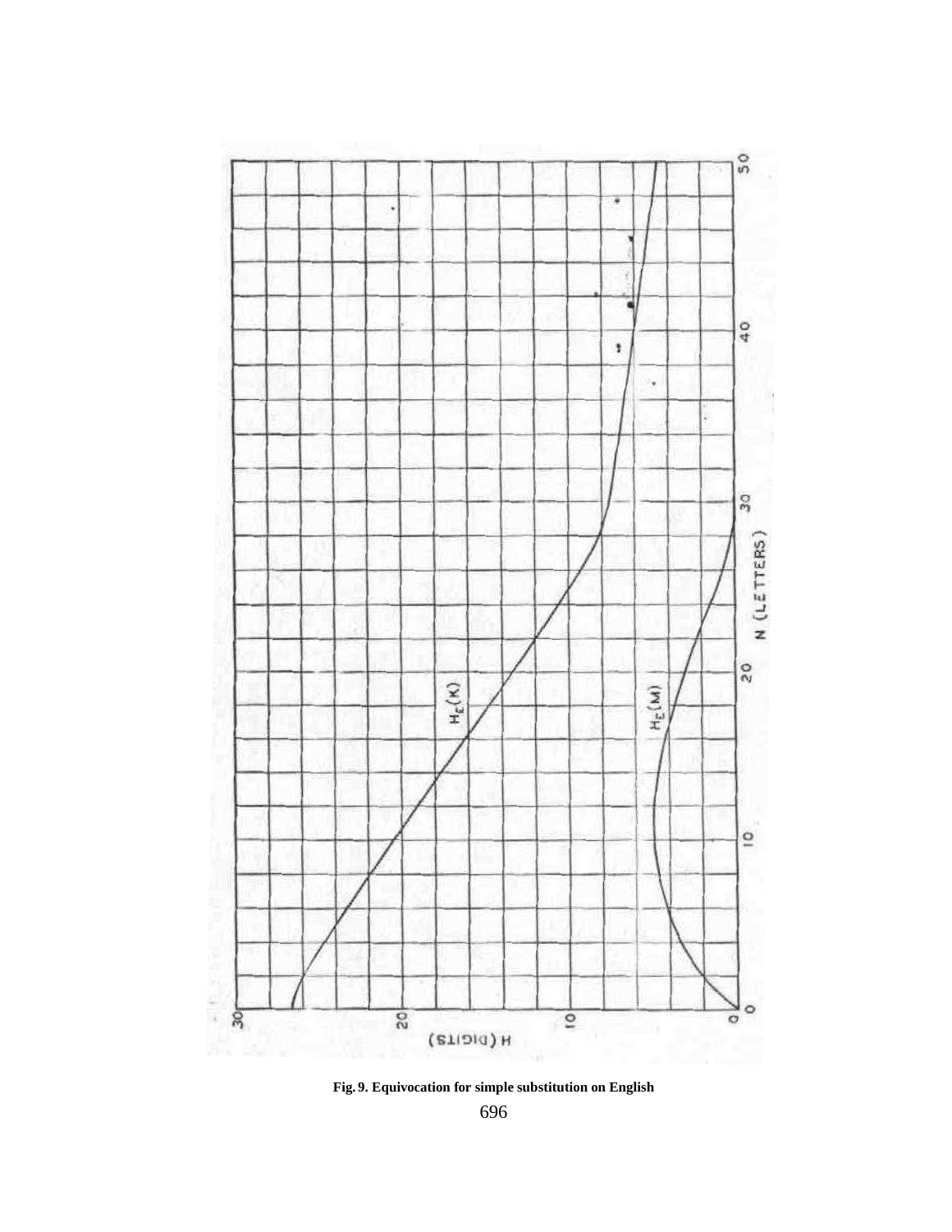H (DIGITS)

30

20

10

0

N (LETTERS)

0

10

20

30

40

50

$H_E(K)$

$H_E(M)$

**Fig. 9. Equivocation for simple substitution on English**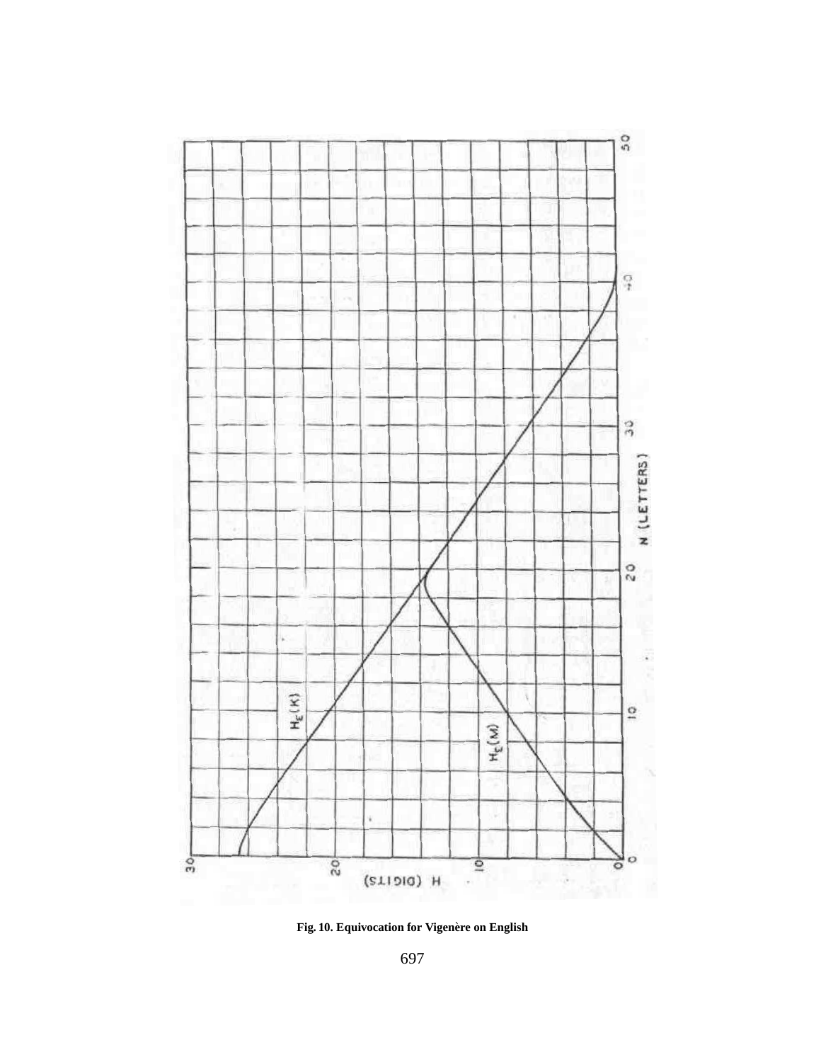$H_E(K)$

$H_E(M)$

H (DIGITS)

N (LETTERS)

0
10
20
30

0
10
20
30
40
50

**Fig. 10. Equivocation for Vigenère on English**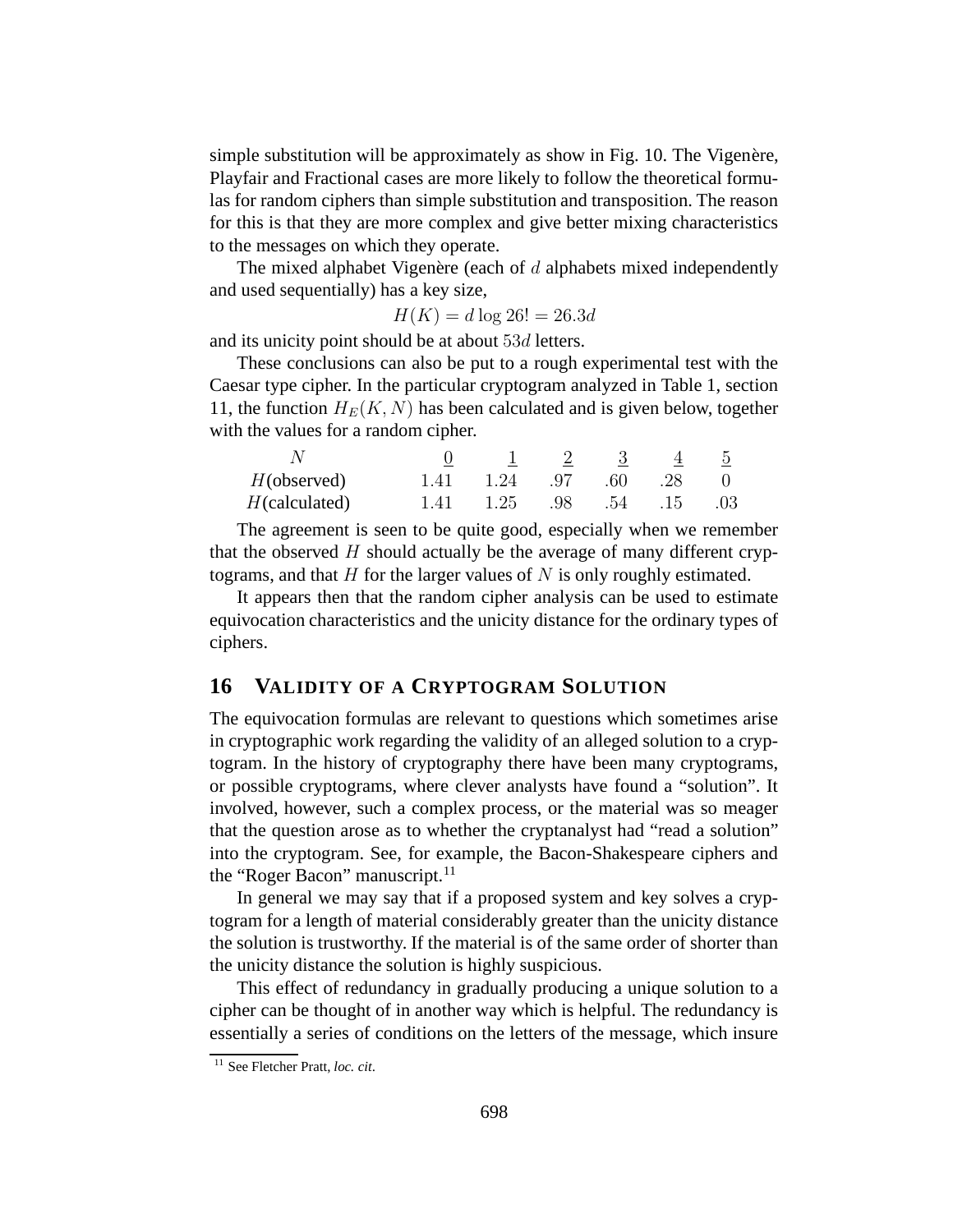simple substitution will be approximately as show in Fig. 10. The Vigenère, Playfair and Fractional cases are more likely to follow the theoretical formulas for random ciphers than simple substitution and transposition. The reason for this is that they are more complex and give better mixing characteristics to the messages on which they operate.

The mixed alphabet Vigenère (each of $d$ alphabets mixed independently and used sequentially) has a key size,

$$H(K) = d \log 26! = 26.3d$$

and its unicity point should be at about $53d$ letters.

These conclusions can also be put to a rough experimental test with the Caesar type cipher. In the particular cryptogram analyzed in Table 1, section 11, the function $H_E(K, N)$ has been calculated and is given below, together with the values for a random cipher.

| $N$ | $\underline{0}$ | $\underline{1}$ | $\underline{2}$ | $\underline{3}$ | $\underline{4}$ | $\underline{5}$ |
|---|---|---|---|---|---|---|
| $H$(observed) | 1.41 | 1.24 | .97 | .60 | .28 | 0 |
| $H$(calculated) | 1.41 | 1.25 | .98 | .54 | .15 | .03 |

The agreement is seen to be quite good, especially when we remember that the observed $H$ should actually be the average of many different cryptograms, and that $H$ for the larger values of $N$ is only roughly estimated.

It appears then that the random cipher analysis can be used to estimate equivocation characteristics and the unicity distance for the ordinary types of ciphers.

## 16 Validity of a Cryptogram Solution

The equivocation formulas are relevant to questions which sometimes arise in cryptographic work regarding the validity of an alleged solution to a cryptogram. In the history of cryptography there have been many cryptograms, or possible cryptograms, where clever analysts have found a "solution". It involved, however, such a complex process, or the material was so meager that the question arose as to whether the cryptanalyst had "read a solution" into the cryptogram. See, for example, the Bacon-Shakespeare ciphers and the "Roger Bacon" manuscript.[11]

In general we may say that if a proposed system and key solves a cryptogram for a length of material considerably greater than the unicity distance the solution is trustworthy. If the material is of the same order of shorter than the unicity distance the solution is highly suspicious.

This effect of redundancy in gradually producing a unique solution to a cipher can be thought of in another way which is helpful. The redundancy is essentially a series of conditions on the letters of the message, which insure

[11] See Fletcher Pratt, *loc. cit*.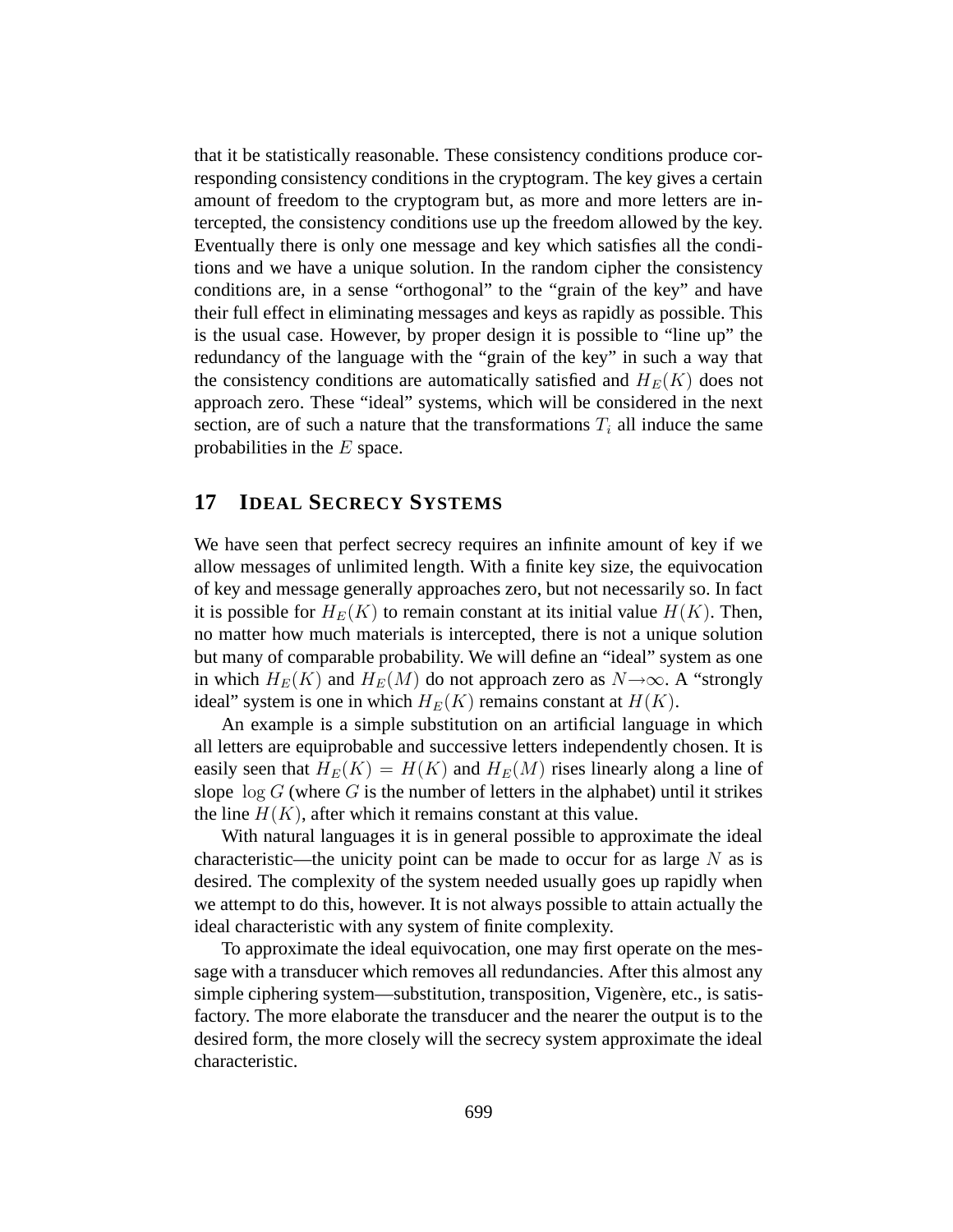that it be statistically reasonable. These consistency conditions produce corresponding consistency conditions in the cryptogram. The key gives a certain amount of freedom to the cryptogram but, as more and more letters are intercepted, the consistency conditions use up the freedom allowed by the key. Eventually there is only one message and key which satisfies all the conditions and we have a unique solution. In the random cipher the consistency conditions are, in a sense "orthogonal" to the "grain of the key" and have their full effect in eliminating messages and keys as rapidly as possible. This is the usual case. However, by proper design it is possible to "line up" the redundancy of the language with the "grain of the key" in such a way that the consistency conditions are automatically satisfied and $H_E(K)$ does not approach zero. These "ideal" systems, which will be considered in the next section, are of such a nature that the transformations $T_i$ all induce the same probabilities in the $E$ space.

## 17 IDEAL SECRECY SYSTEMS

We have seen that perfect secrecy requires an infinite amount of key if we allow messages of unlimited length. With a finite key size, the equivocation of key and message generally approaches zero, but not necessarily so. In fact it is possible for $H_E(K)$ to remain constant at its initial value $H(K)$. Then, no matter how much materials is intercepted, there is not a unique solution but many of comparable probability. We will define an "ideal" system as one in which $H_E(K)$ and $H_E(M)$ do not approach zero as $N \to \infty$. A "strongly ideal" system is one in which $H_E(K)$ remains constant at $H(K)$.

An example is a simple substitution on an artificial language in which all letters are equiprobable and successive letters independently chosen. It is easily seen that $H_E(K) = H(K)$ and $H_E(M)$ rises linearly along a line of slope $\log G$ (where $G$ is the number of letters in the alphabet) until it strikes the line $H(K)$, after which it remains constant at this value.

With natural languages it is in general possible to approximate the ideal characteristic—the unicity point can be made to occur for as large $N$ as is desired. The complexity of the system needed usually goes up rapidly when we attempt to do this, however. It is not always possible to attain actually the ideal characteristic with any system of finite complexity.

To approximate the ideal equivocation, one may first operate on the message with a transducer which removes all redundancies. After this almost any simple ciphering system—substitution, transposition, Vigenère, etc., is satisfactory. The more elaborate the transducer and the nearer the output is to the desired form, the more closely will the secrecy system approximate the ideal characteristic.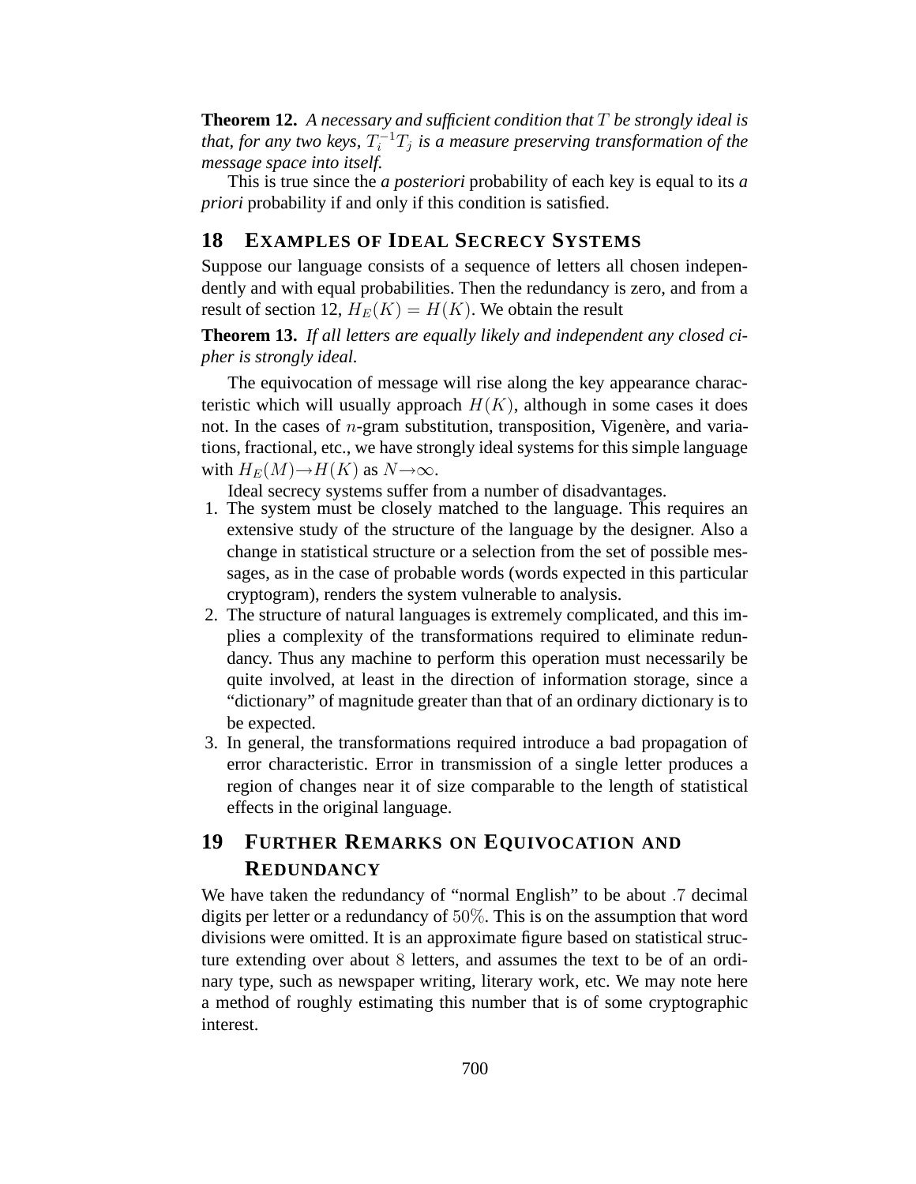**Theorem 12.** *A necessary and sufficient condition that $T$ be strongly ideal is that, for any two keys, $T_i^{-1}T_j$ is a measure preserving transformation of the message space into itself.*

This is true since the *a posteriori* probability of each key is equal to its *a priori* probability if and only if this condition is satisfied.

## 18 Examples of Ideal Secrecy Systems

Suppose our language consists of a sequence of letters all chosen independently and with equal probabilities. Then the redundancy is zero, and from a result of section 12, $H_E(K) = H(K)$. We obtain the result

**Theorem 13.** *If all letters are equally likely and independent any closed cipher is strongly ideal.*

The equivocation of message will rise along the key appearance characteristic which will usually approach $H(K)$, although in some cases it does not. In the cases of $n$-gram substitution, transposition, Vigenère, and variations, fractional, etc., we have strongly ideal systems for this simple language with $H_E(M) \rightarrow H(K)$ as $N \rightarrow \infty$.

Ideal secrecy systems suffer from a number of disadvantages.

1. The system must be closely matched to the language. This requires an extensive study of the structure of the language by the designer. Also a change in statistical structure or a selection from the set of possible messages, as in the case of probable words (words expected in this particular cryptogram), renders the system vulnerable to analysis.
2. The structure of natural languages is extremely complicated, and this implies a complexity of the transformations required to eliminate redundancy. Thus any machine to perform this operation must necessarily be quite involved, at least in the direction of information storage, since a "dictionary" of magnitude greater than that of an ordinary dictionary is to be expected.
3. In general, the transformations required introduce a bad propagation of error characteristic. Error in transmission of a single letter produces a region of changes near it of size comparable to the length of statistical effects in the original language.

## 19 Further Remarks on Equivocation and Redundancy

We have taken the redundancy of "normal English" to be about $.7$ decimal digits per letter or a redundancy of $50\%$. This is on the assumption that word divisions were omitted. It is an approximate figure based on statistical structure extending over about $8$ letters, and assumes the text to be of an ordinary type, such as newspaper writing, literary work, etc. We may note here a method of roughly estimating this number that is of some cryptographic interest.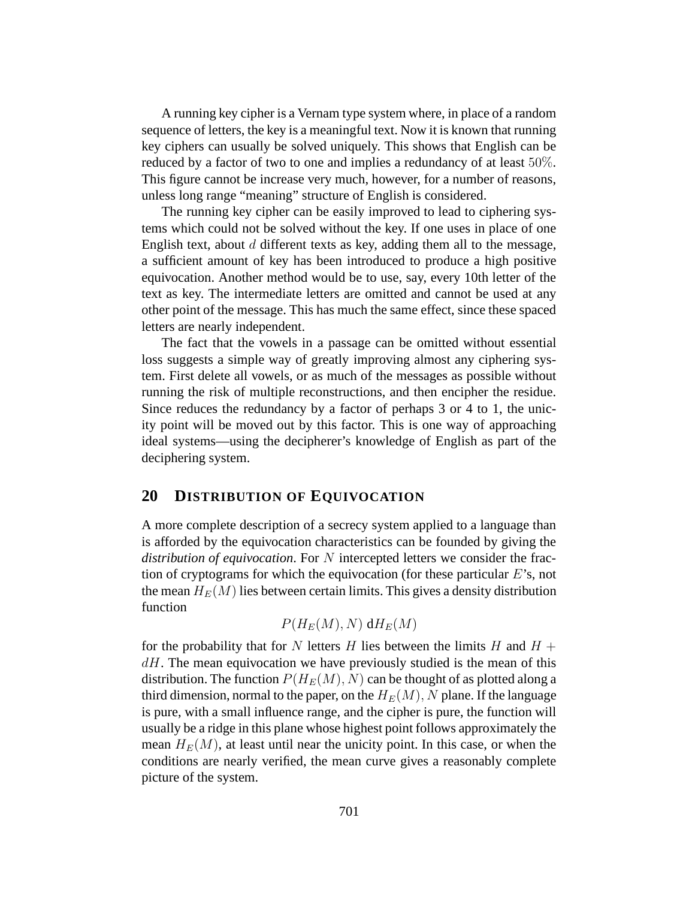A running key cipher is a Vernam type system where, in place of a random sequence of letters, the key is a meaningful text. Now it is known that running key ciphers can usually be solved uniquely. This shows that English can be reduced by a factor of two to one and implies a redundancy of at least $50\%$. This figure cannot be increase very much, however, for a number of reasons, unless long range "meaning" structure of English is considered.

The running key cipher can be easily improved to lead to ciphering systems which could not be solved without the key. If one uses in place of one English text, about $d$ different texts as key, adding them all to the message, a sufficient amount of key has been introduced to produce a high positive equivocation. Another method would be to use, say, every 10th letter of the text as key. The intermediate letters are omitted and cannot be used at any other point of the message. This has much the same effect, since these spaced letters are nearly independent.

The fact that the vowels in a passage can be omitted without essential loss suggests a simple way of greatly improving almost any ciphering system. First delete all vowels, or as much of the messages as possible without running the risk of multiple reconstructions, and then encipher the residue. Since reduces the redundancy by a factor of perhaps 3 or 4 to 1, the unicity point will be moved out by this factor. This is one way of approaching ideal systems—using the decipherer's knowledge of English as part of the deciphering system.

## 20 DISTRIBUTION OF EQUIVOCATION

A more complete description of a secrecy system applied to a language than is afforded by the equivocation characteristics can be founded by giving the *distribution of equivocation*. For $N$ intercepted letters we consider the fraction of cryptograms for which the equivocation (for these particular $E$'s, not the mean $H_E(M)$ lies between certain limits. This gives a density distribution function

$$P(H_E(M), N) \; \mathrm{d}H_E(M)$$

for the probability that for $N$ letters $H$ lies between the limits $H$ and $H + dH$. The mean equivocation we have previously studied is the mean of this distribution. The function $P(H_E(M), N)$ can be thought of as plotted along a third dimension, normal to the paper, on the $H_E(M), N$ plane. If the language is pure, with a small influence range, and the cipher is pure, the function will usually be a ridge in this plane whose highest point follows approximately the mean $H_E(M)$, at least until near the unicity point. In this case, or when the conditions are nearly verified, the mean curve gives a reasonably complete picture of the system.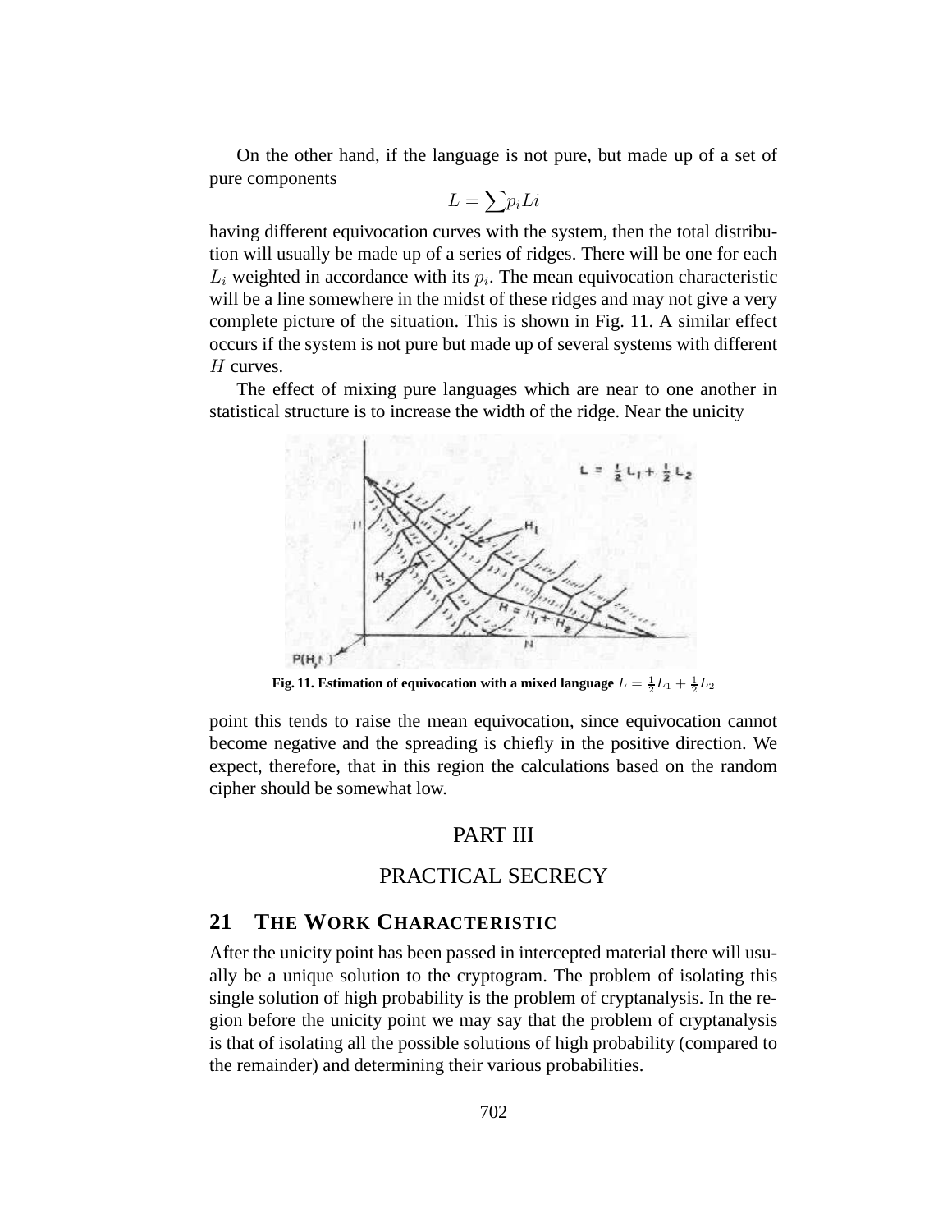On the other hand, if the language is not pure, but made up of a set of pure components

$$L = \sum p_i Li$$

having different equivocation curves with the system, then the total distribution will usually be made up of a series of ridges. There will be one for each $L_i$ weighted in accordance with its $p_i$. The mean equivocation characteristic will be a line somewhere in the midst of these ridges and may not give a very complete picture of the situation. This is shown in Fig. 11. A similar effect occurs if the system is not pure but made up of several systems with different $H$ curves.

The effect of mixing pure languages which are near to one another in statistical structure is to increase the width of the ridge. Near the unicity

L = ½ L₁ + ½ L₂

H₁

H₂

H = H₁ + H₂

H

N

P(H, )

**Fig. 11. Estimation of equivocation with a mixed language** $L = \frac{1}{2}L_1 + \frac{1}{2}L_2$

point this tends to raise the mean equivocation, since equivocation cannot become negative and the spreading is chiefly in the positive direction. We expect, therefore, that in this region the calculations based on the random cipher should be somewhat low.

# PART III

# PRACTICAL SECRECY

## 21 THE WORK CHARACTERISTIC

After the unicity point has been passed in intercepted material there will usually be a unique solution to the cryptogram. The problem of isolating this single solution of high probability is the problem of cryptanalysis. In the region before the unicity point we may say that the problem of cryptanalysis is that of isolating all the possible solutions of high probability (compared to the remainder) and determining their various probabilities.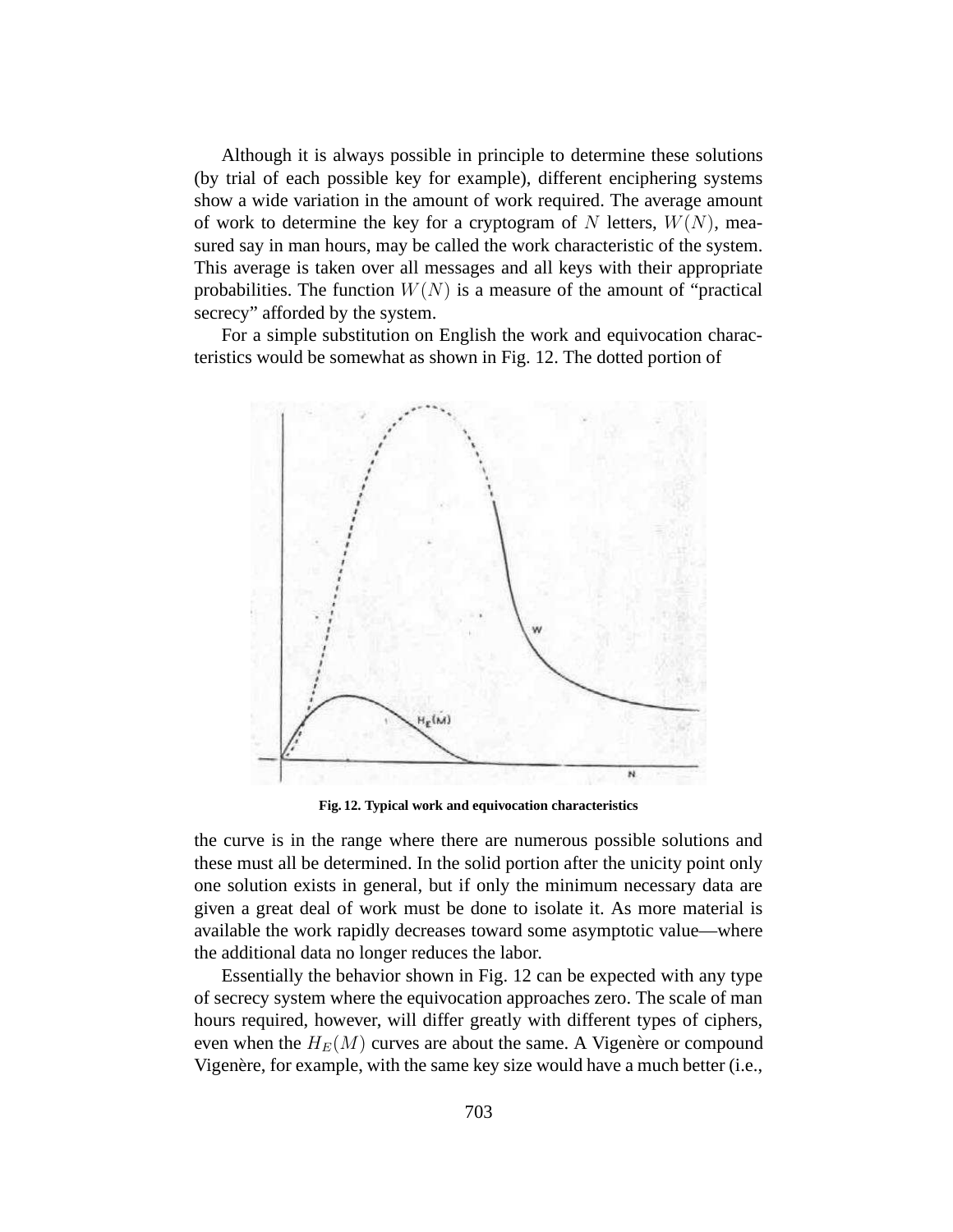Although it is always possible in principle to determine these solutions (by trial of each possible key for example), different enciphering systems show a wide variation in the amount of work required. The average amount of work to determine the key for a cryptogram of $N$ letters, $W(N)$, measured say in man hours, may be called the work characteristic of the system. This average is taken over all messages and all keys with their appropriate probabilities. The function $W(N)$ is a measure of the amount of "practical secrecy" afforded by the system.

For a simple substitution on English the work and equivocation characteristics would be somewhat as shown in Fig. 12. The dotted portion of

W

$H_E(M)$

N

**Fig. 12. Typical work and equivocation characteristics**

the curve is in the range where there are numerous possible solutions and these must all be determined. In the solid portion after the unicity point only one solution exists in general, but if only the minimum necessary data are given a great deal of work must be done to isolate it. As more material is available the work rapidly decreases toward some asymptotic value—where the additional data no longer reduces the labor.

Essentially the behavior shown in Fig. 12 can be expected with any type of secrecy system where the equivocation approaches zero. The scale of man hours required, however, will differ greatly with different types of ciphers, even when the $H_E(M)$ curves are about the same. A Vigenère or compound Vigenère, for example, with the same key size would have a much better (i.e.,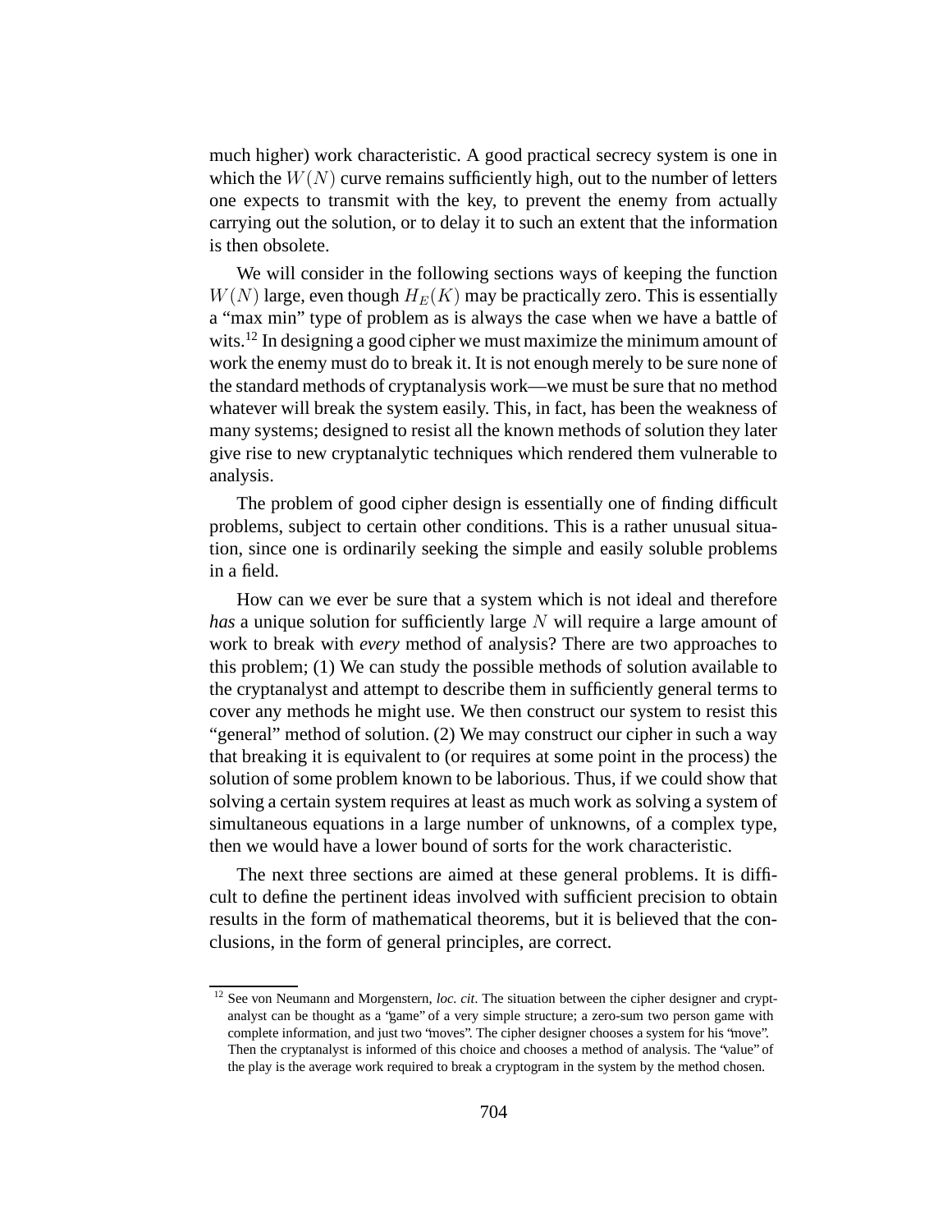much higher) work characteristic. A good practical secrecy system is one in which the $W(N)$ curve remains sufficiently high, out to the number of letters one expects to transmit with the key, to prevent the enemy from actually carrying out the solution, or to delay it to such an extent that the information is then obsolete.

We will consider in the following sections ways of keeping the function $W(N)$ large, even though $H_E(K)$ may be practically zero. This is essentially a "max min" type of problem as is always the case when we have a battle of wits.[12] In designing a good cipher we must maximize the minimum amount of work the enemy must do to break it. It is not enough merely to be sure none of the standard methods of cryptanalysis work—we must be sure that no method whatever will break the system easily. This, in fact, has been the weakness of many systems; designed to resist all the known methods of solution they later give rise to new cryptanalytic techniques which rendered them vulnerable to analysis.

The problem of good cipher design is essentially one of finding difficult problems, subject to certain other conditions. This is a rather unusual situation, since one is ordinarily seeking the simple and easily soluble problems in a field.

How can we ever be sure that a system which is not ideal and therefore *has* a unique solution for sufficiently large $N$ will require a large amount of work to break with *every* method of analysis? There are two approaches to this problem; (1) We can study the possible methods of solution available to the cryptanalyst and attempt to describe them in sufficiently general terms to cover any methods he might use. We then construct our system to resist this "general" method of solution. (2) We may construct our cipher in such a way that breaking it is equivalent to (or requires at some point in the process) the solution of some problem known to be laborious. Thus, if we could show that solving a certain system requires at least as much work as solving a system of simultaneous equations in a large number of unknowns, of a complex type, then we would have a lower bound of sorts for the work characteristic.

The next three sections are aimed at these general problems. It is difficult to define the pertinent ideas involved with sufficient precision to obtain results in the form of mathematical theorems, but it is believed that the conclusions, in the form of general principles, are correct.

[12] See von Neumann and Morgenstern, *loc. cit*. The situation between the cipher designer and cryptanalyst can be thought as a "game" of a very simple structure; a zero-sum two person game with complete information, and just two "moves". The cipher designer chooses a system for his "move". Then the cryptanalyst is informed of this choice and chooses a method of analysis. The "value" of the play is the average work required to break a cryptogram in the system by the method chosen.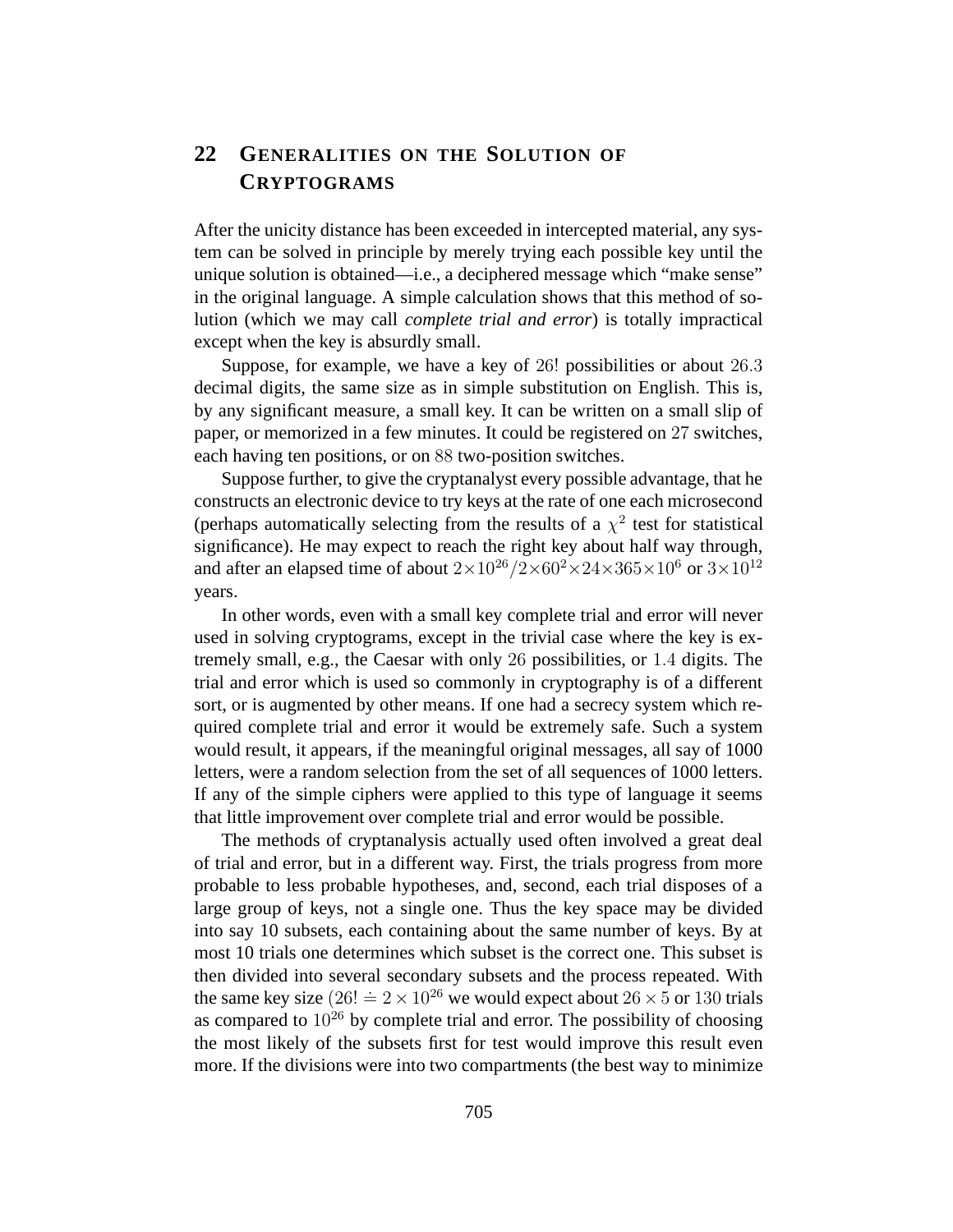## 22 GENERALITIES ON THE SOLUTION OF CRYPTOGRAMS

After the unicity distance has been exceeded in intercepted material, any system can be solved in principle by merely trying each possible key until the unique solution is obtained—i.e., a deciphered message which "make sense" in the original language. A simple calculation shows that this method of solution (which we may call *complete trial and error*) is totally impractical except when the key is absurdly small.

Suppose, for example, we have a key of $26!$ possibilities or about $26.3$ decimal digits, the same size as in simple substitution on English. This is, by any significant measure, a small key. It can be written on a small slip of paper, or memorized in a few minutes. It could be registered on $27$ switches, each having ten positions, or on $88$ two-position switches.

Suppose further, to give the cryptanalyst every possible advantage, that he constructs an electronic device to try keys at the rate of one each microsecond (perhaps automatically selecting from the results of a $\chi^2$ test for statistical significance). He may expect to reach the right key about half way through, and after an elapsed time of about $2\times10^{26}/2\times60^2\times24\times365\times10^6$ or $3\times10^{12}$ years.

In other words, even with a small key complete trial and error will never used in solving cryptograms, except in the trivial case where the key is extremely small, e.g., the Caesar with only $26$ possibilities, or $1.4$ digits. The trial and error which is used so commonly in cryptography is of a different sort, or is augmented by other means. If one had a secrecy system which required complete trial and error it would be extremely safe. Such a system would result, it appears, if the meaningful original messages, all say of 1000 letters, were a random selection from the set of all sequences of 1000 letters. If any of the simple ciphers were applied to this type of language it seems that little improvement over complete trial and error would be possible.

The methods of cryptanalysis actually used often involved a great deal of trial and error, but in a different way. First, the trials progress from more probable to less probable hypotheses, and, second, each trial disposes of a large group of keys, not a single one. Thus the key space may be divided into say 10 subsets, each containing about the same number of keys. By at most 10 trials one determines which subset is the correct one. This subset is then divided into several secondary subsets and the process repeated. With the same key size $(26! \doteq 2\times10^{26}$ we would expect about $26\times5$ or $130$ trials as compared to $10^{26}$ by complete trial and error. The possibility of choosing the most likely of the subsets first for test would improve this result even more. If the divisions were into two compartments (the best way to minimize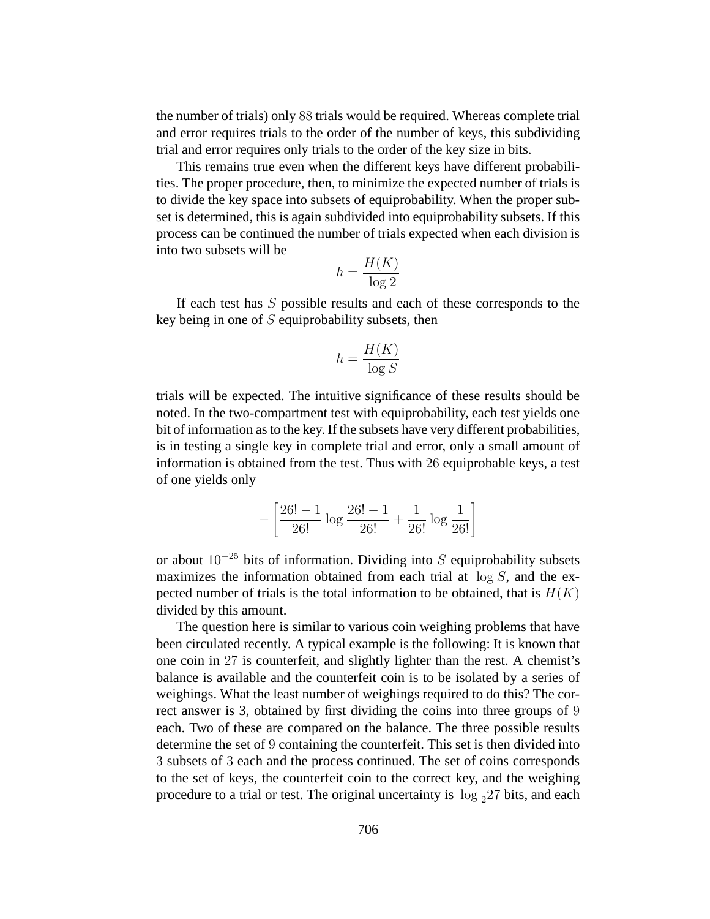the number of trials) only 88 trials would be required. Whereas complete trial and error requires trials to the order of the number of keys, this subdividing trial and error requires only trials to the order of the key size in bits.

This remains true even when the different keys have different probabilities. The proper procedure, then, to minimize the expected number of trials is to divide the key space into subsets of equiprobability. When the proper subset is determined, this is again subdivided into equiprobability subsets. If this process can be continued the number of trials expected when each division is into two subsets will be

$$h = \frac{H(K)}{\log 2}$$

If each test has $S$ possible results and each of these corresponds to the key being in one of $S$ equiprobability subsets, then

$$h = \frac{H(K)}{\log S}$$

trials will be expected. The intuitive significance of these results should be noted. In the two-compartment test with equiprobability, each test yields one bit of information as to the key. If the subsets have very different probabilities, is in testing a single key in complete trial and error, only a small amount of information is obtained from the test. Thus with 26 equiprobable keys, a test of one yields only

$$-\left[\frac{26! - 1}{26!} \log \frac{26! - 1}{26!} + \frac{1}{26!} \log \frac{1}{26!}\right]$$

or about $10^{-25}$ bits of information. Dividing into $S$ equiprobability subsets maximizes the information obtained from each trial at $\log S$, and the expected number of trials is the total information to be obtained, that is $H(K)$ divided by this amount.

The question here is similar to various coin weighing problems that have been circulated recently. A typical example is the following: It is known that one coin in 27 is counterfeit, and slightly lighter than the rest. A chemist's balance is available and the counterfeit coin is to be isolated by a series of weighings. What the least number of weighings required to do this? The correct answer is 3, obtained by first dividing the coins into three groups of 9 each. Two of these are compared on the balance. The three possible results determine the set of 9 containing the counterfeit. This set is then divided into 3 subsets of 3 each and the process continued. The set of coins corresponds to the set of keys, the counterfeit coin to the correct key, and the weighing procedure to a trial or test. The original uncertainty is $\log_2 27$ bits, and each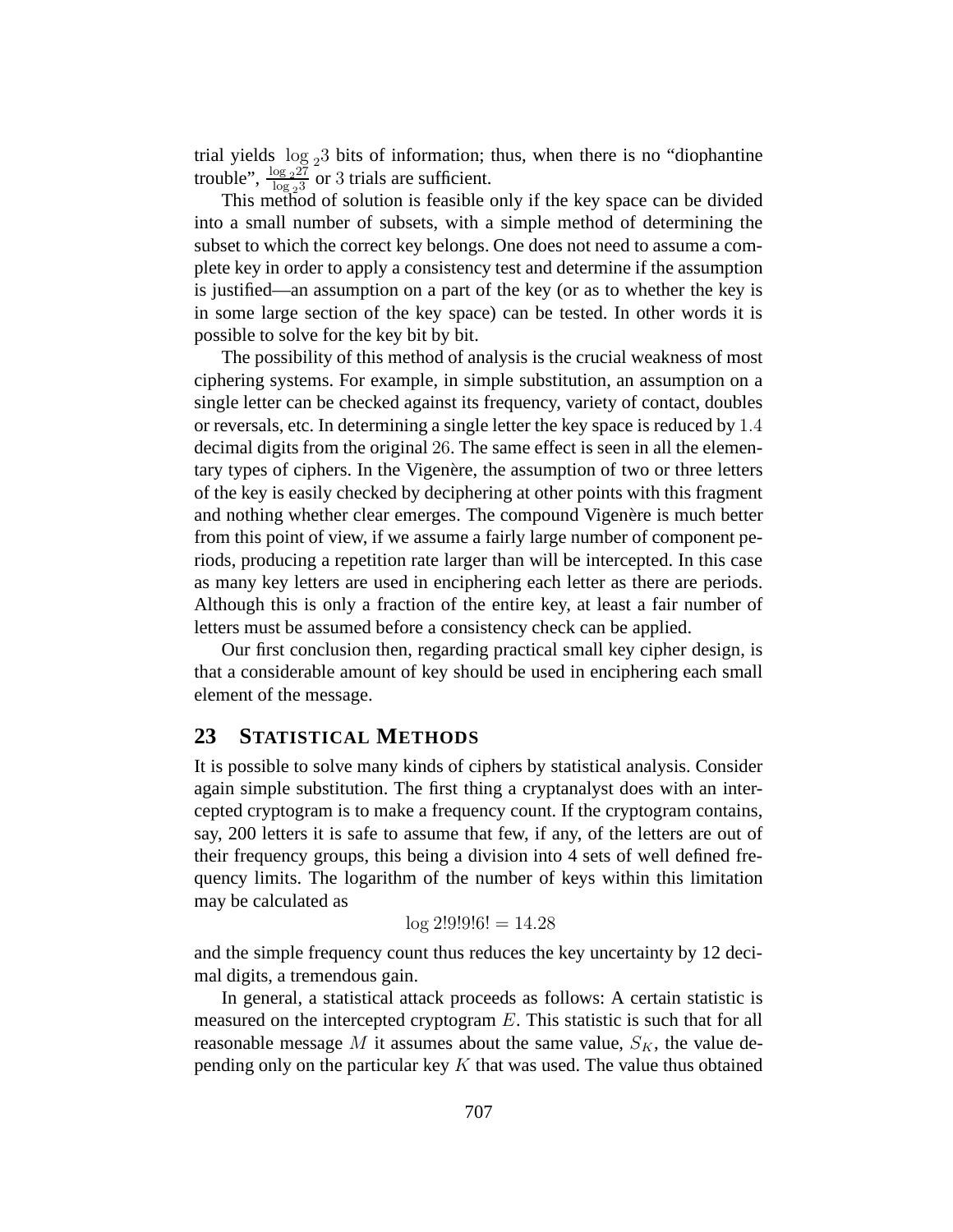trial yields $\log_2 3$ bits of information; thus, when there is no "diophantine trouble", $\frac{\log_2 27}{\log_2 3}$ or $3$ trials are sufficient.

This method of solution is feasible only if the key space can be divided into a small number of subsets, with a simple method of determining the subset to which the correct key belongs. One does not need to assume a complete key in order to apply a consistency test and determine if the assumption is justified—an assumption on a part of the key (or as to whether the key is in some large section of the key space) can be tested. In other words it is possible to solve for the key bit by bit.

The possibility of this method of analysis is the crucial weakness of most ciphering systems. For example, in simple substitution, an assumption on a single letter can be checked against its frequency, variety of contact, doubles or reversals, etc. In determining a single letter the key space is reduced by $1.4$ decimal digits from the original $26$. The same effect is seen in all the elementary types of ciphers. In the Vigenère, the assumption of two or three letters of the key is easily checked by deciphering at other points with this fragment and nothing whether clear emerges. The compound Vigenère is much better from this point of view, if we assume a fairly large number of component periods, producing a repetition rate larger than will be intercepted. In this case as many key letters are used in enciphering each letter as there are periods. Although this is only a fraction of the entire key, at least a fair number of letters must be assumed before a consistency check can be applied.

Our first conclusion then, regarding practical small key cipher design, is that a considerable amount of key should be used in enciphering each small element of the message.

## 23 STATISTICAL METHODS

It is possible to solve many kinds of ciphers by statistical analysis. Consider again simple substitution. The first thing a cryptanalyst does with an intercepted cryptogram is to make a frequency count. If the cryptogram contains, say, 200 letters it is safe to assume that few, if any, of the letters are out of their frequency groups, this being a division into 4 sets of well defined frequency limits. The logarithm of the number of keys within this limitation may be calculated as

$$\log 2!9!9!6! = 14.28$$

and the simple frequency count thus reduces the key uncertainty by 12 decimal digits, a tremendous gain.

In general, a statistical attack proceeds as follows: A certain statistic is measured on the intercepted cryptogram $E$. This statistic is such that for all reasonable message $M$ it assumes about the same value, $S_K$, the value depending only on the particular key $K$ that was used. The value thus obtained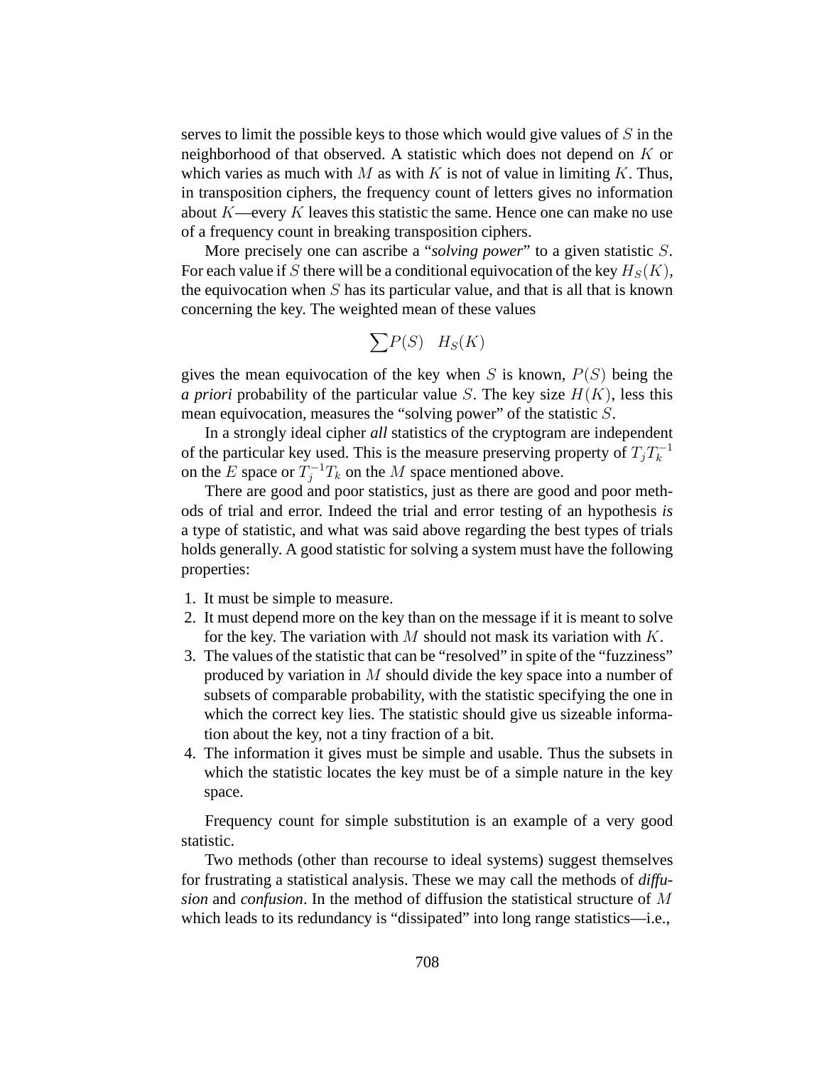serves to limit the possible keys to those which would give values of $S$ in the neighborhood of that observed. A statistic which does not depend on $K$ or which varies as much with $M$ as with $K$ is not of value in limiting $K$. Thus, in transposition ciphers, the frequency count of letters gives no information about $K$—every $K$ leaves this statistic the same. Hence one can make no use of a frequency count in breaking transposition ciphers.

More precisely one can ascribe a "*solving power*" to a given statistic $S$. For each value if $S$ there will be a conditional equivocation of the key $H_S(K)$, the equivocation when $S$ has its particular value, and that is all that is known concerning the key. The weighted mean of these values

$$\sum P(S) \quad H_S(K)$$

gives the mean equivocation of the key when $S$ is known, $P(S)$ being the *a priori* probability of the particular value $S$. The key size $H(K)$, less this mean equivocation, measures the "solving power" of the statistic $S$.

In a strongly ideal cipher *all* statistics of the cryptogram are independent of the particular key used. This is the measure preserving property of $T_j T_k^{-1}$ on the $E$ space or $T_j^{-1} T_k$ on the $M$ space mentioned above.

There are good and poor statistics, just as there are good and poor methods of trial and error. Indeed the trial and error testing of an hypothesis *is* a type of statistic, and what was said above regarding the best types of trials holds generally. A good statistic for solving a system must have the following properties:

1. It must be simple to measure.
2. It must depend more on the key than on the message if it is meant to solve for the key. The variation with $M$ should not mask its variation with $K$.
3. The values of the statistic that can be "resolved" in spite of the "fuzziness" produced by variation in $M$ should divide the key space into a number of subsets of comparable probability, with the statistic specifying the one in which the correct key lies. The statistic should give us sizeable information about the key, not a tiny fraction of a bit.
4. The information it gives must be simple and usable. Thus the subsets in which the statistic locates the key must be of a simple nature in the key space.

Frequency count for simple substitution is an example of a very good statistic.

Two methods (other than recourse to ideal systems) suggest themselves for frustrating a statistical analysis. These we may call the methods of *diffusion* and *confusion*. In the method of diffusion the statistical structure of $M$ which leads to its redundancy is "dissipated" into long range statistics—i.e.,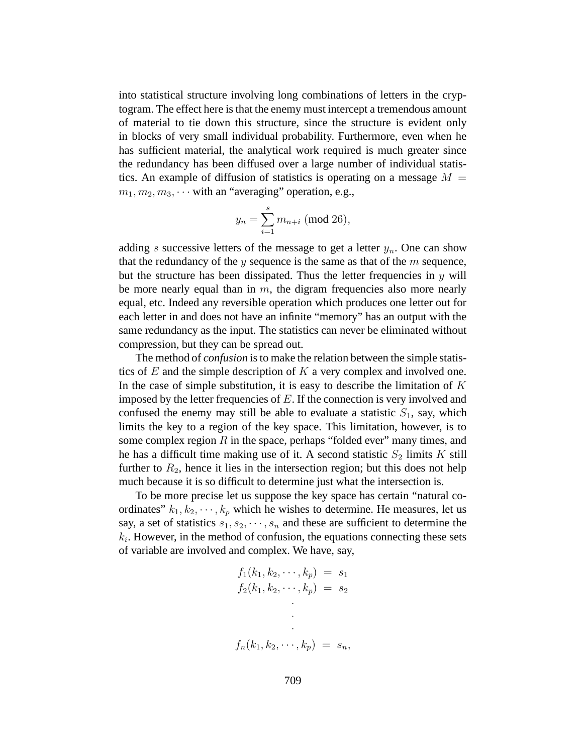into statistical structure involving long combinations of letters in the cryptogram. The effect here is that the enemy must intercept a tremendous amount of material to tie down this structure, since the structure is evident only in blocks of very small individual probability. Furthermore, even when he has sufficient material, the analytical work required is much greater since the redundancy has been diffused over a large number of individual statistics. An example of diffusion of statistics is operating on a message $M = m_1, m_2, m_3, \cdots$ with an "averaging" operation, e.g.,

$$y_n = \sum_{i=1}^{s} m_{n+i} \text{ (mod 26)},$$

adding $s$ successive letters of the message to get a letter $y_n$. One can show that the redundancy of the $y$ sequence is the same as that of the $m$ sequence, but the structure has been dissipated. Thus the letter frequencies in $y$ will be more nearly equal than in $m$, the digram frequencies also more nearly equal, etc. Indeed any reversible operation which produces one letter out for each letter in and does not have an infinite "memory" has an output with the same redundancy as the input. The statistics can never be eliminated without compression, but they can be spread out.

The method of *confusion* is to make the relation between the simple statistics of $E$ and the simple description of $K$ a very complex and involved one. In the case of simple substitution, it is easy to describe the limitation of $K$ imposed by the letter frequencies of $E$. If the connection is very involved and confused the enemy may still be able to evaluate a statistic $S_1$, say, which limits the key to a region of the key space. This limitation, however, is to some complex region $R$ in the space, perhaps "folded ever" many times, and he has a difficult time making use of it. A second statistic $S_2$ limits $K$ still further to $R_2$, hence it lies in the intersection region; but this does not help much because it is so difficult to determine just what the intersection is.

To be more precise let us suppose the key space has certain "natural coordinates" $k_1, k_2, \cdots, k_p$ which he wishes to determine. He measures, let us say, a set of statistics $s_1, s_2, \cdots, s_n$ and these are sufficient to determine the $k_i$. However, in the method of confusion, the equations connecting these sets of variable are involved and complex. We have, say,

$$\begin{aligned}
f_1(k_1, k_2, \cdots, k_p) &= s_1 \\
f_2(k_1, k_2, \cdots, k_p) &= s_2 \\
&\cdot \\
&\cdot \\
&\cdot \\
f_n(k_1, k_2, \cdots, k_p) &= s_n,
\end{aligned}$$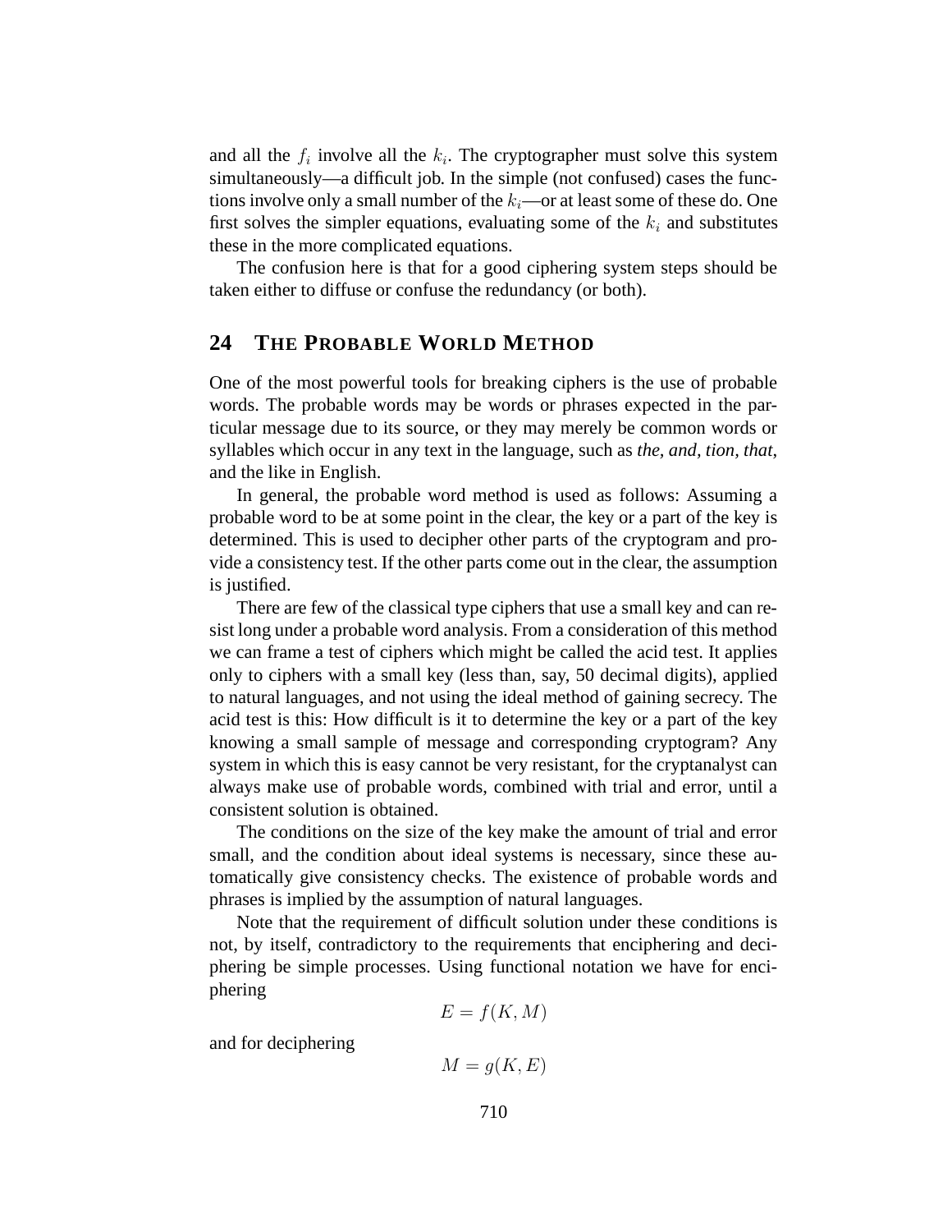and all the $f_i$ involve all the $k_i$. The cryptographer must solve this system simultaneously—a difficult job. In the simple (not confused) cases the functions involve only a small number of the $k_i$—or at least some of these do. One first solves the simpler equations, evaluating some of the $k_i$ and substitutes these in the more complicated equations.

The confusion here is that for a good ciphering system steps should be taken either to diffuse or confuse the redundancy (or both).

## 24 The Probable World Method

One of the most powerful tools for breaking ciphers is the use of probable words. The probable words may be words or phrases expected in the particular message due to its source, or they may merely be common words or syllables which occur in any text in the language, such as *the, and, tion, that*, and the like in English.

In general, the probable word method is used as follows: Assuming a probable word to be at some point in the clear, the key or a part of the key is determined. This is used to decipher other parts of the cryptogram and provide a consistency test. If the other parts come out in the clear, the assumption is justified.

There are few of the classical type ciphers that use a small key and can resist long under a probable word analysis. From a consideration of this method we can frame a test of ciphers which might be called the acid test. It applies only to ciphers with a small key (less than, say, 50 decimal digits), applied to natural languages, and not using the ideal method of gaining secrecy. The acid test is this: How difficult is it to determine the key or a part of the key knowing a small sample of message and corresponding cryptogram? Any system in which this is easy cannot be very resistant, for the cryptanalyst can always make use of probable words, combined with trial and error, until a consistent solution is obtained.

The conditions on the size of the key make the amount of trial and error small, and the condition about ideal systems is necessary, since these automatically give consistency checks. The existence of probable words and phrases is implied by the assumption of natural languages.

Note that the requirement of difficult solution under these conditions is not, by itself, contradictory to the requirements that enciphering and deciphering be simple processes. Using functional notation we have for enciphering

$$E = f(K, M)$$

and for deciphering

$$M = g(K, E)$$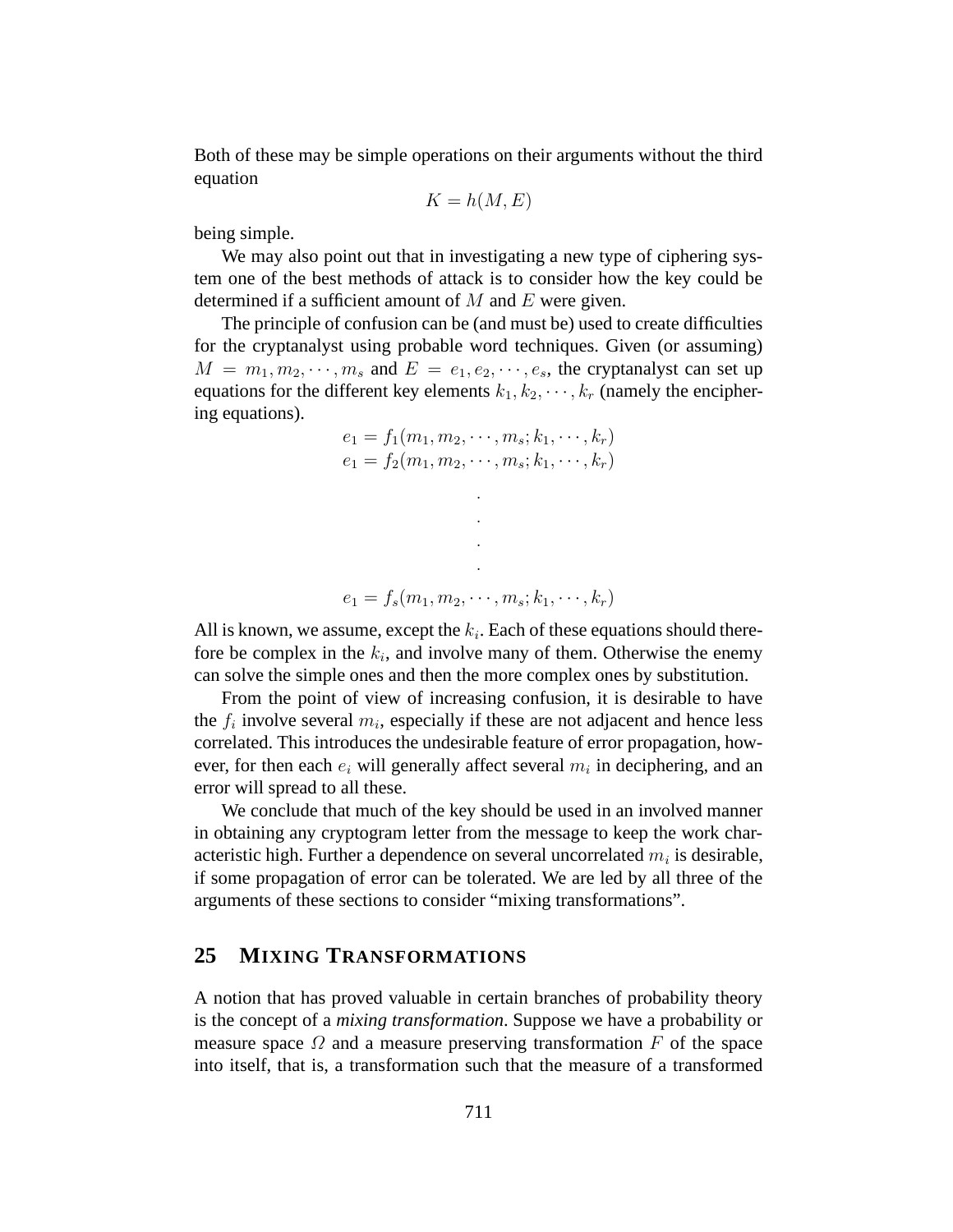Both of these may be simple operations on their arguments without the third equation

$$K = h(M, E)$$

being simple.

We may also point out that in investigating a new type of ciphering system one of the best methods of attack is to consider how the key could be determined if a sufficient amount of $M$ and $E$ were given.

The principle of confusion can be (and must be) used to create difficulties for the cryptanalyst using probable word techniques. Given (or assuming) $M = m_1, m_2, \cdots, m_s$ and $E = e_1, e_2, \cdots, e_s$, the cryptanalyst can set up equations for the different key elements $k_1, k_2, \cdots, k_r$ (namely the enciphering equations).

$$\begin{gathered}
e_1 = f_1(m_1, m_2, \cdots, m_s; k_1, \cdots, k_r) \\
e_1 = f_2(m_1, m_2, \cdots, m_s; k_1, \cdots, k_r) \\
\cdot \\
\cdot \\
\cdot \\
\cdot \\
e_1 = f_s(m_1, m_2, \cdots, m_s; k_1, \cdots, k_r)
\end{gathered}$$

All is known, we assume, except the $k_i$. Each of these equations should therefore be complex in the $k_i$, and involve many of them. Otherwise the enemy can solve the simple ones and then the more complex ones by substitution.

From the point of view of increasing confusion, it is desirable to have the $f_i$ involve several $m_i$, especially if these are not adjacent and hence less correlated. This introduces the undesirable feature of error propagation, however, for then each $e_i$ will generally affect several $m_i$ in deciphering, and an error will spread to all these.

We conclude that much of the key should be used in an involved manner in obtaining any cryptogram letter from the message to keep the work characteristic high. Further a dependence on several uncorrelated $m_i$ is desirable, if some propagation of error can be tolerated. We are led by all three of the arguments of these sections to consider "mixing transformations".

## 25 MIXING TRANSFORMATIONS

A notion that has proved valuable in certain branches of probability theory is the concept of a *mixing transformation*. Suppose we have a probability or measure space $\Omega$ and a measure preserving transformation $F$ of the space into itself, that is, a transformation such that the measure of a transformed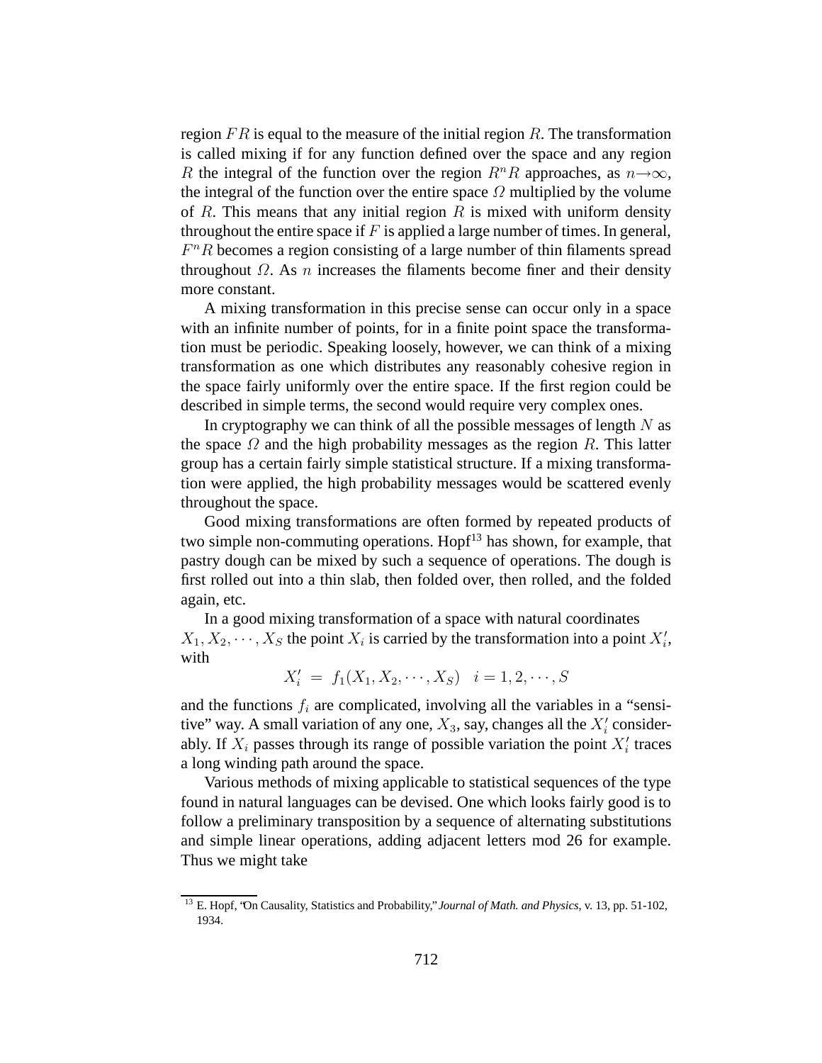region $FR$ is equal to the measure of the initial region $R$. The transformation is called mixing if for any function defined over the space and any region $R$ the integral of the function over the region $R^n R$ approaches, as $n \to \infty$, the integral of the function over the entire space $\Omega$ multiplied by the volume of $R$. This means that any initial region $R$ is mixed with uniform density throughout the entire space if $F$ is applied a large number of times. In general, $F^n R$ becomes a region consisting of a large number of thin filaments spread throughout $\Omega$. As $n$ increases the filaments become finer and their density more constant.

A mixing transformation in this precise sense can occur only in a space with an infinite number of points, for in a finite point space the transformation must be periodic. Speaking loosely, however, we can think of a mixing transformation as one which distributes any reasonably cohesive region in the space fairly uniformly over the entire space. If the first region could be described in simple terms, the second would require very complex ones.

In cryptography we can think of all the possible messages of length $N$ as the space $\Omega$ and the high probability messages as the region $R$. This latter group has a certain fairly simple statistical structure. If a mixing transformation were applied, the high probability messages would be scattered evenly throughout the space.

Good mixing transformations are often formed by repeated products of two simple non-commuting operations. Hopf[13] has shown, for example, that pastry dough can be mixed by such a sequence of operations. The dough is first rolled out into a thin slab, then folded over, then rolled, and the folded again, etc.

In a good mixing transformation of a space with natural coordinates $X_1, X_2, \cdots, X_S$ the point $X_i$ is carried by the transformation into a point $X_i'$, with

$$X_i' = f_1(X_1, X_2, \cdots, X_S) \quad i = 1, 2, \cdots, S$$

and the functions $f_i$ are complicated, involving all the variables in a "sensitive" way. A small variation of any one, $X_3$, say, changes all the $X_i'$ considerably. If $X_i$ passes through its range of possible variation the point $X_i'$ traces a long winding path around the space.

Various methods of mixing applicable to statistical sequences of the type found in natural languages can be devised. One which looks fairly good is to follow a preliminary transposition by a sequence of alternating substitutions and simple linear operations, adding adjacent letters mod 26 for example. Thus we might take

[13] E. Hopf, "On Causality, Statistics and Probability," *Journal of Math. and Physics*, v. 13, pp. 51-102, 1934.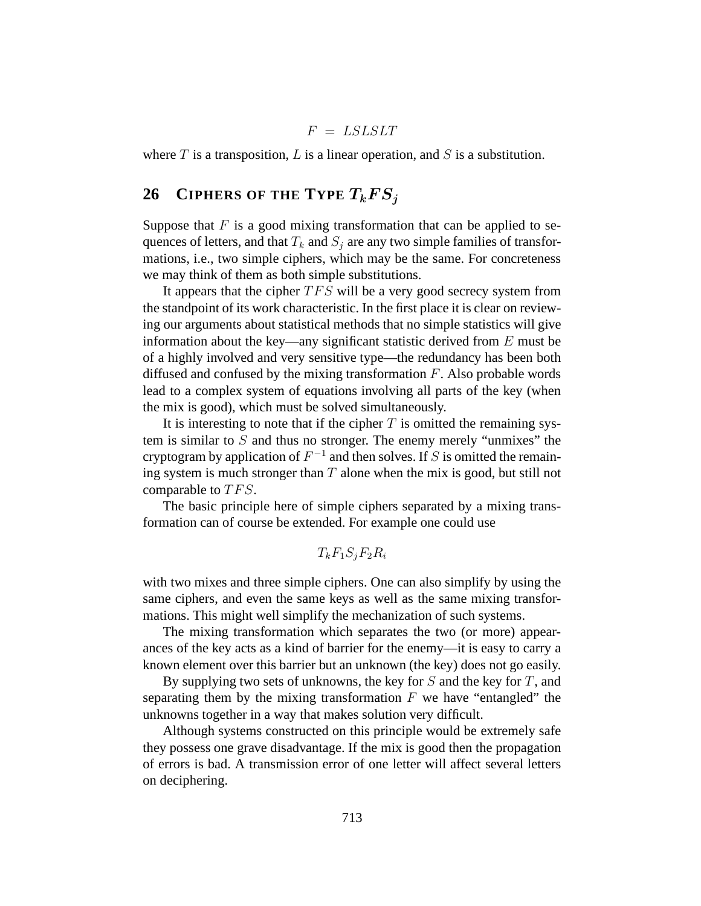$$F = LSLSLT$$

where $T$ is a transposition, $L$ is a linear operation, and $S$ is a substitution.

## 26 CIPHERS OF THE TYPE $T_k F S_j$

Suppose that $F$ is a good mixing transformation that can be applied to sequences of letters, and that $T_k$ and $S_j$ are any two simple families of transformations, i.e., two simple ciphers, which may be the same. For concreteness we may think of them as both simple substitutions.

It appears that the cipher $TFS$ will be a very good secrecy system from the standpoint of its work characteristic. In the first place it is clear on reviewing our arguments about statistical methods that no simple statistics will give information about the key—any significant statistic derived from $E$ must be of a highly involved and very sensitive type—the redundancy has been both diffused and confused by the mixing transformation $F$. Also probable words lead to a complex system of equations involving all parts of the key (when the mix is good), which must be solved simultaneously.

It is interesting to note that if the cipher $T$ is omitted the remaining system is similar to $S$ and thus no stronger. The enemy merely "unmixes" the cryptogram by application of $F^{-1}$ and then solves. If $S$ is omitted the remaining system is much stronger than $T$ alone when the mix is good, but still not comparable to $TFS$.

The basic principle here of simple ciphers separated by a mixing transformation can of course be extended. For example one could use

$$T_k F_1 S_j F_2 R_i$$

with two mixes and three simple ciphers. One can also simplify by using the same ciphers, and even the same keys as well as the same mixing transformations. This might well simplify the mechanization of such systems.

The mixing transformation which separates the two (or more) appearances of the key acts as a kind of barrier for the enemy—it is easy to carry a known element over this barrier but an unknown (the key) does not go easily.

By supplying two sets of unknowns, the key for $S$ and the key for $T$, and separating them by the mixing transformation $F$ we have "entangled" the unknowns together in a way that makes solution very difficult.

Although systems constructed on this principle would be extremely safe they possess one grave disadvantage. If the mix is good then the propagation of errors is bad. A transmission error of one letter will affect several letters on deciphering.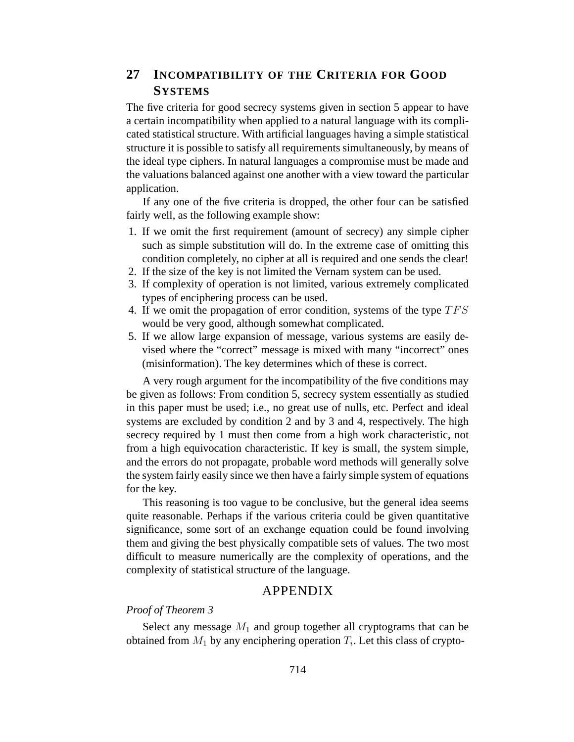## 27 INCOMPATIBILITY OF THE CRITERIA FOR GOOD SYSTEMS

The five criteria for good secrecy systems given in section 5 appear to have a certain incompatibility when applied to a natural language with its complicated statistical structure. With artificial languages having a simple statistical structure it is possible to satisfy all requirements simultaneously, by means of the ideal type ciphers. In natural languages a compromise must be made and the valuations balanced against one another with a view toward the particular application.

If any one of the five criteria is dropped, the other four can be satisfied fairly well, as the following example show:

1. If we omit the first requirement (amount of secrecy) any simple cipher such as simple substitution will do. In the extreme case of omitting this condition completely, no cipher at all is required and one sends the clear!
2. If the size of the key is not limited the Vernam system can be used.
3. If complexity of operation is not limited, various extremely complicated types of enciphering process can be used.
4. If we omit the propagation of error condition, systems of the type $TFS$ would be very good, although somewhat complicated.
5. If we allow large expansion of message, various systems are easily devised where the "correct" message is mixed with many "incorrect" ones (misinformation). The key determines which of these is correct.

A very rough argument for the incompatibility of the five conditions may be given as follows: From condition 5, secrecy system essentially as studied in this paper must be used; i.e., no great use of nulls, etc. Perfect and ideal systems are excluded by condition 2 and by 3 and 4, respectively. The high secrecy required by 1 must then come from a high work characteristic, not from a high equivocation characteristic. If key is small, the system simple, and the errors do not propagate, probable word methods will generally solve the system fairly easily since we then have a fairly simple system of equations for the key.

This reasoning is too vague to be conclusive, but the general idea seems quite reasonable. Perhaps if the various criteria could be given quantitative significance, some sort of an exchange equation could be found involving them and giving the best physically compatible sets of values. The two most difficult to measure numerically are the complexity of operations, and the complexity of statistical structure of the language.

# APPENDIX

*Proof of Theorem 3*

Select any message $M_1$ and group together all cryptograms that can be obtained from $M_1$ by any enciphering operation $T_i$. Let this class of crypto-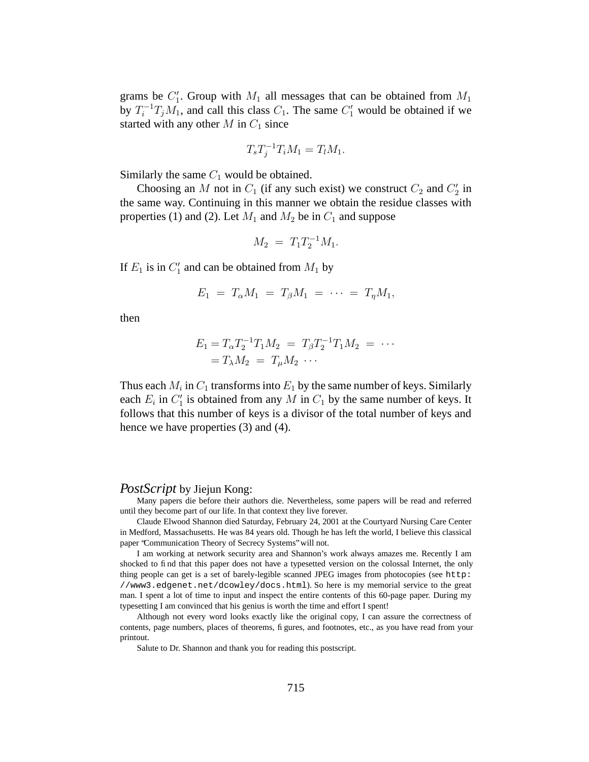grams be $C_1'$. Group with $M_1$ all messages that can be obtained from $M_1$ by $T_i^{-1}T_jM_1$, and call this class $C_1$. The same $C_1'$ would be obtained if we started with any other $M$ in $C_1$ since

$$T_sT_j^{-1}T_iM_1 = T_lM_1.$$

Similarly the same $C_1$ would be obtained.

Choosing an $M$ not in $C_1$ (if any such exist) we construct $C_2$ and $C_2'$ in the same way. Continuing in this manner we obtain the residue classes with properties (1) and (2). Let $M_1$ and $M_2$ be in $C_1$ and suppose

$$M_2 \ = \ T_1T_2^{-1}M_1.$$

If $E_1$ is in $C_1'$ and can be obtained from $M_1$ by

$$E_1 \ = \ T_\alpha M_1 \ = \ T_\beta M_1 \ = \ \cdots \ = \ T_\eta M_1,$$

then

$$\begin{aligned} E_1 &= T_\alpha T_2^{-1}T_1M_2 \ = \ T_\beta T_2^{-1}T_1M_2 \ = \ \cdots \\ &= T_\lambda M_2 \ = \ T_\mu M_2 \ \cdots \end{aligned}$$

Thus each $M_i$ in $C_1$ transforms into $E_1$ by the same number of keys. Similarly each $E_i$ in $C_1'$ is obtained from any $M$ in $C_1$ by the same number of keys. It follows that this number of keys is a divisor of the total number of keys and hence we have properties (3) and (4).

*PostScript* by Jiejun Kong:

Many papers die before their authors die. Nevertheless, some papers will be read and referred until they become part of our life. In that context they live forever.

Claude Elwood Shannon died Saturday, February 24, 2001 at the Courtyard Nursing Care Center in Medford, Massachusetts. He was 84 years old. Though he has left the world, I believe this classical paper "Communication Theory of Secrecy Systems" will not.

I am working at network security area and Shannon's work always amazes me. Recently I am shocked to find that this paper does not have a typesetted version on the colossal Internet, the only thing people can get is a set of barely-legible scanned JPEG images from photocopies (see `http://www3.edgenet.net/dcowley/docs.html`). So here is my memorial service to the great man. I spent a lot of time to input and inspect the entire contents of this 60-page paper. During my typesetting I am convinced that his genius is worth the time and effort I spent!

Although not every word looks exactly like the original copy, I can assure the correctness of contents, page numbers, places of theorems, figures, and footnotes, etc., as you have read from your printout.

Salute to Dr. Shannon and thank you for reading this postscript.